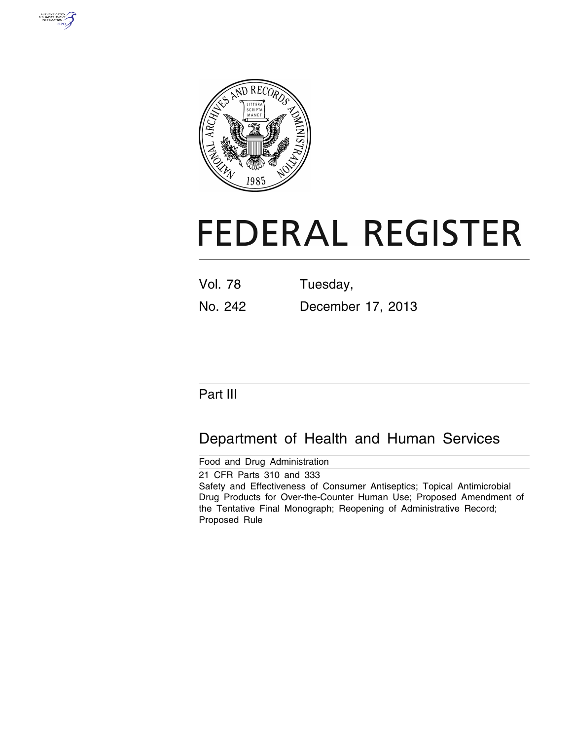# FEDERAL REGISTER

Vol. 78 Tuesday,

No. 242 December 17, 2013

## Part III

## Department of Health and Human Services

Food and Drug Administration

21 CFR Parts 310 and 333

Safety and Effectiveness of Consumer Antiseptics; Topical Antimicrobial Drug Products for Over-the-Counter Human Use; Proposed Amendment of the Tentative Final Monograph; Reopening of Administrative Record; Proposed Rule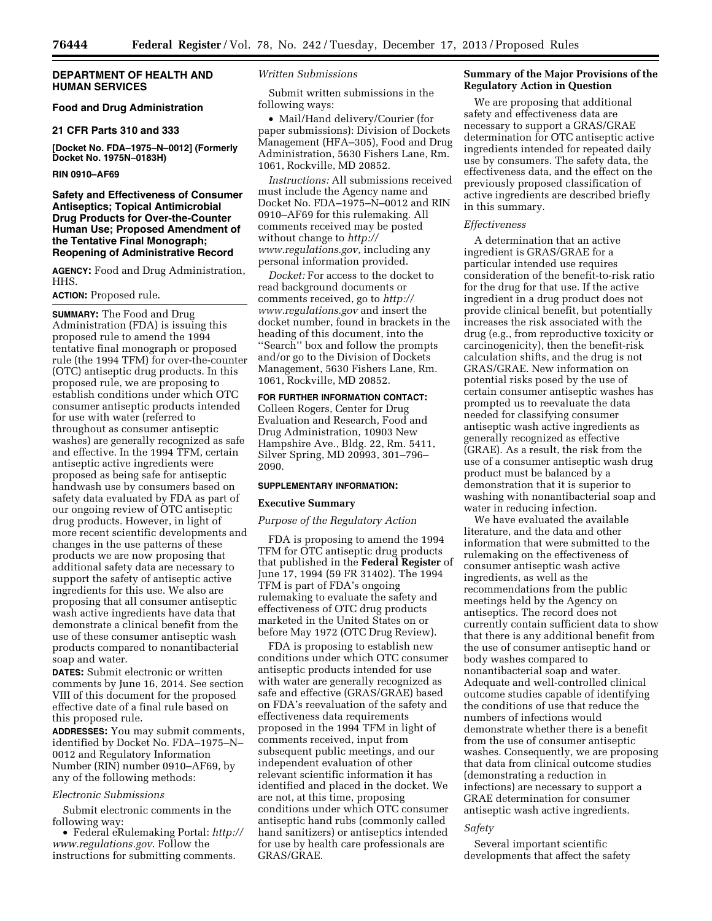**DEPARTMENT OF HEALTH AND HUMAN SERVICES**

**Food and Drug Administration**

**21 CFR Parts 310 and 333**

**[Docket No. FDA–1975–N–0012] (Formerly Docket No. 1975N–0183H)**

**RIN 0910–AF69**

## Safety and Effectiveness of Consumer Antiseptics; Topical Antimicrobial Drug Products for Over-the-Counter Human Use; Proposed Amendment of the Tentative Final Monograph; Reopening of Administrative Record

**AGENCY:** Food and Drug Administration, HHS.

**ACTION:** Proposed rule.

**SUMMARY:** The Food and Drug Administration (FDA) is issuing this proposed rule to amend the 1994 tentative final monograph or proposed rule (the 1994 TFM) for over-the-counter (OTC) antiseptic drug products. In this proposed rule, we are proposing to establish conditions under which OTC consumer antiseptic products intended for use with water (referred to throughout as consumer antiseptic washes) are generally recognized as safe and effective. In the 1994 TFM, certain antiseptic active ingredients were proposed as being safe for antiseptic handwash use by consumers based on safety data evaluated by FDA as part of our ongoing review of OTC antiseptic drug products. However, in light of more recent scientific developments and changes in the use patterns of these products we are now proposing that additional safety data are necessary to support the safety of antiseptic active ingredients for this use. We also are proposing that all consumer antiseptic wash active ingredients have data that demonstrate a clinical benefit from the use of these consumer antiseptic wash products compared to nonantibacterial soap and water.

**DATES:** Submit electronic or written comments by June 16, 2014. See section VIII of this document for the proposed effective date of a final rule based on this proposed rule.

**ADDRESSES:** You may submit comments, identified by Docket No. FDA–1975–N–0012 and Regulatory Information Number (RIN) number 0910–AF69, by any of the following methods:

*Electronic Submissions*

Submit electronic comments in the following way:

- Federal eRulemaking Portal: *http://www.regulations.gov*. Follow the instructions for submitting comments.

*Written Submissions*

Submit written submissions in the following ways:

- Mail/Hand delivery/Courier (for paper submissions): Division of Dockets Management (HFA–305), Food and Drug Administration, 5630 Fishers Lane, Rm. 1061, Rockville, MD 20852.

*Instructions:* All submissions received must include the Agency name and Docket No. FDA–1975–N–0012 and RIN 0910–AF69 for this rulemaking. All comments received may be posted without change to *http://www.regulations.gov,* including any personal information provided.

*Docket:* For access to the docket to read background documents or comments received, go to *http://www.regulations.gov* and insert the docket number, found in brackets in the heading of this document, into the ''Search'' box and follow the prompts and/or go to the Division of Dockets Management, 5630 Fishers Lane, Rm. 1061, Rockville, MD 20852.

**FOR FURTHER INFORMATION CONTACT:** Colleen Rogers, Center for Drug Evaluation and Research, Food and Drug Administration, 10903 New Hampshire Ave., Bldg. 22, Rm. 5411, Silver Spring, MD 20993, 301–796–2090.

**SUPPLEMENTARY INFORMATION:**

### Executive Summary

*Purpose of the Regulatory Action*

FDA is proposing to amend the 1994 TFM for OTC antiseptic drug products that published in the **Federal Register** of June 17, 1994 (59 FR 31402). The 1994 TFM is part of FDA's ongoing rulemaking to evaluate the safety and effectiveness of OTC drug products marketed in the United States on or before May 1972 (OTC Drug Review).

FDA is proposing to establish new conditions under which OTC consumer antiseptic products intended for use with water are generally recognized as safe and effective (GRAS/GRAE) based on FDA's reevaluation of the safety and effectiveness data requirements proposed in the 1994 TFM in light of comments received, input from subsequent public meetings, and our independent evaluation of other relevant scientific information it has identified and placed in the docket. We are not, at this time, proposing conditions under which OTC consumer antiseptic hand rubs (commonly called hand sanitizers) or antiseptics intended for use by health care professionals are GRAS/GRAE.

**Summary of the Major Provisions of the Regulatory Action in Question**

We are proposing that additional safety and effectiveness data are necessary to support a GRAS/GRAE determination for OTC antiseptic active ingredients intended for repeated daily use by consumers. The safety data, the effectiveness data, and the effect on the previously proposed classification of active ingredients are described briefly in this summary.

*Effectiveness*

A determination that an active ingredient is GRAS/GRAE for a particular intended use requires consideration of the benefit-to-risk ratio for the drug for that use. If the active ingredient in a drug product does not provide clinical benefit, but potentially increases the risk associated with the drug (e.g., from reproductive toxicity or carcinogenicity), then the benefit-risk calculation shifts, and the drug is not GRAS/GRAE. New information on potential risks posed by the use of certain consumer antiseptic washes has prompted us to reevaluate the data needed for classifying consumer antiseptic wash active ingredients as generally recognized as effective (GRAE). As a result, the risk from the use of a consumer antiseptic wash drug product must be balanced by a demonstration that it is superior to washing with nonantibacterial soap and water in reducing infection.

We have evaluated the available literature, and the data and other information that were submitted to the rulemaking on the effectiveness of consumer antiseptic wash active ingredients, as well as the recommendations from the public meetings held by the Agency on antiseptics. The record does not currently contain sufficient data to show that there is any additional benefit from the use of consumer antiseptic hand or body washes compared to nonantibacterial soap and water. Adequate and well-controlled clinical outcome studies capable of identifying the conditions of use that reduce the numbers of infections would demonstrate whether there is a benefit from the use of consumer antiseptic washes. Consequently, we are proposing that data from clinical outcome studies (demonstrating a reduction in infections) are necessary to support a GRAE determination for consumer antiseptic wash active ingredients.

*Safety*

Several important scientific developments that affect the safety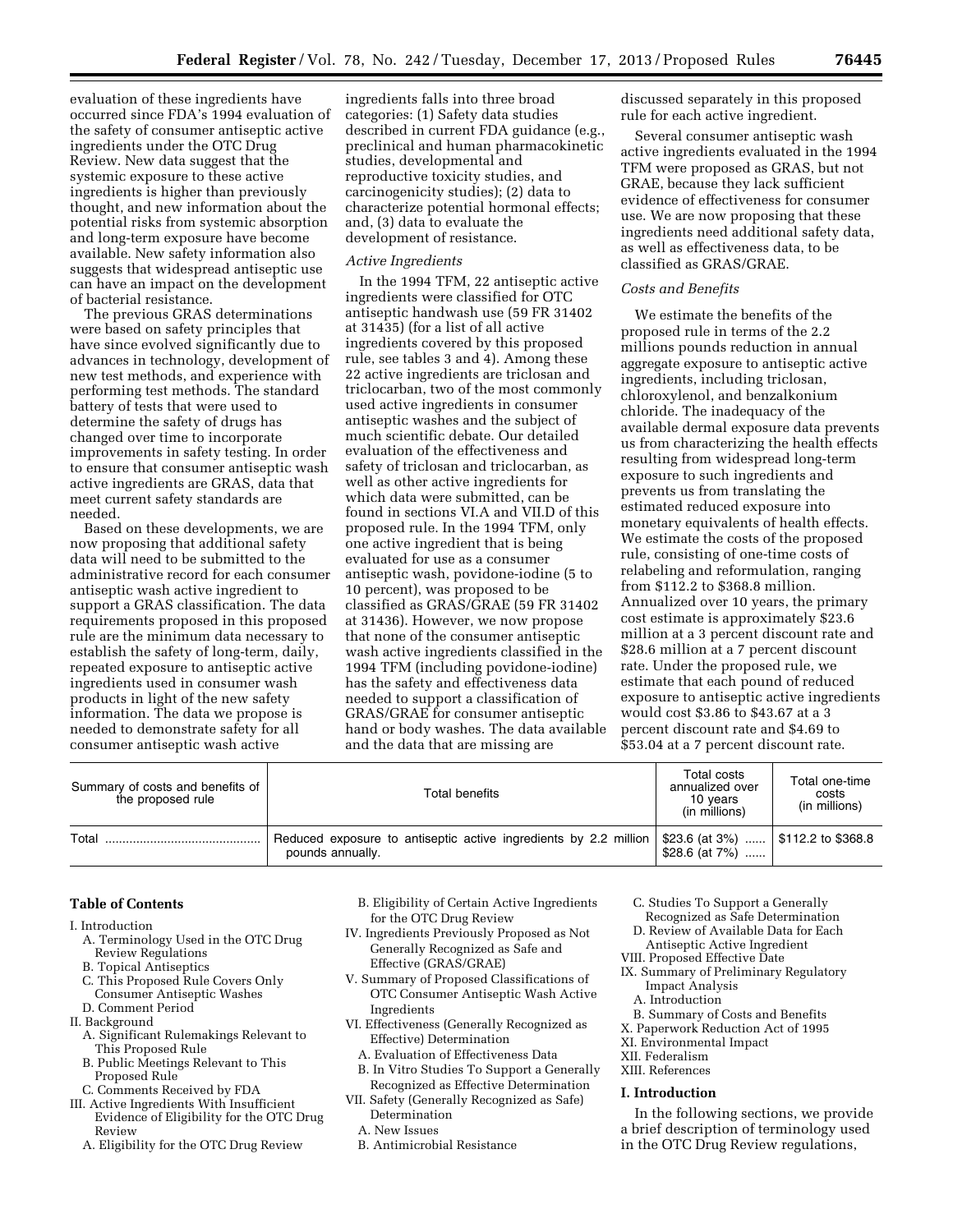evaluation of these ingredients have occurred since FDA's 1994 evaluation of the safety of consumer antiseptic active ingredients under the OTC Drug Review. New data suggest that the systemic exposure to these active ingredients is higher than previously thought, and new information about the potential risks from systemic absorption and long-term exposure have become available. New safety information also suggests that widespread antiseptic use can have an impact on the development of bacterial resistance.

The previous GRAS determinations were based on safety principles that have since evolved significantly due to advances in technology, development of new test methods, and experience with performing test methods. The standard battery of tests that were used to determine the safety of drugs has changed over time to incorporate improvements in safety testing. In order to ensure that consumer antiseptic wash active ingredients are GRAS, data that meet current safety standards are needed.

Based on these developments, we are now proposing that additional safety data will need to be submitted to the administrative record for each consumer antiseptic wash active ingredient to support a GRAS classification. The data requirements proposed in this proposed rule are the minimum data necessary to establish the safety of long-term, daily, repeated exposure to antiseptic active ingredients used in consumer wash products in light of the new safety information. The data we propose is needed to demonstrate safety for all consumer antiseptic wash active ingredients falls into three broad categories: (1) Safety data studies described in current FDA guidance (e.g., preclinical and human pharmacokinetic studies, developmental and reproductive toxicity studies, and carcinogenicity studies); (2) data to characterize potential hormonal effects; and, (3) data to evaluate the development of resistance.

*Active Ingredients*

In the 1994 TFM, 22 antiseptic active ingredients were classified for OTC antiseptic handwash use (59 FR 31402 at 31435) (for a list of all active ingredients covered by this proposed rule, see tables 3 and 4). Among these 22 active ingredients are triclosan and triclocarban, two of the most commonly used active ingredients in consumer antiseptic washes and the subject of much scientific debate. Our detailed evaluation of the effectiveness and safety of triclosan and triclocarban, as well as other active ingredients for which data were submitted, can be found in sections VI.A and VII.D of this proposed rule. In the 1994 TFM, only one active ingredient that is being evaluated for use as a consumer antiseptic wash, povidone-iodine (5 to 10 percent), was proposed to be classified as GRAS/GRAE (59 FR 31402 at 31436). However, we now propose that none of the consumer antiseptic wash active ingredients classified in the 1994 TFM (including povidone-iodine) has the safety and effectiveness data needed to support a classification of GRAS/GRAE for consumer antiseptic hand or body washes. The data available and the data that are missing are discussed separately in this proposed rule for each active ingredient.

Several consumer antiseptic wash active ingredients evaluated in the 1994 TFM were proposed as GRAS, but not GRAE, because they lack sufficient evidence of effectiveness for consumer use. We are now proposing that these ingredients need additional safety data, as well as effectiveness data, to be classified as GRAS/GRAE.

*Costs and Benefits*

We estimate the benefits of the proposed rule in terms of the 2.2 millions pounds reduction in annual aggregate exposure to antiseptic active ingredients, including triclosan, chloroxylenol, and benzalkonium chloride. The inadequacy of the available dermal exposure data prevents us from characterizing the health effects resulting from widespread long-term exposure to such ingredients and prevents us from translating the estimated reduced exposure into monetary equivalents of health effects. We estimate the costs of the proposed rule, consisting of one-time costs of relabeling and reformulation, ranging from $112.2 to $368.8 million. Annualized over 10 years, the primary cost estimate is approximately $23.6 million at a 3 percent discount rate and $28.6 million at a 7 percent discount rate. Under the proposed rule, we estimate that each pound of reduced exposure to antiseptic active ingredients would cost $3.86 to $43.67 at a 3 percent discount rate and $4.69 to $53.04 at a 7 percent discount rate.

| Summary of costs and benefits of the proposed rule | Total benefits | Total costs annualized over 10 years (in millions) | Total one-time costs (in millions) |
|---|---|---|---|
| Total | Reduced exposure to antiseptic active ingredients by 2.2 million pounds annually. | $23.6 (at 3%)<br>$28.6 (at 7%) | $112.2 to $368.8 |

**Table of Contents**

- I. Introduction
  - A. Terminology Used in the OTC Drug Review Regulations
  - B. Topical Antiseptics
  - C. This Proposed Rule Covers Only Consumer Antiseptic Washes
  - D. Comment Period
- II. Background
  - A. Significant Rulemakings Relevant to This Proposed Rule
  - B. Public Meetings Relevant to This Proposed Rule
  - C. Comments Received by FDA
- III. Active Ingredients With Insufficient Evidence of Eligibility for the OTC Drug Review
  - A. Eligibility for the OTC Drug Review
  - B. Eligibility of Certain Active Ingredients for the OTC Drug Review
- IV. Ingredients Previously Proposed as Not Generally Recognized as Safe and Effective (GRAS/GRAE)
- V. Summary of Proposed Classifications of OTC Consumer Antiseptic Wash Active Ingredients
- VI. Effectiveness (Generally Recognized as Effective) Determination
  - A. Evaluation of Effectiveness Data
  - B. In Vitro Studies To Support a Generally Recognized as Effective Determination
- VII. Safety (Generally Recognized as Safe) Determination
  - A. New Issues
  - B. Antimicrobial Resistance
  - C. Studies To Support a Generally Recognized as Safe Determination
  - D. Review of Available Data for Each Antiseptic Active Ingredient
- VIII. Proposed Effective Date
- IX. Summary of Preliminary Regulatory Impact Analysis
  - A. Introduction
  - B. Summary of Costs and Benefits
- X. Paperwork Reduction Act of 1995
- XI. Environmental Impact
- XII. Federalism
- XIII. References

## I. Introduction

In the following sections, we provide a brief description of terminology used in the OTC Drug Review regulations,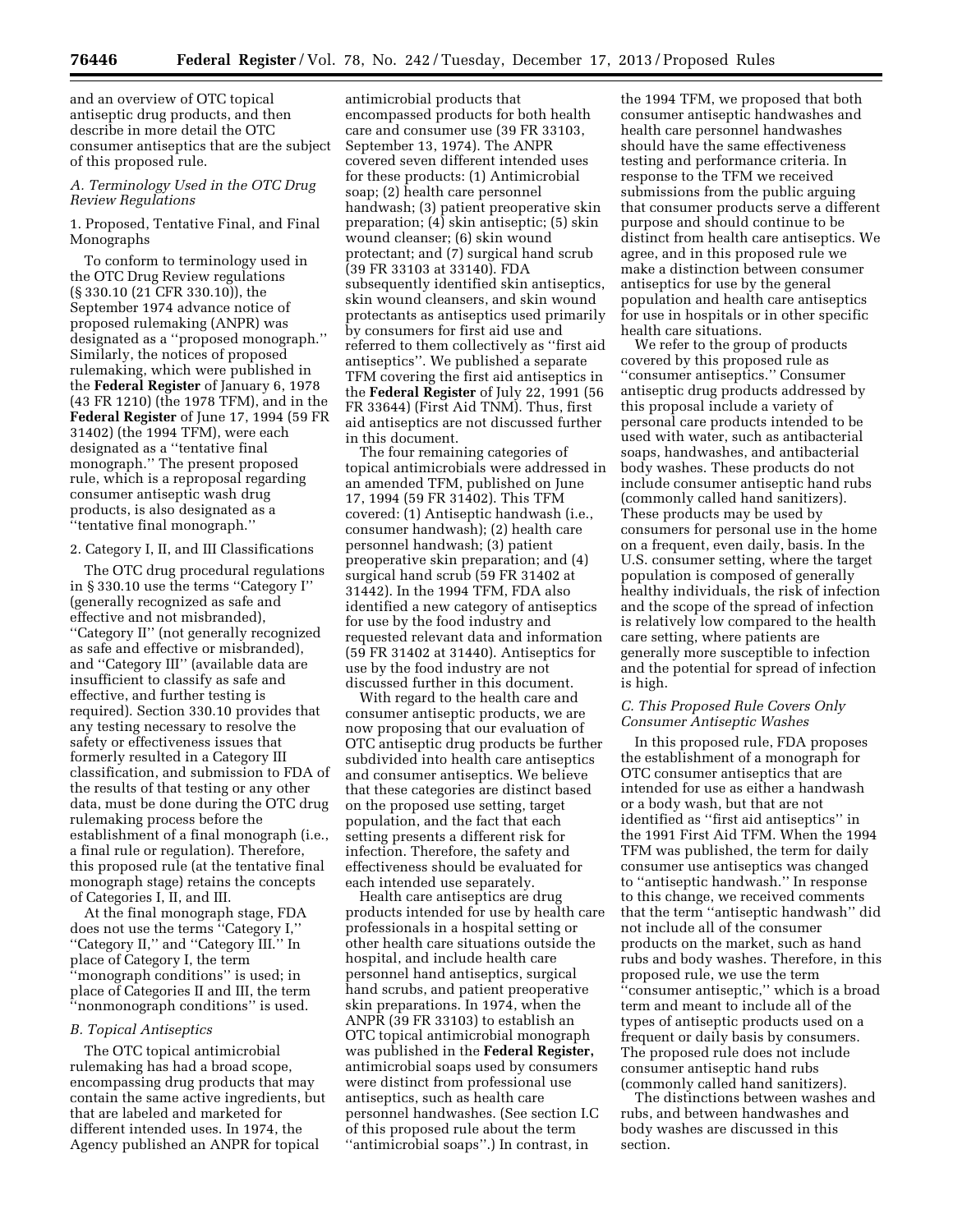and an overview of OTC topical antiseptic drug products, and then describe in more detail the OTC consumer antiseptics that are the subject of this proposed rule.

### A. Terminology Used in the OTC Drug Review Regulations

#### 1. Proposed, Tentative Final, and Final Monographs

To conform to terminology used in the OTC Drug Review regulations (§ 330.10 (21 CFR 330.10)), the September 1974 advance notice of proposed rulemaking (ANPR) was designated as a ''proposed monograph.'' Similarly, the notices of proposed rulemaking, which were published in the **Federal Register** of January 6, 1978 (43 FR 1210) (the 1978 TFM), and in the **Federal Register** of June 17, 1994 (59 FR 31402) (the 1994 TFM), were each designated as a ''tentative final monograph.'' The present proposed rule, which is a reproposal regarding consumer antiseptic wash drug products, is also designated as a ''tentative final monograph.''

#### 2. Category I, II, and III Classifications

The OTC drug procedural regulations in § 330.10 use the terms ''Category I'' (generally recognized as safe and effective and not misbranded), ''Category II'' (not generally recognized as safe and effective or misbranded), and ''Category III'' (available data are insufficient to classify as safe and effective, and further testing is required). Section 330.10 provides that any testing necessary to resolve the safety or effectiveness issues that formerly resulted in a Category III classification, and submission to FDA of the results of that testing or any other data, must be done during the OTC drug rulemaking process before the establishment of a final monograph (i.e., a final rule or regulation). Therefore, this proposed rule (at the tentative final monograph stage) retains the concepts of Categories I, II, and III.

At the final monograph stage, FDA does not use the terms ''Category I,'' ''Category II,'' and ''Category III.'' In place of Category I, the term ''monograph conditions'' is used; in place of Categories II and III, the term ''nonmonograph conditions'' is used.

### B. Topical Antiseptics

The OTC topical antimicrobial rulemaking has had a broad scope, encompassing drug products that may contain the same active ingredients, but that are labeled and marketed for different intended uses. In 1974, the Agency published an ANPR for topical antimicrobial products that encompassed products for both health care and consumer use (39 FR 33103, September 13, 1974). The ANPR covered seven different intended uses for these products: (1) Antimicrobial soap; (2) health care personnel handwash; (3) patient preoperative skin preparation; (4) skin antiseptic; (5) skin wound cleanser; (6) skin wound protectant; and (7) surgical hand scrub (39 FR 33103 at 33140). FDA subsequently identified skin antiseptics, skin wound cleansers, and skin wound protectants as antiseptics used primarily by consumers for first aid use and referred to them collectively as ''first aid antiseptics''. We published a separate TFM covering the first aid antiseptics in the **Federal Register** of July 22, 1991 (56 FR 33644) (First Aid TNM). Thus, first aid antiseptics are not discussed further in this document.

The four remaining categories of topical antimicrobials were addressed in an amended TFM, published on June 17, 1994 (59 FR 31402). This TFM covered: (1) Antiseptic handwash (i.e., consumer handwash); (2) health care personnel handwash; (3) patient preoperative skin preparation; and (4) surgical hand scrub (59 FR 31402 at 31442). In the 1994 TFM, FDA also identified a new category of antiseptics for use by the food industry and requested relevant data and information (59 FR 31402 at 31440). Antiseptics for use by the food industry are not discussed further in this document.

With regard to the health care and consumer antiseptic products, we are now proposing that our evaluation of OTC antiseptic drug products be further subdivided into health care antiseptics and consumer antiseptics. We believe that these categories are distinct based on the proposed use setting, target population, and the fact that each setting presents a different risk for infection. Therefore, the safety and effectiveness should be evaluated for each intended use separately.

Health care antiseptics are drug products intended for use by health care professionals in a hospital setting or other health care situations outside the hospital, and include health care personnel hand antiseptics, surgical hand scrubs, and patient preoperative skin preparations. In 1974, when the ANPR (39 FR 33103) to establish an OTC topical antimicrobial monograph was published in the **Federal Register,** antimicrobial soaps used by consumers were distinct from professional use antiseptics, such as health care personnel handwashes. (See section I.C of this proposed rule about the term ''antimicrobial soaps''.) In contrast, in the 1994 TFM, we proposed that both consumer antiseptic handwashes and health care personnel handwashes should have the same effectiveness testing and performance criteria. In response to the TFM we received submissions from the public arguing that consumer products serve a different purpose and should continue to be distinct from health care antiseptics. We agree, and in this proposed rule we make a distinction between consumer antiseptics for use by the general population and health care antiseptics for use in hospitals or in other specific health care situations.

We refer to the group of products covered by this proposed rule as ''consumer antiseptics.'' Consumer antiseptic drug products addressed by this proposal include a variety of personal care products intended to be used with water, such as antibacterial soaps, handwashes, and antibacterial body washes. These products do not include consumer antiseptic hand rubs (commonly called hand sanitizers). These products may be used by consumers for personal use in the home on a frequent, even daily, basis. In the U.S. consumer setting, where the target population is composed of generally healthy individuals, the risk of infection and the scope of the spread of infection is relatively low compared to the health care setting, where patients are generally more susceptible to infection and the potential for spread of infection is high.

### C. This Proposed Rule Covers Only Consumer Antiseptic Washes

In this proposed rule, FDA proposes the establishment of a monograph for OTC consumer antiseptics that are intended for use as either a handwash or a body wash, but that are not identified as ''first aid antiseptics'' in the 1991 First Aid TFM. When the 1994 TFM was published, the term for daily consumer use antiseptics was changed to ''antiseptic handwash.'' In response to this change, we received comments that the term ''antiseptic handwash'' did not include all of the consumer products on the market, such as hand rubs and body washes. Therefore, in this proposed rule, we use the term ''consumer antiseptic,'' which is a broad term and meant to include all of the types of antiseptic products used on a frequent or daily basis by consumers. The proposed rule does not include consumer antiseptic hand rubs (commonly called hand sanitizers).

The distinctions between washes and rubs, and between handwashes and body washes are discussed in this section.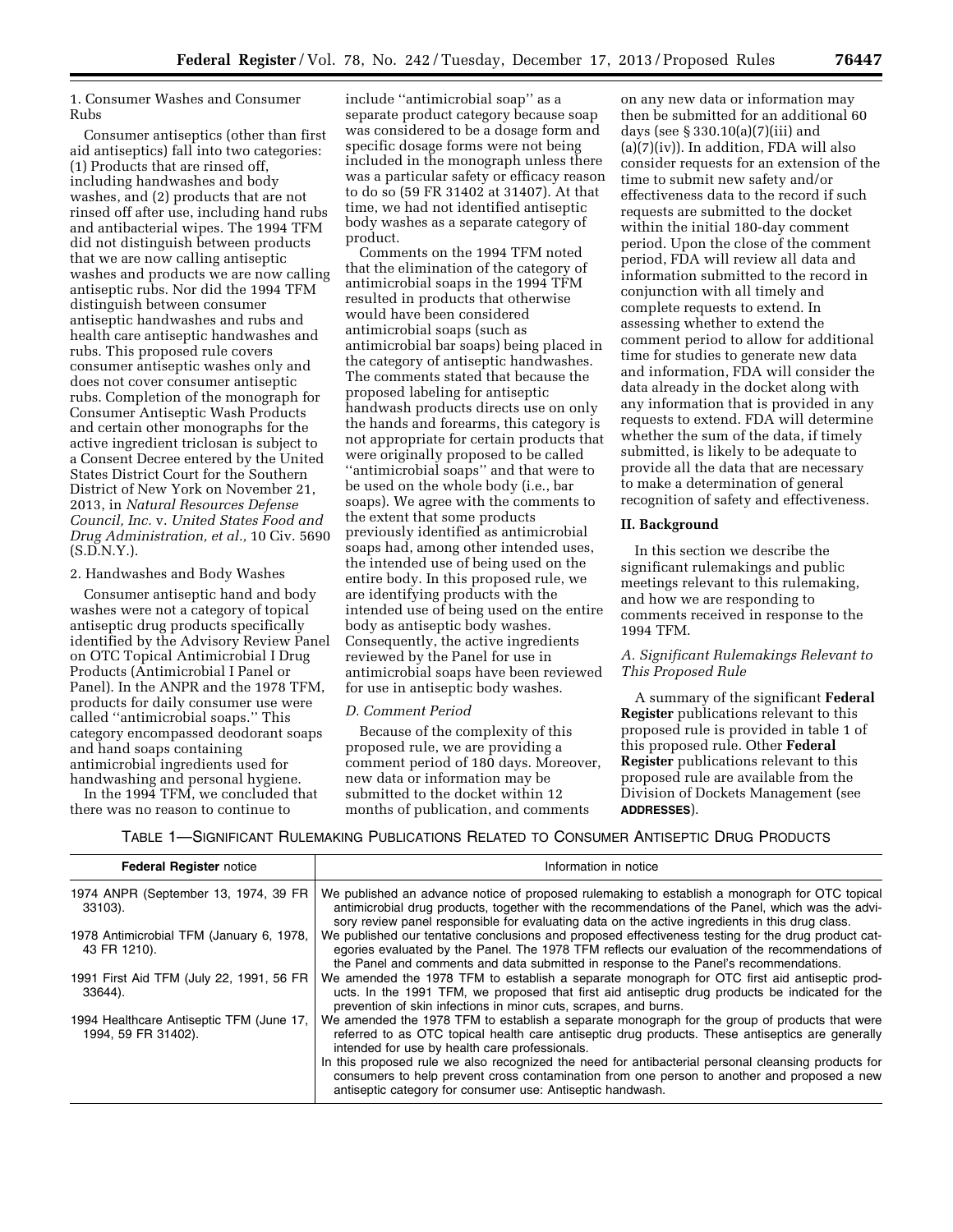1. Consumer Washes and Consumer Rubs

Consumer antiseptics (other than first aid antiseptics) fall into two categories: (1) Products that are rinsed off, including handwashes and body washes, and (2) products that are not rinsed off after use, including hand rubs and antibacterial wipes. The 1994 TFM did not distinguish between products that we are now calling antiseptic washes and products we are now calling antiseptic rubs. Nor did the 1994 TFM distinguish between consumer antiseptic handwashes and rubs and health care antiseptic handwashes and rubs. This proposed rule covers consumer antiseptic washes only and does not cover consumer antiseptic rubs. Completion of the monograph for Consumer Antiseptic Wash Products and certain other monographs for the active ingredient triclosan is subject to a Consent Decree entered by the United States District Court for the Southern District of New York on November 21, 2013, in *Natural Resources Defense Council, Inc.* v. *United States Food and Drug Administration, et al.,* 10 Civ. 5690 (S.D.N.Y.).

2. Handwashes and Body Washes

Consumer antiseptic hand and body washes were not a category of topical antiseptic drug products specifically identified by the Advisory Review Panel on OTC Topical Antimicrobial I Drug Products (Antimicrobial I Panel or Panel). In the ANPR and the 1978 TFM, products for daily consumer use were called ''antimicrobial soaps.'' This category encompassed deodorant soaps and hand soaps containing antimicrobial ingredients used for handwashing and personal hygiene.

In the 1994 TFM, we concluded that there was no reason to continue to include ''antimicrobial soap'' as a separate product category because soap was considered to be a dosage form and specific dosage forms were not being included in the monograph unless there was a particular safety or efficacy reason to do so (59 FR 31402 at 31407). At that time, we had not identified antiseptic body washes as a separate category of product.

Comments on the 1994 TFM noted that the elimination of the category of antimicrobial soaps in the 1994 TFM resulted in products that otherwise would have been considered antimicrobial soaps (such as antimicrobial bar soaps) being placed in the category of antiseptic handwashes. The comments stated that because the proposed labeling for antiseptic handwash products directs use on only the hands and forearms, this category is not appropriate for certain products that were originally proposed to be called ''antimicrobial soaps'' and that were to be used on the whole body (i.e., bar soaps). We agree with the comments to the extent that some products previously identified as antimicrobial soaps had, among other intended uses, the intended use of being used on the entire body. In this proposed rule, we are identifying products with the intended use of being used on the entire body as antiseptic body washes. Consequently, the active ingredients reviewed by the Panel for use in antimicrobial soaps have been reviewed for use in antiseptic body washes.

*D. Comment Period*

Because of the complexity of this proposed rule, we are providing a comment period of 180 days. Moreover, new data or information may be submitted to the docket within 12 months of publication, and comments on any new data or information may then be submitted for an additional 60 days (see § 330.10(a)(7)(iii) and (a)(7)(iv)). In addition, FDA will also consider requests for an extension of the time to submit new safety and/or effectiveness data to the record if such requests are submitted to the docket within the initial 180-day comment period. Upon the close of the comment period, FDA will review all data and information submitted to the record in conjunction with all timely and complete requests to extend. In assessing whether to extend the comment period to allow for additional time for studies to generate new data and information, FDA will consider the data already in the docket along with any information that is provided in any requests to extend. FDA will determine whether the sum of the data, if timely submitted, is likely to be adequate to provide all the data that are necessary to make a determination of general recognition of safety and effectiveness.

## II. Background

In this section we describe the significant rulemakings and public meetings relevant to this rulemaking, and how we are responding to comments received in response to the 1994 TFM.

*A. Significant Rulemakings Relevant to This Proposed Rule*

A summary of the significant **Federal Register** publications relevant to this proposed rule is provided in table 1 of this proposed rule. Other **Federal Register** publications relevant to this proposed rule are available from the Division of Dockets Management (see **ADDRESSES**).

TABLE 1—SIGNIFICANT RULEMAKING PUBLICATIONS RELATED TO CONSUMER ANTISEPTIC DRUG PRODUCTS

| **Federal Register** notice | Information in notice |
|---|---|
| 1974 ANPR (September 13, 1974, 39 FR 33103). | We published an advance notice of proposed rulemaking to establish a monograph for OTC topical antimicrobial drug products, together with the recommendations of the Panel, which was the advisory review panel responsible for evaluating data on the active ingredients in this drug class. |
| 1978 Antimicrobial TFM (January 6, 1978, 43 FR 1210). | We published our tentative conclusions and proposed effectiveness testing for the drug product categories evaluated by the Panel. The 1978 TFM reflects our evaluation of the recommendations of the Panel and comments and data submitted in response to the Panel's recommendations. |
| 1991 First Aid TFM (July 22, 1991, 56 FR 33644). | We amended the 1978 TFM to establish a separate monograph for OTC first aid antiseptic products. In the 1991 TFM, we proposed that first aid antiseptic drug products be indicated for the prevention of skin infections in minor cuts, scrapes, and burns. |
| 1994 Healthcare Antiseptic TFM (June 17, 1994, 59 FR 31402). | We amended the 1978 TFM to establish a separate monograph for the group of products that were referred to as OTC topical health care antiseptic drug products. These antiseptics are generally intended for use by health care professionals.<br>In this proposed rule we also recognized the need for antibacterial personal cleansing products for consumers to help prevent cross contamination from one person to another and proposed a new antiseptic category for consumer use: Antiseptic handwash. |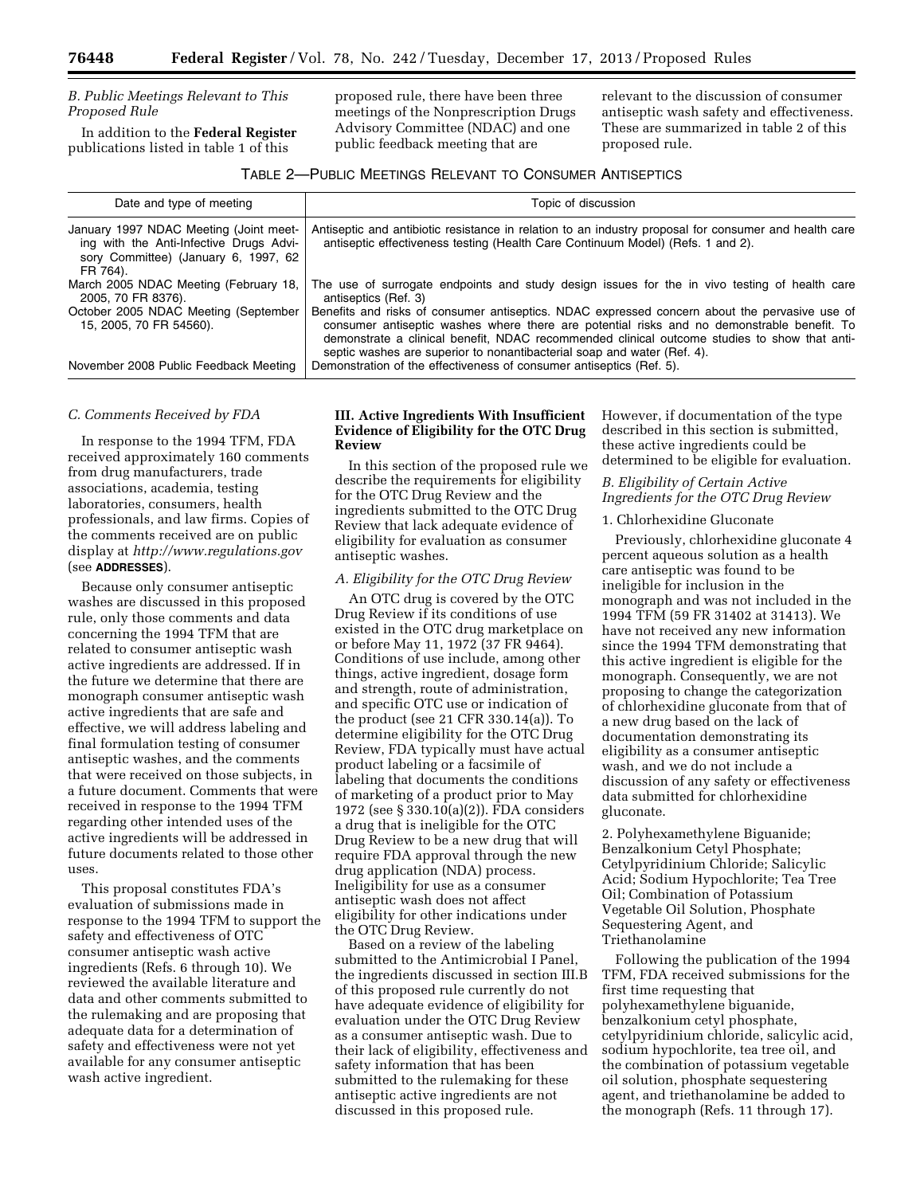### B. Public Meetings Relevant to This Proposed Rule

In addition to the **Federal Register** publications listed in table 1 of this proposed rule, there have been three meetings of the Nonprescription Drugs Advisory Committee (NDAC) and one public feedback meeting that are relevant to the discussion of consumer antiseptic wash safety and effectiveness. These are summarized in table 2 of this proposed rule.

TABLE 2—PUBLIC MEETINGS RELEVANT TO CONSUMER ANTISEPTICS

| Date and type of meeting | Topic of discussion |
|---|---|
| January 1997 NDAC Meeting (Joint meeting with the Anti-Infective Drugs Advisory Committee) (January 6, 1997, 62 FR 764). | Antiseptic and antibiotic resistance in relation to an industry proposal for consumer and health care antiseptic effectiveness testing (Health Care Continuum Model) (Refs. 1 and 2). |
| March 2005 NDAC Meeting (February 18, 2005, 70 FR 8376). | The use of surrogate endpoints and study design issues for the in vivo testing of health care antiseptics (Ref. 3) |
| October 2005 NDAC Meeting (September 15, 2005, 70 FR 54560). | Benefits and risks of consumer antiseptics. NDAC expressed concern about the pervasive use of consumer antiseptic washes where there are potential risks and no demonstrable benefit. To demonstrate a clinical benefit, NDAC recommended clinical outcome studies to show that antiseptic washes are superior to nonantibacterial soap and water (Ref. 4). |
| November 2008 Public Feedback Meeting | Demonstration of the effectiveness of consumer antiseptics (Ref. 5). |

### C. Comments Received by FDA

In response to the 1994 TFM, FDA received approximately 160 comments from drug manufacturers, trade associations, academia, testing laboratories, consumers, health professionals, and law firms. Copies of the comments received are on public display at *http://www.regulations.gov* (see **ADDRESSES**).

Because only consumer antiseptic washes are discussed in this proposed rule, only those comments and data concerning the 1994 TFM that are related to consumer antiseptic wash active ingredients are addressed. If in the future we determine that there are monograph consumer antiseptic wash active ingredients that are safe and effective, we will address labeling and final formulation testing of consumer antiseptic washes, and the comments that were received on those subjects, in a future document. Comments that were received in response to the 1994 TFM regarding other intended uses of the active ingredients will be addressed in future documents related to those other uses.

This proposal constitutes FDA's evaluation of submissions made in response to the 1994 TFM to support the safety and effectiveness of OTC consumer antiseptic wash active ingredients (Refs. 6 through 10). We reviewed the available literature and data and other comments submitted to the rulemaking and are proposing that adequate data for a determination of safety and effectiveness were not yet available for any consumer antiseptic wash active ingredient.

## III. Active Ingredients With Insufficient Evidence of Eligibility for the OTC Drug Review

In this section of the proposed rule we describe the requirements for eligibility for the OTC Drug Review and the ingredients submitted to the OTC Drug Review that lack adequate evidence of eligibility for evaluation as consumer antiseptic washes.

### A. Eligibility for the OTC Drug Review

An OTC drug is covered by the OTC Drug Review if its conditions of use existed in the OTC drug marketplace on or before May 11, 1972 (37 FR 9464). Conditions of use include, among other things, active ingredient, dosage form and strength, route of administration, and specific OTC use or indication of the product (see 21 CFR 330.14(a)). To determine eligibility for the OTC Drug Review, FDA typically must have actual product labeling or a facsimile of labeling that documents the conditions of marketing of a product prior to May 1972 (see § 330.10(a)(2)). FDA considers a drug that is ineligible for the OTC Drug Review to be a new drug that will require FDA approval through the new drug application (NDA) process. Ineligibility for use as a consumer antiseptic wash does not affect eligibility for other indications under the OTC Drug Review.

Based on a review of the labeling submitted to the Antimicrobial I Panel, the ingredients discussed in section III.B of this proposed rule currently do not have adequate evidence of eligibility for evaluation under the OTC Drug Review as a consumer antiseptic wash. Due to their lack of eligibility, effectiveness and safety information that has been submitted to the rulemaking for these antiseptic active ingredients are not discussed in this proposed rule. However, if documentation of the type described in this section is submitted, these active ingredients could be determined to be eligible for evaluation.

### B. Eligibility of Certain Active Ingredients for the OTC Drug Review

1. Chlorhexidine Gluconate

Previously, chlorhexidine gluconate 4 percent aqueous solution as a health care antiseptic was found to be ineligible for inclusion in the monograph and was not included in the 1994 TFM (59 FR 31402 at 31413). We have not received any new information since the 1994 TFM demonstrating that this active ingredient is eligible for the monograph. Consequently, we are not proposing to change the categorization of chlorhexidine gluconate from that of a new drug based on the lack of documentation demonstrating its eligibility as a consumer antiseptic wash, and we do not include a discussion of any safety or effectiveness data submitted for chlorhexidine gluconate.

2. Polyhexamethylene Biguanide; Benzalkonium Cetyl Phosphate; Cetylpyridinium Chloride; Salicylic Acid; Sodium Hypochlorite; Tea Tree Oil; Combination of Potassium Vegetable Oil Solution, Phosphate Sequestering Agent, and Triethanolamine

Following the publication of the 1994 TFM, FDA received submissions for the first time requesting that polyhexamethylene biguanide, benzalkonium cetyl phosphate, cetylpyridinium chloride, salicylic acid, sodium hypochlorite, tea tree oil, and the combination of potassium vegetable oil solution, phosphate sequestering agent, and triethanolamine be added to the monograph (Refs. 11 through 17).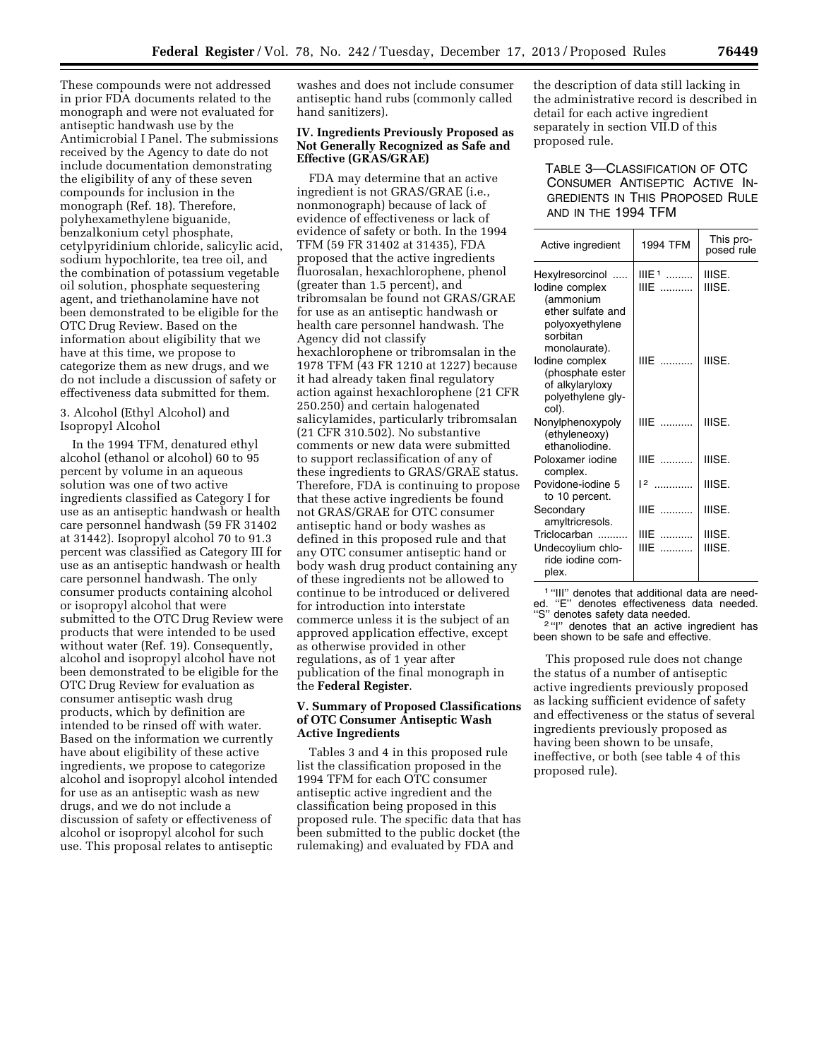These compounds were not addressed in prior FDA documents related to the monograph and were not evaluated for antiseptic handwash use by the Antimicrobial I Panel. The submissions received by the Agency to date do not include documentation demonstrating the eligibility of any of these seven compounds for inclusion in the monograph (Ref. 18). Therefore, polyhexamethylene biguanide, benzalkonium cetyl phosphate, cetylpyridinium chloride, salicylic acid, sodium hypochlorite, tea tree oil, and the combination of potassium vegetable oil solution, phosphate sequestering agent, and triethanolamine have not been demonstrated to be eligible for the OTC Drug Review. Based on the information about eligibility that we have at this time, we propose to categorize them as new drugs, and we do not include a discussion of safety or effectiveness data submitted for them.

3. Alcohol (Ethyl Alcohol) and Isopropyl Alcohol

In the 1994 TFM, denatured ethyl alcohol (ethanol or alcohol) 60 to 95 percent by volume in an aqueous solution was one of two active ingredients classified as Category I for use as an antiseptic handwash or health care personnel handwash (59 FR 31402 at 31442). Isopropyl alcohol 70 to 91.3 percent was classified as Category III for use as an antiseptic handwash or health care personnel handwash. The only consumer products containing alcohol or isopropyl alcohol that were submitted to the OTC Drug Review were products that were intended to be used without water (Ref. 19). Consequently, alcohol and isopropyl alcohol have not been demonstrated to be eligible for the OTC Drug Review for evaluation as consumer antiseptic wash drug products, which by definition are intended to be rinsed off with water. Based on the information we currently have about eligibility of these active ingredients, we propose to categorize alcohol and isopropyl alcohol intended for use as an antiseptic wash as new drugs, and we do not include a discussion of safety or effectiveness of alcohol or isopropyl alcohol for such use. This proposal relates to antiseptic washes and does not include consumer antiseptic hand rubs (commonly called hand sanitizers).

## IV. Ingredients Previously Proposed as Not Generally Recognized as Safe and Effective (GRAS/GRAE)

FDA may determine that an active ingredient is not GRAS/GRAE (i.e., nonmonograph) because of lack of evidence of effectiveness or lack of evidence of safety or both. In the 1994 TFM (59 FR 31402 at 31435), FDA proposed that the active ingredients fluorosalan, hexachlorophene, phenol (greater than 1.5 percent), and tribromsalan be found not GRAS/GRAE for use as an antiseptic handwash or health care personnel handwash. The Agency did not classify hexachlorophene or tribromsalan in the 1978 TFM (43 FR 1210 at 1227) because it had already taken final regulatory action against hexachlorophene (21 CFR 250.250) and certain halogenated salicylamides, particularly tribromsalan (21 CFR 310.502). No substantive comments or new data were submitted to support reclassification of any of these ingredients to GRAS/GRAE status. Therefore, FDA is continuing to propose that these active ingredients be found not GRAS/GRAE for OTC consumer antiseptic hand or body washes as defined in this proposed rule and that any OTC consumer antiseptic hand or body wash drug product containing any of these ingredients not be allowed to continue to be introduced or delivered for introduction into interstate commerce unless it is the subject of an approved application effective, except as otherwise provided in other regulations, as of 1 year after publication of the final monograph in the **Federal Register**.

## V. Summary of Proposed Classifications of OTC Consumer Antiseptic Wash Active Ingredients

Tables 3 and 4 in this proposed rule list the classification proposed in the 1994 TFM for each OTC consumer antiseptic active ingredient and the classification being proposed in this proposed rule. The specific data that has been submitted to the public docket (the rulemaking) and evaluated by FDA and the description of data still lacking in the administrative record is described in detail for each active ingredient separately in section VII.D of this proposed rule.

TABLE 3—CLASSIFICATION OF OTC CONSUMER ANTISEPTIC ACTIVE INGREDIENTS IN THIS PROPOSED RULE AND IN THE 1994 TFM

| Active ingredient | 1994 TFM | This proposed rule |
|---|---|---|
| Hexylresorcinol | IIIE[1] | IIISE. |
| Iodine complex (ammonium ether sulfate and polyoxyethylene sorbitan monolaurate). | IIIE | IIISE. |
| Iodine complex (phosphate ester of alkylaryloxy polyethylene glycol). | IIIE | IIISE. |
| Nonylphenoxypoly (ethyleneoxy) ethanoliodine. | IIIE | IIISE. |
| Poloxamer iodine complex. | IIIE | IIISE. |
| Povidone-iodine 5 to 10 percent. | I[2] | IIISE. |
| Secondary amyltricresols. | IIIE | IIISE. |
| Triclocarban | IIIE | IIISE. |
| Undecoylium chloride iodine complex. | IIIE | IIISE. |

[1] "III" denotes that additional data are needed. "E" denotes effectiveness data needed. "S" denotes safety data needed.

[2] "I" denotes that an active ingredient has been shown to be safe and effective.

This proposed rule does not change the status of a number of antiseptic active ingredients previously proposed as lacking sufficient evidence of safety and effectiveness or the status of several ingredients previously proposed as having been shown to be unsafe, ineffective, or both (see table 4 of this proposed rule).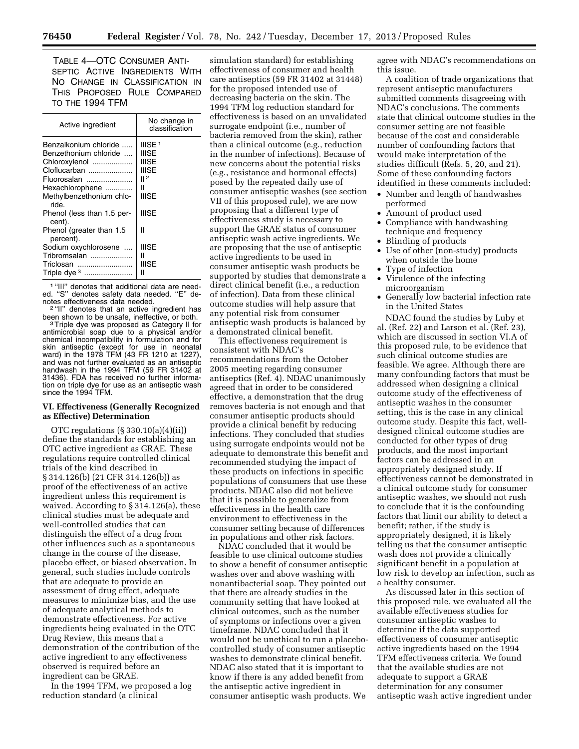TABLE 4—OTC CONSUMER ANTISEPTIC ACTIVE INGREDIENTS WITH NO CHANGE IN CLASSIFICATION IN THIS PROPOSED RULE COMPARED TO THE 1994 TFM

| Active ingredient | No change in classification |
| --- | --- |
| Benzalkonium chloride | IIISE [1] |
| Benzethonium chloride | IIISE |
| Chloroxylenol | IIISE |
| Cloflucarban | IIISE |
| Fluorosalan | II [2] |
| Hexachlorophene | II |
| Methylbenzethonium chloride. | IIISE |
| Phenol (less than 1.5 percent). | IIISE |
| Phenol (greater than 1.5 percent). | II |
| Sodium oxychlorosene | IIISE |
| Tribromsalan | II |
| Triclosan | IIISE |
| Triple dye [3] | II |

[1] "III" denotes that additional data are needed. "S" denotes safety data needed. "E" denotes effectiveness data needed.

[2] "II" denotes that an active ingredient has been shown to be unsafe, ineffective, or both.

[3] Triple dye was proposed as Category II for antimicrobial soap due to a physical and/or chemical incompatibility in formulation and for skin antiseptic (except for use in neonatal ward) in the 1978 TFM (43 FR 1210 at 1227), and was not further evaluated as an antiseptic handwash in the 1994 TFM (59 FR 31402 at 31436). FDA has received no further information on triple dye for use as an antiseptic wash since the 1994 TFM.

## VI. Effectiveness (Generally Recognized as Effective) Determination

OTC regulations (§ 330.10(a)(4)(ii)) define the standards for establishing an OTC active ingredient as GRAE. These regulations require controlled clinical trials of the kind described in § 314.126(b) (21 CFR 314.126(b)) as proof of the effectiveness of an active ingredient unless this requirement is waived. According to § 314.126(a), these clinical studies must be adequate and well-controlled studies that can distinguish the effect of a drug from other influences such as a spontaneous change in the course of the disease, placebo effect, or biased observation. In general, such studies include controls that are adequate to provide an assessment of drug effect, adequate measures to minimize bias, and the use of adequate analytical methods to demonstrate effectiveness. For active ingredients being evaluated in the OTC Drug Review, this means that a demonstration of the contribution of the active ingredient to any effectiveness observed is required before an ingredient can be GRAE.

In the 1994 TFM, we proposed a log reduction standard (a clinical simulation standard) for establishing effectiveness of consumer and health care antiseptics (59 FR 31402 at 31448) for the proposed intended use of decreasing bacteria on the skin. The 1994 TFM log reduction standard for effectiveness is based on an unvalidated surrogate endpoint (i.e., number of bacteria removed from the skin), rather than a clinical outcome (e.g., reduction in the number of infections). Because of new concerns about the potential risks (e.g., resistance and hormonal effects) posed by the repeated daily use of consumer antiseptic washes (see section VII of this proposed rule), we are now proposing that a different type of effectiveness study is necessary to support the GRAE status of consumer antiseptic wash active ingredients. We are proposing that the use of antiseptic active ingredients to be used in consumer antiseptic wash products be supported by studies that demonstrate a direct clinical benefit (i.e., a reduction of infection). Data from these clinical outcome studies will help assure that any potential risk from consumer antiseptic wash products is balanced by a demonstrated clinical benefit.

This effectiveness requirement is consistent with NDAC's recommendations from the October 2005 meeting regarding consumer antiseptics (Ref. 4). NDAC unanimously agreed that in order to be considered effective, a demonstration that the drug removes bacteria is not enough and that consumer antiseptic products should provide a clinical benefit by reducing infections. They concluded that studies using surrogate endpoints would not be adequate to demonstrate this benefit and recommended studying the impact of these products on infections in specific populations of consumers that use these products. NDAC also did not believe that it is possible to generalize from effectiveness in the health care environment to effectiveness in the consumer setting because of differences in populations and other risk factors.

NDAC concluded that it would be feasible to use clinical outcome studies to show a benefit of consumer antiseptic washes over and above washing with nonantibacterial soap. They pointed out that there are already studies in the community setting that have looked at clinical outcomes, such as the number of symptoms or infections over a given timeframe. NDAC concluded that it would not be unethical to run a placebo-controlled study of consumer antiseptic washes to demonstrate clinical benefit. NDAC also stated that it is important to know if there is any added benefit from the antiseptic active ingredient in consumer antiseptic wash products. We agree with NDAC's recommendations on this issue.

A coalition of trade organizations that represent antiseptic manufacturers submitted comments disagreeing with NDAC's conclusions. The comments state that clinical outcome studies in the consumer setting are not feasible because of the cost and considerable number of confounding factors that would make interpretation of the studies difficult (Refs. 5, 20, and 21). Some of these confounding factors identified in these comments included:

- Number and length of handwashes performed
- Amount of product used
- Compliance with handwashing technique and frequency
- Blinding of products
- Use of other (non-study) products when outside the home
- Type of infection
- Virulence of the infecting microorganism
- Generally low bacterial infection rate in the United States

NDAC found the studies by Luby et al. (Ref. 22) and Larson et al. (Ref. 23), which are discussed in section VI.A of this proposed rule, to be evidence that such clinical outcome studies are feasible. We agree. Although there are many confounding factors that must be addressed when designing a clinical outcome study of the effectiveness of antiseptic washes in the consumer setting, this is the case in any clinical outcome study. Despite this fact, well-designed clinical outcome studies are conducted for other types of drug products, and the most important factors can be addressed in an appropriately designed study. If effectiveness cannot be demonstrated in a clinical outcome study for consumer antiseptic washes, we should not rush to conclude that it is the confounding factors that limit our ability to detect a benefit; rather, if the study is appropriately designed, it is likely telling us that the consumer antiseptic wash does not provide a clinically significant benefit in a population at low risk to develop an infection, such as a healthy consumer.

As discussed later in this section of this proposed rule, we evaluated all the available effectiveness studies for consumer antiseptic washes to determine if the data supported effectiveness of consumer antiseptic active ingredients based on the 1994 TFM effectiveness criteria. We found that the available studies are not adequate to support a GRAE determination for any consumer antiseptic wash active ingredient under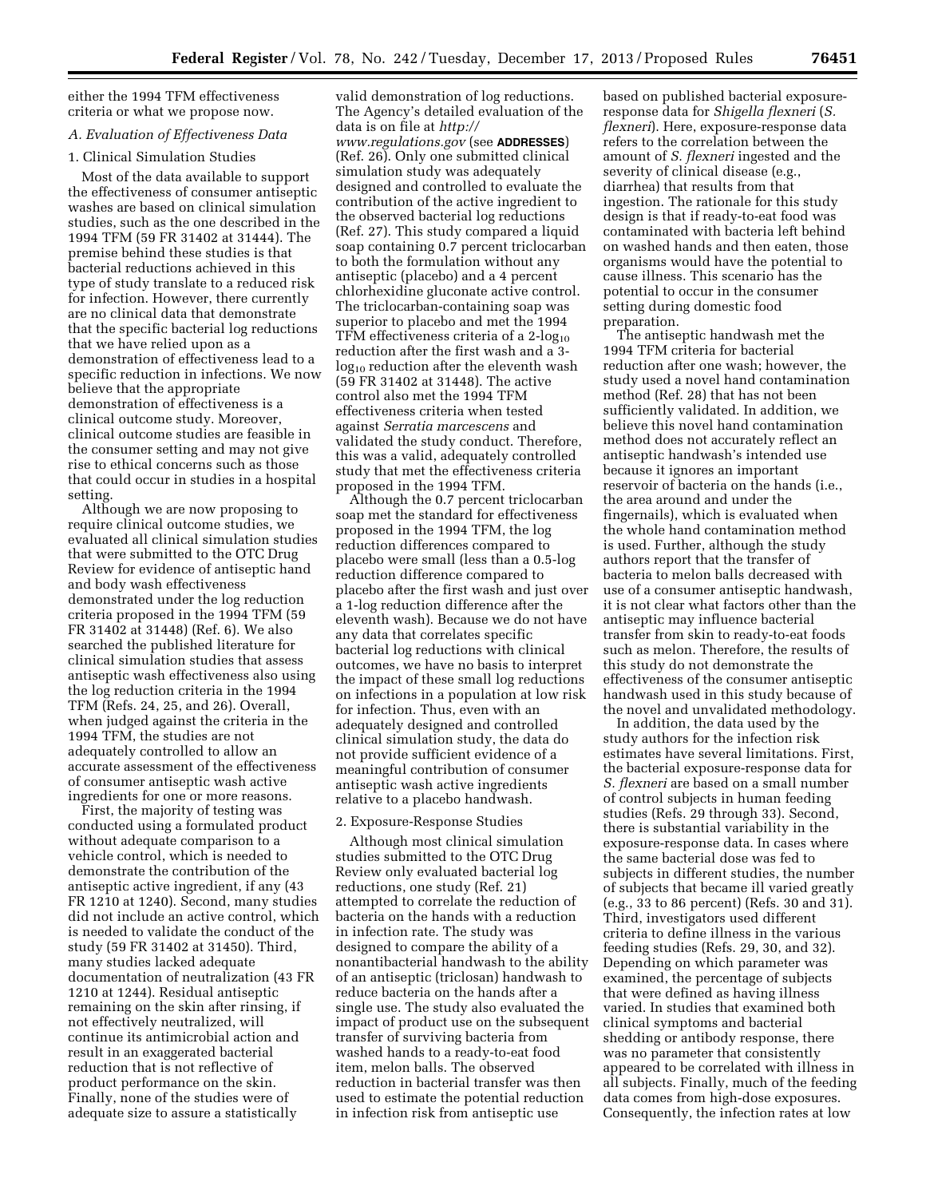either the 1994 TFM effectiveness criteria or what we propose now.

### A. Evaluation of Effectiveness Data

#### 1. Clinical Simulation Studies

Most of the data available to support the effectiveness of consumer antiseptic washes are based on clinical simulation studies, such as the one described in the 1994 TFM (59 FR 31402 at 31444). The premise behind these studies is that bacterial reductions achieved in this type of study translate to a reduced risk for infection. However, there currently are no clinical data that demonstrate that the specific bacterial log reductions that we have relied upon as a demonstration of effectiveness lead to a specific reduction in infections. We now believe that the appropriate demonstration of effectiveness is a clinical outcome study. Moreover, clinical outcome studies are feasible in the consumer setting and may not give rise to ethical concerns such as those that could occur in studies in a hospital setting.

Although we are now proposing to require clinical outcome studies, we evaluated all clinical simulation studies that were submitted to the OTC Drug Review for evidence of antiseptic hand and body wash effectiveness demonstrated under the log reduction criteria proposed in the 1994 TFM (59 FR 31402 at 31448) (Ref. 6). We also searched the published literature for clinical simulation studies that assess antiseptic wash effectiveness also using the log reduction criteria in the 1994 TFM (Refs. 24, 25, and 26). Overall, when judged against the criteria in the 1994 TFM, the studies are not adequately controlled to allow an accurate assessment of the effectiveness of consumer antiseptic wash active ingredients for one or more reasons.

First, the majority of testing was conducted using a formulated product without adequate comparison to a vehicle control, which is needed to demonstrate the contribution of the antiseptic active ingredient, if any (43 FR 1210 at 1240). Second, many studies did not include an active control, which is needed to validate the conduct of the study (59 FR 31402 at 31450). Third, many studies lacked adequate documentation of neutralization (43 FR 1210 at 1244). Residual antiseptic remaining on the skin after rinsing, if not effectively neutralized, will continue its antimicrobial action and result in an exaggerated bacterial reduction that is not reflective of product performance on the skin. Finally, none of the studies were of adequate size to assure a statistically valid demonstration of log reductions. The Agency's detailed evaluation of the data is on file at *http://www.regulations.gov* (see **ADDRESSES**) (Ref. 26). Only one submitted clinical simulation study was adequately designed and controlled to evaluate the contribution of the active ingredient to the observed bacterial log reductions (Ref. 27). This study compared a liquid soap containing 0.7 percent triclocarban to both the formulation without any antiseptic (placebo) and a 4 percent chlorhexidine gluconate active control. The triclocarban-containing soap was superior to placebo and met the 1994 TFM effectiveness criteria of a 2-$\log_{10}$ reduction after the first wash and a 3-$\log_{10}$ reduction after the eleventh wash (59 FR 31402 at 31448). The active control also met the 1994 TFM effectiveness criteria when tested against *Serratia marcescens* and validated the study conduct. Therefore, this was a valid, adequately controlled study that met the effectiveness criteria proposed in the 1994 TFM.

Although the 0.7 percent triclocarban soap met the standard for effectiveness proposed in the 1994 TFM, the log reduction differences compared to placebo were small (less than a 0.5-log reduction difference compared to placebo after the first wash and just over a 1-log reduction difference after the eleventh wash). Because we do not have any data that correlates specific bacterial log reductions with clinical outcomes, we have no basis to interpret the impact of these small log reductions on infections in a population at low risk for infection. Thus, even with an adequately designed and controlled clinical simulation study, the data do not provide sufficient evidence of a meaningful contribution of consumer antiseptic wash active ingredients relative to a placebo handwash.

#### 2. Exposure-Response Studies

Although most clinical simulation studies submitted to the OTC Drug Review only evaluated bacterial log reductions, one study (Ref. 21) attempted to correlate the reduction of bacteria on the hands with a reduction in infection rate. The study was designed to compare the ability of a nonantibacterial handwash to the ability of an antiseptic (triclosan) handwash to reduce bacteria on the hands after a single use. The study also evaluated the impact of product use on the subsequent transfer of surviving bacteria from washed hands to a ready-to-eat food item, melon balls. The observed reduction in bacterial transfer was then used to estimate the potential reduction in infection risk from antiseptic use based on published bacterial exposure-response data for *Shigella flexneri* (*S. flexneri*). Here, exposure-response data refers to the correlation between the amount of *S. flexneri* ingested and the severity of clinical disease (e.g., diarrhea) that results from that ingestion. The rationale for this study design is that if ready-to-eat food was contaminated with bacteria left behind on washed hands and then eaten, those organisms would have the potential to cause illness. This scenario has the potential to occur in the consumer setting during domestic food preparation.

The antiseptic handwash met the 1994 TFM criteria for bacterial reduction after one wash; however, the study used a novel hand contamination method (Ref. 28) that has not been sufficiently validated. In addition, we believe this novel hand contamination method does not accurately reflect an antiseptic handwash's intended use because it ignores an important reservoir of bacteria on the hands (i.e., the area around and under the fingernails), which is evaluated when the whole hand contamination method is used. Further, although the study authors report that the transfer of bacteria to melon balls decreased with use of a consumer antiseptic handwash, it is not clear what factors other than the antiseptic may influence bacterial transfer from skin to ready-to-eat foods such as melon. Therefore, the results of this study do not demonstrate the effectiveness of the consumer antiseptic handwash used in this study because of the novel and unvalidated methodology.

In addition, the data used by the study authors for the infection risk estimates have several limitations. First, the bacterial exposure-response data for *S. flexneri* are based on a small number of control subjects in human feeding studies (Refs. 29 through 33). Second, there is substantial variability in the exposure-response data. In cases where the same bacterial dose was fed to subjects in different studies, the number of subjects that became ill varied greatly (e.g., 33 to 86 percent) (Refs. 30 and 31). Third, investigators used different criteria to define illness in the various feeding studies (Refs. 29, 30, and 32). Depending on which parameter was examined, the percentage of subjects that were defined as having illness varied. In studies that examined both clinical symptoms and bacterial shedding or antibody response, there was no parameter that consistently appeared to be correlated with illness in all subjects. Finally, much of the feeding data comes from high-dose exposures. Consequently, the infection rates at low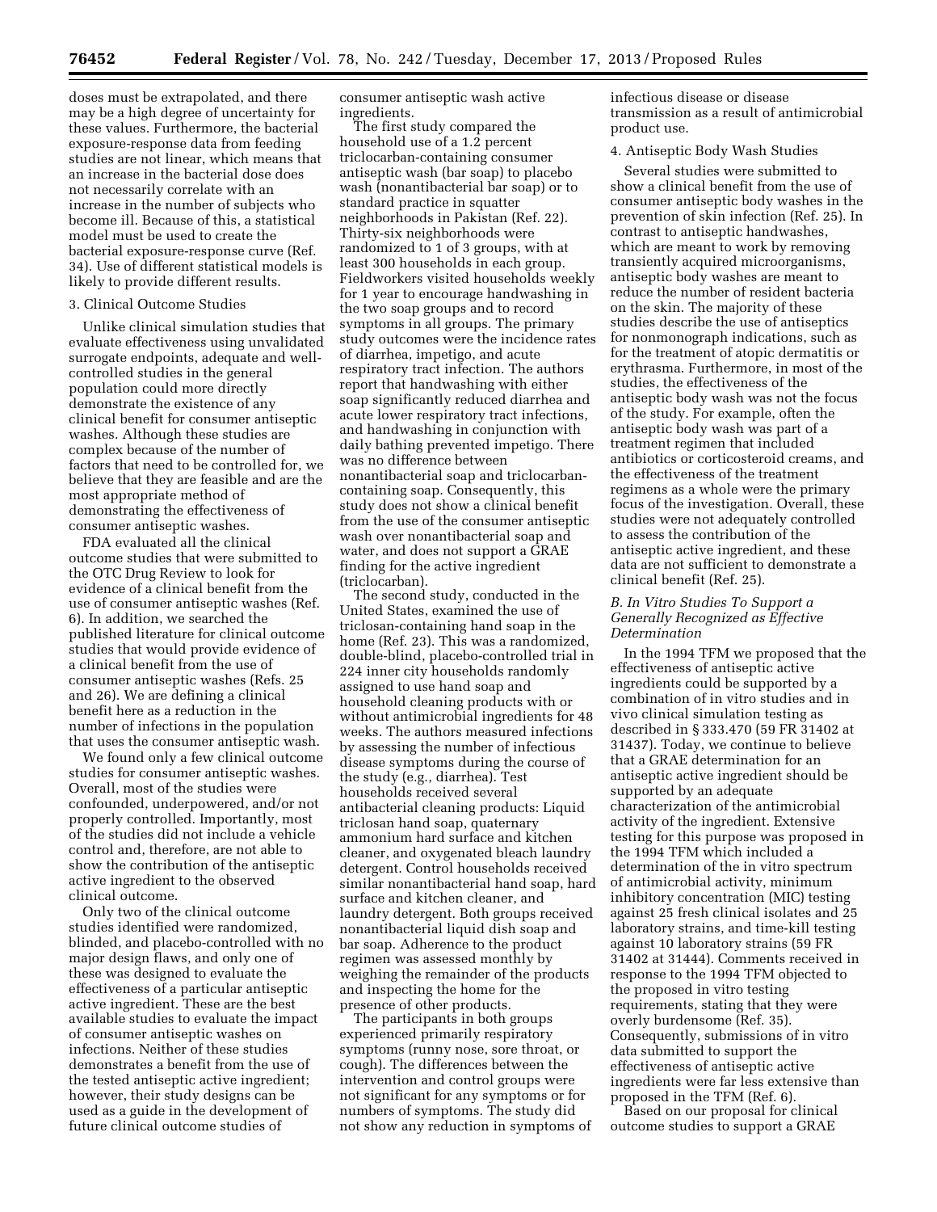doses must be extrapolated, and there may be a high degree of uncertainty for these values. Furthermore, the bacterial exposure-response data from feeding studies are not linear, which means that an increase in the bacterial dose does not necessarily correlate with an increase in the number of subjects who become ill. Because of this, a statistical model must be used to create the bacterial exposure-response curve (Ref. 34). Use of different statistical models is likely to provide different results.

3. Clinical Outcome Studies

Unlike clinical simulation studies that evaluate effectiveness using unvalidated surrogate endpoints, adequate and well-controlled studies in the general population could more directly demonstrate the existence of any clinical benefit for consumer antiseptic washes. Although these studies are complex because of the number of factors that need to be controlled for, we believe that they are feasible and are the most appropriate method of demonstrating the effectiveness of consumer antiseptic washes.

FDA evaluated all the clinical outcome studies that were submitted to the OTC Drug Review to look for evidence of a clinical benefit from the use of consumer antiseptic washes (Ref. 6). In addition, we searched the published literature for clinical outcome studies that would provide evidence of a clinical benefit from the use of consumer antiseptic washes (Refs. 25 and 26). We are defining a clinical benefit here as a reduction in the number of infections in the population that uses the consumer antiseptic wash.

We found only a few clinical outcome studies for consumer antiseptic washes. Overall, most of the studies were confounded, underpowered, and/or not properly controlled. Importantly, most of the studies did not include a vehicle control and, therefore, are not able to show the contribution of the antiseptic active ingredient to the observed clinical outcome.

Only two of the clinical outcome studies identified were randomized, blinded, and placebo-controlled with no major design flaws, and only one of these was designed to evaluate the effectiveness of a particular antiseptic active ingredient. These are the best available studies to evaluate the impact of consumer antiseptic washes on infections. Neither of these studies demonstrates a benefit from the use of the tested antiseptic active ingredient; however, their study designs can be used as a guide in the development of future clinical outcome studies of consumer antiseptic wash active ingredients.

The first study compared the household use of a 1.2 percent triclocarban-containing consumer antiseptic wash (bar soap) to placebo wash (nonantibacterial bar soap) or to standard practice in squatter neighborhoods in Pakistan (Ref. 22). Thirty-six neighborhoods were randomized to 1 of 3 groups, with at least 300 households in each group. Fieldworkers visited households weekly for 1 year to encourage handwashing in the two soap groups and to record symptoms in all groups. The primary study outcomes were the incidence rates of diarrhea, impetigo, and acute respiratory tract infection. The authors report that handwashing with either soap significantly reduced diarrhea and acute lower respiratory tract infections, and handwashing in conjunction with daily bathing prevented impetigo. There was no difference between nonantibacterial soap and triclocarban-containing soap. Consequently, this study does not show a clinical benefit from the use of the consumer antiseptic wash over nonantibacterial soap and water, and does not support a GRAE finding for the active ingredient (triclocarban).

The second study, conducted in the United States, examined the use of triclosan-containing hand soap in the home (Ref. 23). This was a randomized, double-blind, placebo-controlled trial in 224 inner city households randomly assigned to use hand soap and household cleaning products with or without antimicrobial ingredients for 48 weeks. The authors measured infections by assessing the number of infectious disease symptoms during the course of the study (e.g., diarrhea). Test households received several antibacterial cleaning products: Liquid triclosan hand soap, quaternary ammonium hard surface and kitchen cleaner, and oxygenated bleach laundry detergent. Control households received similar nonantibacterial hand soap, hard surface and kitchen cleaner, and laundry detergent. Both groups received nonantibacterial liquid dish soap and bar soap. Adherence to the product regimen was assessed monthly by weighing the remainder of the products and inspecting the home for the presence of other products.

The participants in both groups experienced primarily respiratory symptoms (runny nose, sore throat, or cough). The differences between the intervention and control groups were not significant for any symptoms or for numbers of symptoms. The study did not show any reduction in symptoms of infectious disease or disease transmission as a result of antimicrobial product use.

4. Antiseptic Body Wash Studies

Several studies were submitted to show a clinical benefit from the use of consumer antiseptic body washes in the prevention of skin infection (Ref. 25). In contrast to antiseptic handwashes, which are meant to work by removing transiently acquired microorganisms, antiseptic body washes are meant to reduce the number of resident bacteria on the skin. The majority of these studies describe the use of antiseptics for nonmonograph indications, such as for the treatment of atopic dermatitis or erythrasma. Furthermore, in most of the studies, the effectiveness of the antiseptic body wash was not the focus of the study. For example, often the antiseptic body wash was part of a treatment regimen that included antibiotics or corticosteroid creams, and the effectiveness of the treatment regimens as a whole were the primary focus of the investigation. Overall, these studies were not adequately controlled to assess the contribution of the antiseptic active ingredient, and these data are not sufficient to demonstrate a clinical benefit (Ref. 25).

*B. In Vitro Studies To Support a Generally Recognized as Effective Determination*

In the 1994 TFM we proposed that the effectiveness of antiseptic active ingredients could be supported by a combination of in vitro studies and in vivo clinical simulation testing as described in § 333.470 (59 FR 31402 at 31437). Today, we continue to believe that a GRAE determination for an antiseptic active ingredient should be supported by an adequate characterization of the antimicrobial activity of the ingredient. Extensive testing for this purpose was proposed in the 1994 TFM which included a determination of the in vitro spectrum of antimicrobial activity, minimum inhibitory concentration (MIC) testing against 25 fresh clinical isolates and 25 laboratory strains, and time-kill testing against 10 laboratory strains (59 FR 31402 at 31444). Comments received in response to the 1994 TFM objected to the proposed in vitro testing requirements, stating that they were overly burdensome (Ref. 35). Consequently, submissions of in vitro data submitted to support the effectiveness of antiseptic active ingredients were far less extensive than proposed in the TFM (Ref. 6).

Based on our proposal for clinical outcome studies to support a GRAE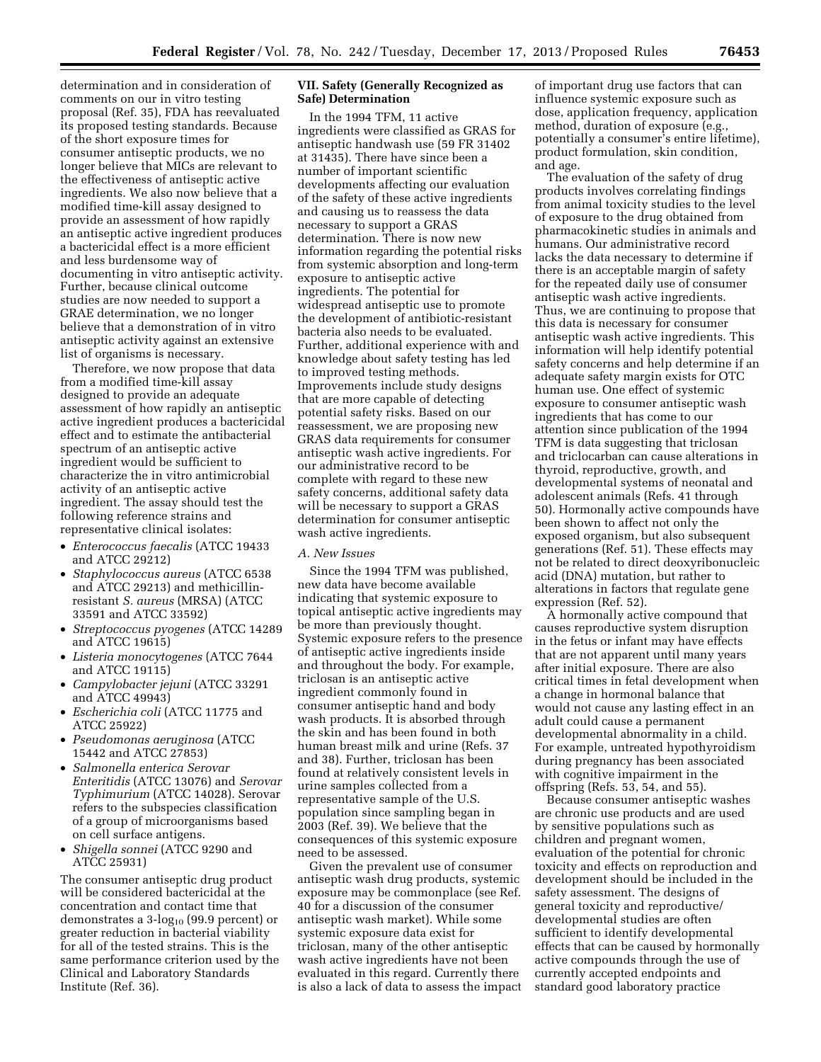determination and in consideration of comments on our in vitro testing proposal (Ref. 35), FDA has reevaluated its proposed testing standards. Because of the short exposure times for consumer antiseptic products, we no longer believe that MICs are relevant to the effectiveness of antiseptic active ingredients. We also now believe that a modified time-kill assay designed to provide an assessment of how rapidly an antiseptic active ingredient produces a bactericidal effect is a more efficient and less burdensome way of documenting in vitro antiseptic activity. Further, because clinical outcome studies are now needed to support a GRAE determination, we no longer believe that a demonstration of in vitro antiseptic activity against an extensive list of organisms is necessary.

Therefore, we now propose that data from a modified time-kill assay designed to provide an adequate assessment of how rapidly an antiseptic active ingredient produces a bactericidal effect and to estimate the antibacterial spectrum of an antiseptic active ingredient would be sufficient to characterize the in vitro antimicrobial activity of an antiseptic active ingredient. The assay should test the following reference strains and representative clinical isolates:

- *Enterococcus faecalis* (ATCC 19433 and ATCC 29212)
- *Staphylococcus aureus* (ATCC 6538 and ATCC 29213) and methicillin-resistant *S. aureus* (MRSA) (ATCC 33591 and ATCC 33592)
- *Streptococcus pyogenes* (ATCC 14289 and ATCC 19615)
- *Listeria monocytogenes* (ATCC 7644 and ATCC 19115)
- *Campylobacter jejuni* (ATCC 33291 and ATCC 49943)
- *Escherichia coli* (ATCC 11775 and ATCC 25922)
- *Pseudomonas aeruginosa* (ATCC 15442 and ATCC 27853)
- *Salmonella enterica Serovar Enteritidis* (ATCC 13076) and *Serovar Typhimurium* (ATCC 14028). Serovar refers to the subspecies classification of a group of microorganisms based on cell surface antigens.
- *Shigella sonnei* (ATCC 9290 and ATCC 25931)

The consumer antiseptic drug product will be considered bactericidal at the concentration and contact time that demonstrates a 3-$\log_{10}$ (99.9 percent) or greater reduction in bacterial viability for all of the tested strains. This is the same performance criterion used by the Clinical and Laboratory Standards Institute (Ref. 36).

## VII. Safety (Generally Recognized as Safe) Determination

In the 1994 TFM, 11 active ingredients were classified as GRAS for antiseptic handwash use (59 FR 31402 at 31435). There have since been a number of important scientific developments affecting our evaluation of the safety of these active ingredients and causing us to reassess the data necessary to support a GRAS determination. There is now new information regarding the potential risks from systemic absorption and long-term exposure to antiseptic active ingredients. The potential for widespread antiseptic use to promote the development of antibiotic-resistant bacteria also needs to be evaluated. Further, additional experience with and knowledge about safety testing has led to improved testing methods. Improvements include study designs that are more capable of detecting potential safety risks. Based on our reassessment, we are proposing new GRAS data requirements for consumer antiseptic wash active ingredients. For our administrative record to be complete with regard to these new safety concerns, additional safety data will be necessary to support a GRAS determination for consumer antiseptic wash active ingredients.

### *A. New Issues*

Since the 1994 TFM was published, new data have become available indicating that systemic exposure to topical antiseptic active ingredients may be more than previously thought. Systemic exposure refers to the presence of antiseptic active ingredients inside and throughout the body. For example, triclosan is an antiseptic active ingredient commonly found in consumer antiseptic hand and body wash products. It is absorbed through the skin and has been found in both human breast milk and urine (Refs. 37 and 38). Further, triclosan has been found at relatively consistent levels in urine samples collected from a representative sample of the U.S. population since sampling began in 2003 (Ref. 39). We believe that the consequences of this systemic exposure need to be assessed.

Given the prevalent use of consumer antiseptic wash drug products, systemic exposure may be commonplace (see Ref. 40 for a discussion of the consumer antiseptic wash market). While some systemic exposure data exist for triclosan, many of the other antiseptic wash active ingredients have not been evaluated in this regard. Currently there is also a lack of data to assess the impact of important drug use factors that can influence systemic exposure such as dose, application frequency, application method, duration of exposure (e.g., potentially a consumer's entire lifetime), product formulation, skin condition, and age.

The evaluation of the safety of drug products involves correlating findings from animal toxicity studies to the level of exposure to the drug obtained from pharmacokinetic studies in animals and humans. Our administrative record lacks the data necessary to determine if there is an acceptable margin of safety for the repeated daily use of consumer antiseptic wash active ingredients. Thus, we are continuing to propose that this data is necessary for consumer antiseptic wash active ingredients. This information will help identify potential safety concerns and help determine if an adequate safety margin exists for OTC human use. One effect of systemic exposure to consumer antiseptic wash ingredients that has come to our attention since publication of the 1994 TFM is data suggesting that triclosan and triclocarban can cause alterations in thyroid, reproductive, growth, and developmental systems of neonatal and adolescent animals (Refs. 41 through 50). Hormonally active compounds have been shown to affect not only the exposed organism, but also subsequent generations (Ref. 51). These effects may not be related to direct deoxyribonucleic acid (DNA) mutation, but rather to alterations in factors that regulate gene expression (Ref. 52).

A hormonally active compound that causes reproductive system disruption in the fetus or infant may have effects that are not apparent until many years after initial exposure. There are also critical times in fetal development when a change in hormonal balance that would not cause any lasting effect in an adult could cause a permanent developmental abnormality in a child. For example, untreated hypothyroidism during pregnancy has been associated with cognitive impairment in the offspring (Refs. 53, 54, and 55).

Because consumer antiseptic washes are chronic use products and are used by sensitive populations such as children and pregnant women, evaluation of the potential for chronic toxicity and effects on reproduction and development should be included in the safety assessment. The designs of general toxicity and reproductive/developmental studies are often sufficient to identify developmental effects that can be caused by hormonally active compounds through the use of currently accepted endpoints and standard good laboratory practice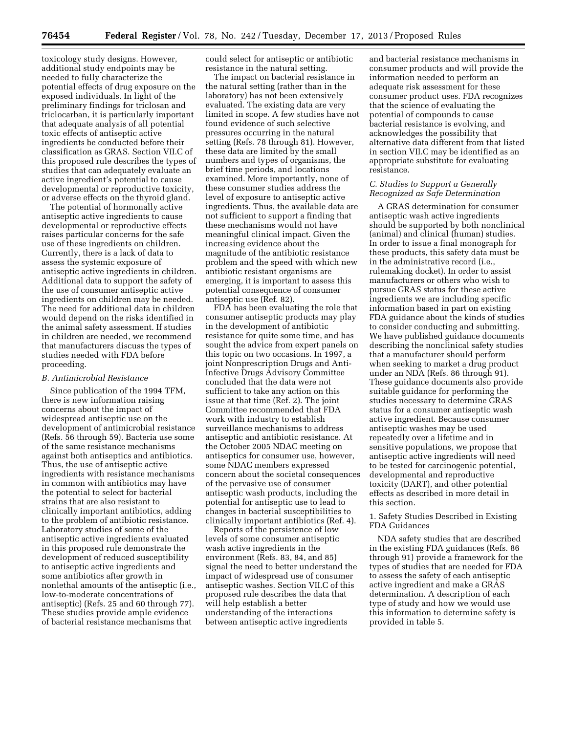toxicology study designs. However, additional study endpoints may be needed to fully characterize the potential effects of drug exposure on the exposed individuals. In light of the preliminary findings for triclosan and triclocarban, it is particularly important that adequate analysis of all potential toxic effects of antiseptic active ingredients be conducted before their classification as GRAS. Section VII.C of this proposed rule describes the types of studies that can adequately evaluate an active ingredient's potential to cause developmental or reproductive toxicity, or adverse effects on the thyroid gland.

The potential of hormonally active antiseptic active ingredients to cause developmental or reproductive effects raises particular concerns for the safe use of these ingredients on children. Currently, there is a lack of data to assess the systemic exposure of antiseptic active ingredients in children. Additional data to support the safety of the use of consumer antiseptic active ingredients on children may be needed. The need for additional data in children would depend on the risks identified in the animal safety assessment. If studies in children are needed, we recommend that manufacturers discuss the types of studies needed with FDA before proceeding.

### *B. Antimicrobial Resistance*

Since publication of the 1994 TFM, there is new information raising concerns about the impact of widespread antiseptic use on the development of antimicrobial resistance (Refs. 56 through 59). Bacteria use some of the same resistance mechanisms against both antiseptics and antibiotics. Thus, the use of antiseptic active ingredients with resistance mechanisms in common with antibiotics may have the potential to select for bacterial strains that are also resistant to clinically important antibiotics, adding to the problem of antibiotic resistance. Laboratory studies of some of the antiseptic active ingredients evaluated in this proposed rule demonstrate the development of reduced susceptibility to antiseptic active ingredients and some antibiotics after growth in nonlethal amounts of the antiseptic (i.e., low-to-moderate concentrations of antiseptic) (Refs. 25 and 60 through 77). These studies provide ample evidence of bacterial resistance mechanisms that could select for antiseptic or antibiotic resistance in the natural setting.

The impact on bacterial resistance in the natural setting (rather than in the laboratory) has not been extensively evaluated. The existing data are very limited in scope. A few studies have not found evidence of such selective pressures occurring in the natural setting (Refs. 78 through 81). However, these data are limited by the small numbers and types of organisms, the brief time periods, and locations examined. More importantly, none of these consumer studies address the level of exposure to antiseptic active ingredients. Thus, the available data are not sufficient to support a finding that these mechanisms would not have meaningful clinical impact. Given the increasing evidence about the magnitude of the antibiotic resistance problem and the speed with which new antibiotic resistant organisms are emerging, it is important to assess this potential consequence of consumer antiseptic use (Ref. 82).

FDA has been evaluating the role that consumer antiseptic products may play in the development of antibiotic resistance for quite some time, and has sought the advice from expert panels on this topic on two occasions. In 1997, a joint Nonprescription Drugs and Anti-Infective Drugs Advisory Committee concluded that the data were not sufficient to take any action on this issue at that time (Ref. 2). The joint Committee recommended that FDA work with industry to establish surveillance mechanisms to address antiseptic and antibiotic resistance. At the October 2005 NDAC meeting on antiseptics for consumer use, however, some NDAC members expressed concern about the societal consequences of the pervasive use of consumer antiseptic wash products, including the potential for antiseptic use to lead to changes in bacterial susceptibilities to clinically important antibiotics (Ref. 4).

Reports of the persistence of low levels of some consumer antiseptic wash active ingredients in the environment (Refs. 83, 84, and 85) signal the need to better understand the impact of widespread use of consumer antiseptic washes. Section VII.C of this proposed rule describes the data that will help establish a better understanding of the interactions between antiseptic active ingredients and bacterial resistance mechanisms in consumer products and will provide the information needed to perform an adequate risk assessment for these consumer product uses. FDA recognizes that the science of evaluating the potential of compounds to cause bacterial resistance is evolving, and acknowledges the possibility that alternative data different from that listed in section VII.C may be identified as an appropriate substitute for evaluating resistance.

### *C. Studies to Support a Generally Recognized as Safe Determination*

A GRAS determination for consumer antiseptic wash active ingredients should be supported by both nonclinical (animal) and clinical (human) studies. In order to issue a final monograph for these products, this safety data must be in the administrative record (i.e., rulemaking docket). In order to assist manufacturers or others who wish to pursue GRAS status for these active ingredients we are including specific information based in part on existing FDA guidance about the kinds of studies to consider conducting and submitting. We have published guidance documents describing the nonclinical safety studies that a manufacturer should perform when seeking to market a drug product under an NDA (Refs. 86 through 91). These guidance documents also provide suitable guidance for performing the studies necessary to determine GRAS status for a consumer antiseptic wash active ingredient. Because consumer antiseptic washes may be used repeatedly over a lifetime and in sensitive populations, we propose that antiseptic active ingredients will need to be tested for carcinogenic potential, developmental and reproductive toxicity (DART), and other potential effects as described in more detail in this section.

#### 1. Safety Studies Described in Existing FDA Guidances

NDA safety studies that are described in the existing FDA guidances (Refs. 86 through 91) provide a framework for the types of studies that are needed for FDA to assess the safety of each antiseptic active ingredient and make a GRAS determination. A description of each type of study and how we would use this information to determine safety is provided in table 5.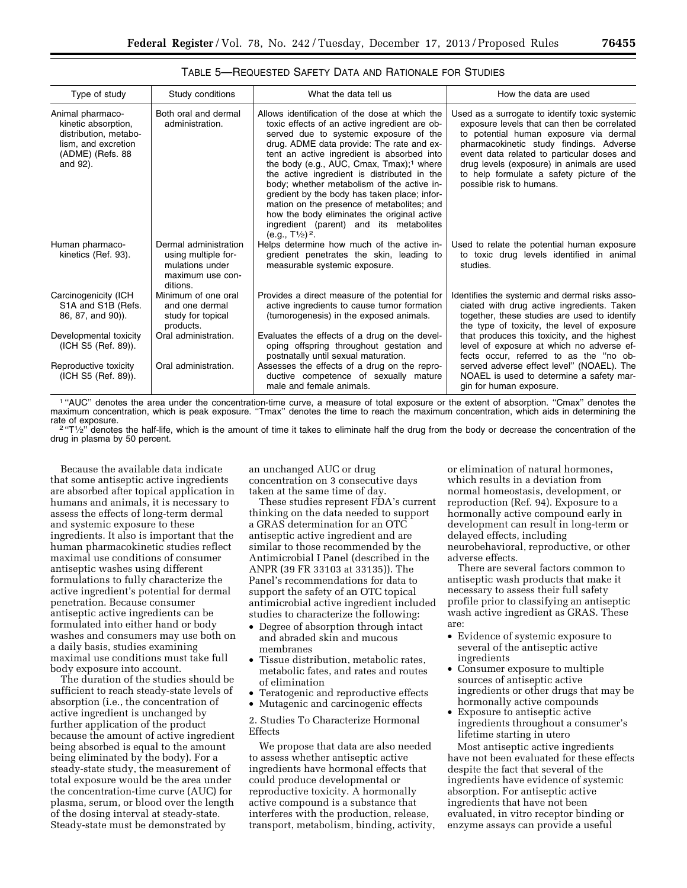TABLE 5—REQUESTED SAFETY DATA AND RATIONALE FOR STUDIES

| Type of study | Study conditions | What the data tell us | How the data are used |
|---|---|---|---|
| Animal pharmacokinetic absorption, distribution, metabolism, and excretion (ADME) (Refs. 88 and 92). | Both oral and dermal administration. | Allows identification of the dose at which the toxic effects of an active ingredient are observed due to systemic exposure of the drug. ADME data provide: The rate and extent an active ingredient is absorbed into the body (e.g., AUC, Cmax, Tmax);[1] where the active ingredient is distributed in the body; whether metabolism of the active ingredient by the body has taken place; information on the presence of metabolites; and how the body eliminates the original active ingredient (parent) and its metabolites (e.g., T½)[2]. | Used as a surrogate to identify toxic systemic exposure levels that can then be correlated to potential human exposure via dermal pharmacokinetic study findings. Adverse event data related to particular doses and drug levels (exposure) in animals are used to help formulate a safety picture of the possible risk to humans. |
| Human pharmacokinetics (Ref. 93). | Dermal administration using multiple formulations under maximum use conditions. | Helps determine how much of the active ingredient penetrates the skin, leading to measurable systemic exposure. | Used to relate the potential human exposure to toxic drug levels identified in animal studies. |
| Carcinogenicity (ICH S1A and S1B (Refs. 86, 87, and 90)). | Minimum of one oral and one dermal study for topical products. | Provides a direct measure of the potential for active ingredients to cause tumor formation (tumorogenesis) in the exposed animals. | Identifies the systemic and dermal risks associated with drug active ingredients. Taken together, these studies are used to identify the type of toxicity, the level of exposure that produces this toxicity, and the highest level of exposure at which no adverse effects occur, referred to as the "no observed adverse effect level" (NOAEL). The NOAEL is used to determine a safety margin for human exposure. |
| Developmental toxicity (ICH S5 (Ref. 89)). | Oral administration. | Evaluates the effects of a drug on the developing offspring throughout gestation and postnatally until sexual maturation. | |
| Reproductive toxicity (ICH S5 (Ref. 89)). | Oral administration. | Assesses the effects of a drug on the reproductive competence of sexually mature male and female animals. | |

[1] "AUC" denotes the area under the concentration-time curve, a measure of total exposure or the extent of absorption. "Cmax" denotes the maximum concentration, which is peak exposure. "Tmax" denotes the time to reach the maximum concentration, which aids in determining the rate of exposure.

[2] "T½" denotes the half-life, which is the amount of time it takes to eliminate half the drug from the body or decrease the concentration of the drug in plasma by 50 percent.

Because the available data indicate that some antiseptic active ingredients are absorbed after topical application in humans and animals, it is necessary to assess the effects of long-term dermal and systemic exposure to these ingredients. It also is important that the human pharmacokinetic studies reflect maximal use conditions of consumer antiseptic washes using different formulations to fully characterize the active ingredient's potential for dermal penetration. Because consumer antiseptic active ingredients can be formulated into either hand or body washes and consumers may use both on a daily basis, studies examining maximal use conditions must take full body exposure into account.

The duration of the studies should be sufficient to reach steady-state levels of absorption (i.e., the concentration of active ingredient is unchanged by further application of the product because the amount of active ingredient being absorbed is equal to the amount being eliminated by the body). For a steady-state study, the measurement of total exposure would be the area under the concentration-time curve (AUC) for plasma, serum, or blood over the length of the dosing interval at steady-state. Steady-state must be demonstrated by an unchanged AUC or drug concentration on 3 consecutive days taken at the same time of day.

These studies represent FDA's current thinking on the data needed to support a GRAS determination for an OTC antiseptic active ingredient and are similar to those recommended by the Antimicrobial I Panel (described in the ANPR (39 FR 33103 at 33135)). The Panel's recommendations for data to support the safety of an OTC topical antimicrobial active ingredient included studies to characterize the following:

- Degree of absorption through intact and abraded skin and mucous membranes
- Tissue distribution, metabolic rates, metabolic fates, and rates and routes of elimination
- Teratogenic and reproductive effects
- Mutagenic and carcinogenic effects

2. Studies To Characterize Hormonal Effects

We propose that data are also needed to assess whether antiseptic active ingredients have hormonal effects that could produce developmental or reproductive toxicity. A hormonally active compound is a substance that interferes with the production, release, transport, metabolism, binding, activity, or elimination of natural hormones, which results in a deviation from normal homeostasis, development, or reproduction (Ref. 94). Exposure to a hormonally active compound early in development can result in long-term or delayed effects, including neurobehavioral, reproductive, or other adverse effects.

There are several factors common to antiseptic wash products that make it necessary to assess their full safety profile prior to classifying an antiseptic wash active ingredient as GRAS. These are:

- Evidence of systemic exposure to several of the antiseptic active ingredients
- Consumer exposure to multiple sources of antiseptic active ingredients or other drugs that may be hormonally active compounds
- Exposure to antiseptic active ingredients throughout a consumer's lifetime starting in utero

Most antiseptic active ingredients have not been evaluated for these effects despite the fact that several of the ingredients have evidence of systemic absorption. For antiseptic active ingredients that have not been evaluated, in vitro receptor binding or enzyme assays can provide a useful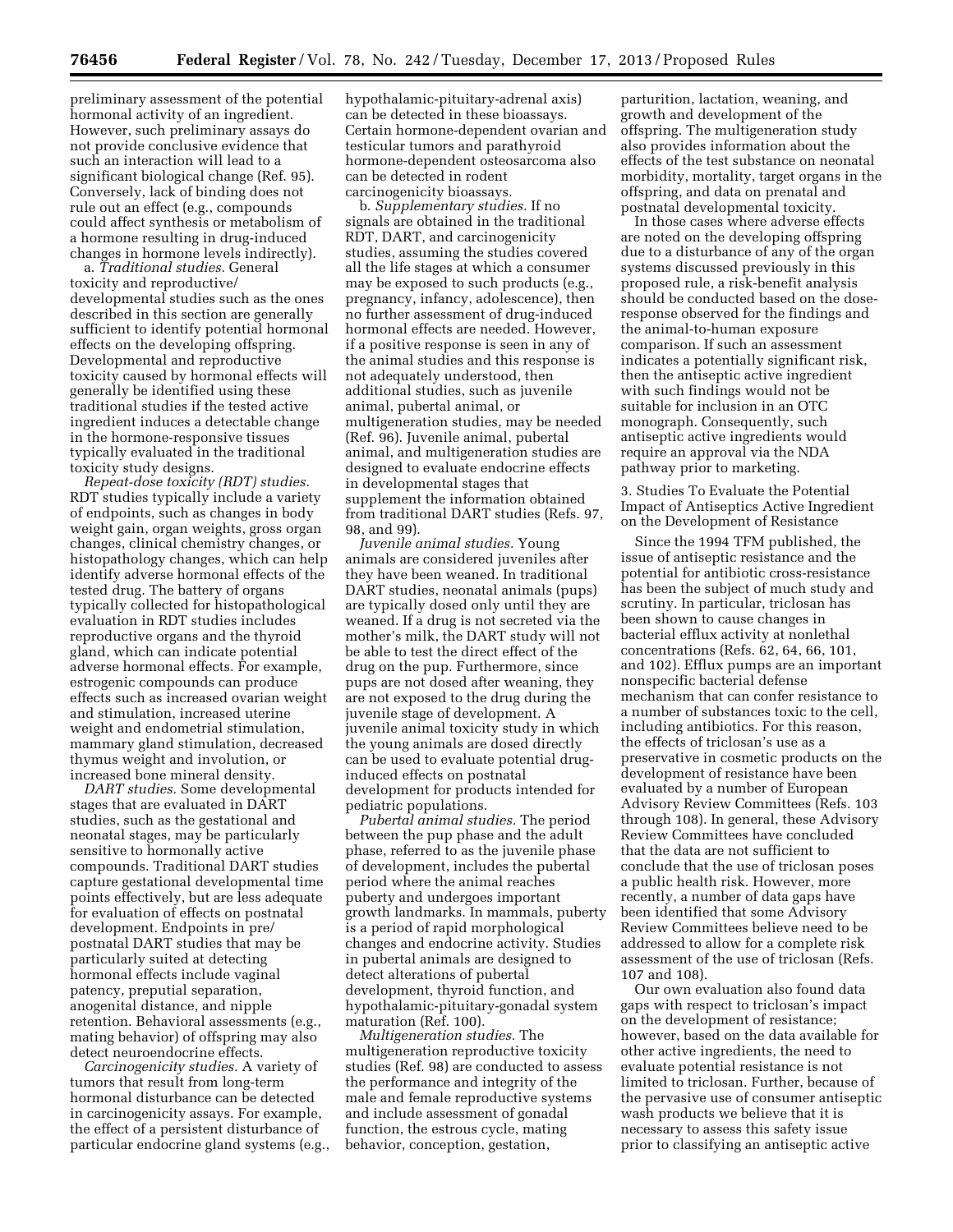preliminary assessment of the potential hormonal activity of an ingredient. However, such preliminary assays do not provide conclusive evidence that such an interaction will lead to a significant biological change (Ref. 95). Conversely, lack of binding does not rule out an effect (e.g., compounds could affect synthesis or metabolism of a hormone resulting in drug-induced changes in hormone levels indirectly).

a. *Traditional studies.* General toxicity and reproductive/developmental studies such as the ones described in this section are generally sufficient to identify potential hormonal effects on the developing offspring. Developmental and reproductive toxicity caused by hormonal effects will generally be identified using these traditional studies if the tested active ingredient induces a detectable change in the hormone-responsive tissues typically evaluated in the traditional toxicity study designs.

*Repeat-dose toxicity (RDT) studies.* RDT studies typically include a variety of endpoints, such as changes in body weight gain, organ weights, gross organ changes, clinical chemistry changes, or histopathology changes, which can help identify adverse hormonal effects of the tested drug. The battery of organs typically collected for histopathological evaluation in RDT studies includes reproductive organs and the thyroid gland, which can indicate potential adverse hormonal effects. For example, estrogenic compounds can produce effects such as increased ovarian weight and stimulation, increased uterine weight and endometrial stimulation, mammary gland stimulation, decreased thymus weight and involution, or increased bone mineral density.

*DART studies.* Some developmental stages that are evaluated in DART studies, such as the gestational and neonatal stages, may be particularly sensitive to hormonally active compounds. Traditional DART studies capture gestational developmental time points effectively, but are less adequate for evaluation of effects on postnatal development. Endpoints in pre/postnatal DART studies that may be particularly suited at detecting hormonal effects include vaginal patency, preputial separation, anogenital distance, and nipple retention. Behavioral assessments (e.g., mating behavior) of offspring may also detect neuroendocrine effects.

*Carcinogenicity studies.* A variety of tumors that result from long-term hormonal disturbance can be detected in carcinogenicity assays. For example, the effect of a persistent disturbance of particular endocrine gland systems (e.g., hypothalamic-pituitary-adrenal axis) can be detected in these bioassays. Certain hormone-dependent ovarian and testicular tumors and parathyroid hormone-dependent osteosarcoma also can be detected in rodent carcinogenicity bioassays.

b. *Supplementary studies.* If no signals are obtained in the traditional RDT, DART, and carcinogenicity studies, assuming the studies covered all the life stages at which a consumer may be exposed to such products (e.g., pregnancy, infancy, adolescence), then no further assessment of drug-induced hormonal effects are needed. However, if a positive response is seen in any of the animal studies and this response is not adequately understood, then additional studies, such as juvenile animal, pubertal animal, or multigeneration studies, may be needed (Ref. 96). Juvenile animal, pubertal animal, and multigeneration studies are designed to evaluate endocrine effects in developmental stages that supplement the information obtained from traditional DART studies (Refs. 97, 98, and 99).

*Juvenile animal studies.* Young animals are considered juveniles after they have been weaned. In traditional DART studies, neonatal animals (pups) are typically dosed only until they are weaned. If a drug is not secreted via the mother's milk, the DART study will not be able to test the direct effect of the drug on the pup. Furthermore, since pups are not dosed after weaning, they are not exposed to the drug during the juvenile stage of development. A juvenile animal toxicity study in which the young animals are dosed directly can be used to evaluate potential drug-induced effects on postnatal development for products intended for pediatric populations.

*Pubertal animal studies.* The period between the pup phase and the adult phase, referred to as the juvenile phase of development, includes the pubertal period where the animal reaches puberty and undergoes important growth landmarks. In mammals, puberty is a period of rapid morphological changes and endocrine activity. Studies in pubertal animals are designed to detect alterations of pubertal development, thyroid function, and hypothalamic-pituitary-gonadal system maturation (Ref. 100).

*Multigeneration studies.* The multigeneration reproductive toxicity studies (Ref. 98) are conducted to assess the performance and integrity of the male and female reproductive systems and include assessment of gonadal function, the estrous cycle, mating behavior, conception, gestation, parturition, lactation, weaning, and growth and development of the offspring. The multigeneration study also provides information about the effects of the test substance on neonatal morbidity, mortality, target organs in the offspring, and data on prenatal and postnatal developmental toxicity.

In those cases where adverse effects are noted on the developing offspring due to a disturbance of any of the organ systems discussed previously in this proposed rule, a risk-benefit analysis should be conducted based on the dose-response observed for the findings and the animal-to-human exposure comparison. If such an assessment indicates a potentially significant risk, then the antiseptic active ingredient with such findings would not be suitable for inclusion in an OTC monograph. Consequently, such antiseptic active ingredients would require an approval via the NDA pathway prior to marketing.

3. Studies To Evaluate the Potential Impact of Antiseptics Active Ingredient on the Development of Resistance

Since the 1994 TFM published, the issue of antiseptic resistance and the potential for antibiotic cross-resistance has been the subject of much study and scrutiny. In particular, triclosan has been shown to cause changes in bacterial efflux activity at nonlethal concentrations (Refs. 62, 64, 66, 101, and 102). Efflux pumps are an important nonspecific bacterial defense mechanism that can confer resistance to a number of substances toxic to the cell, including antibiotics. For this reason, the effects of triclosan's use as a preservative in cosmetic products on the development of resistance have been evaluated by a number of European Advisory Review Committees (Refs. 103 through 108). In general, these Advisory Review Committees have concluded that the data are not sufficient to conclude that the use of triclosan poses a public health risk. However, more recently, a number of data gaps have been identified that some Advisory Review Committees believe need to be addressed to allow for a complete risk assessment of the use of triclosan (Refs. 107 and 108).

Our own evaluation also found data gaps with respect to triclosan's impact on the development of resistance; however, based on the data available for other active ingredients, the need to evaluate potential resistance is not limited to triclosan. Further, because of the pervasive use of consumer antiseptic wash products we believe that it is necessary to assess this safety issue prior to classifying an antiseptic active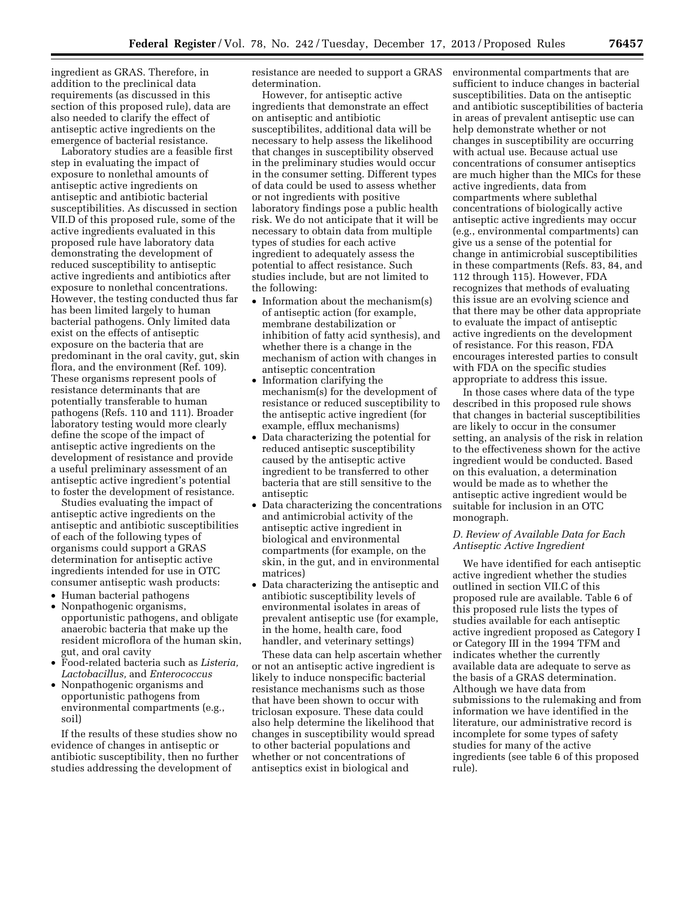ingredient as GRAS. Therefore, in addition to the preclinical data requirements (as discussed in this section of this proposed rule), data are also needed to clarify the effect of antiseptic active ingredients on the emergence of bacterial resistance.

Laboratory studies are a feasible first step in evaluating the impact of exposure to nonlethal amounts of antiseptic active ingredients on antiseptic and antibiotic bacterial susceptibilities. As discussed in section VII.D of this proposed rule, some of the active ingredients evaluated in this proposed rule have laboratory data demonstrating the development of reduced susceptibility to antiseptic active ingredients and antibiotics after exposure to nonlethal concentrations. However, the testing conducted thus far has been limited largely to human bacterial pathogens. Only limited data exist on the effects of antiseptic exposure on the bacteria that are predominant in the oral cavity, gut, skin flora, and the environment (Ref. 109). These organisms represent pools of resistance determinants that are potentially transferable to human pathogens (Refs. 110 and 111). Broader laboratory testing would more clearly define the scope of the impact of antiseptic active ingredients on the development of resistance and provide a useful preliminary assessment of an antiseptic active ingredient's potential to foster the development of resistance.

Studies evaluating the impact of antiseptic active ingredients on the antiseptic and antibiotic susceptibilities of each of the following types of organisms could support a GRAS determination for antiseptic active ingredients intended for use in OTC consumer antiseptic wash products:

- Human bacterial pathogens
- Nonpathogenic organisms, opportunistic pathogens, and obligate anaerobic bacteria that make up the resident microflora of the human skin, gut, and oral cavity
- Food-related bacteria such as *Listeria, Lactobacillus,* and *Enterococcus*
- Nonpathogenic organisms and opportunistic pathogens from environmental compartments (e.g., soil)

If the results of these studies show no evidence of changes in antiseptic or antibiotic susceptibility, then no further studies addressing the development of resistance are needed to support a GRAS determination.

However, for antiseptic active ingredients that demonstrate an effect on antiseptic and antibiotic susceptibilites, additional data will be necessary to help assess the likelihood that changes in susceptibility observed in the preliminary studies would occur in the consumer setting. Different types of data could be used to assess whether or not ingredients with positive laboratory findings pose a public health risk. We do not anticipate that it will be necessary to obtain data from multiple types of studies for each active ingredient to adequately assess the potential to affect resistance. Such studies include, but are not limited to the following:

- Information about the mechanism(s) of antiseptic action (for example, membrane destabilization or inhibition of fatty acid synthesis), and whether there is a change in the mechanism of action with changes in antiseptic concentration
- Information clarifying the mechanism(s) for the development of resistance or reduced susceptibility to the antiseptic active ingredient (for example, efflux mechanisms)
- Data characterizing the potential for reduced antiseptic susceptibility caused by the antiseptic active ingredient to be transferred to other bacteria that are still sensitive to the antiseptic
- Data characterizing the concentrations and antimicrobial activity of the antiseptic active ingredient in biological and environmental compartments (for example, on the skin, in the gut, and in environmental matrices)
- Data characterizing the antiseptic and antibiotic susceptibility levels of environmental isolates in areas of prevalent antiseptic use (for example, in the home, health care, food handler, and veterinary settings)

These data can help ascertain whether or not an antiseptic active ingredient is likely to induce nonspecific bacterial resistance mechanisms such as those that have been shown to occur with triclosan exposure. These data could also help determine the likelihood that changes in susceptibility would spread to other bacterial populations and whether or not concentrations of antiseptics exist in biological and environmental compartments that are sufficient to induce changes in bacterial susceptibilities. Data on the antiseptic and antibiotic susceptibilities of bacteria in areas of prevalent antiseptic use can help demonstrate whether or not changes in susceptibility are occurring with actual use. Because actual use concentrations of consumer antiseptics are much higher than the MICs for these active ingredients, data from compartments where sublethal concentrations of biologically active antiseptic active ingredients may occur (e.g., environmental compartments) can give us a sense of the potential for change in antimicrobial susceptibilities in these compartments (Refs. 83, 84, and 112 through 115). However, FDA recognizes that methods of evaluating this issue are an evolving science and that there may be other data appropriate to evaluate the impact of antiseptic active ingredients on the development of resistance. For this reason, FDA encourages interested parties to consult with FDA on the specific studies appropriate to address this issue.

In those cases where data of the type described in this proposed rule shows that changes in bacterial susceptibilities are likely to occur in the consumer setting, an analysis of the risk in relation to the effectiveness shown for the active ingredient would be conducted. Based on this evaluation, a determination would be made as to whether the antiseptic active ingredient would be suitable for inclusion in an OTC monograph.

### *D. Review of Available Data for Each Antiseptic Active Ingredient*

We have identified for each antiseptic active ingredient whether the studies outlined in section VII.C of this proposed rule are available. Table 6 of this proposed rule lists the types of studies available for each antiseptic active ingredient proposed as Category I or Category III in the 1994 TFM and indicates whether the currently available data are adequate to serve as the basis of a GRAS determination. Although we have data from submissions to the rulemaking and from information we have identified in the literature, our administrative record is incomplete for some types of safety studies for many of the active ingredients (see table 6 of this proposed rule).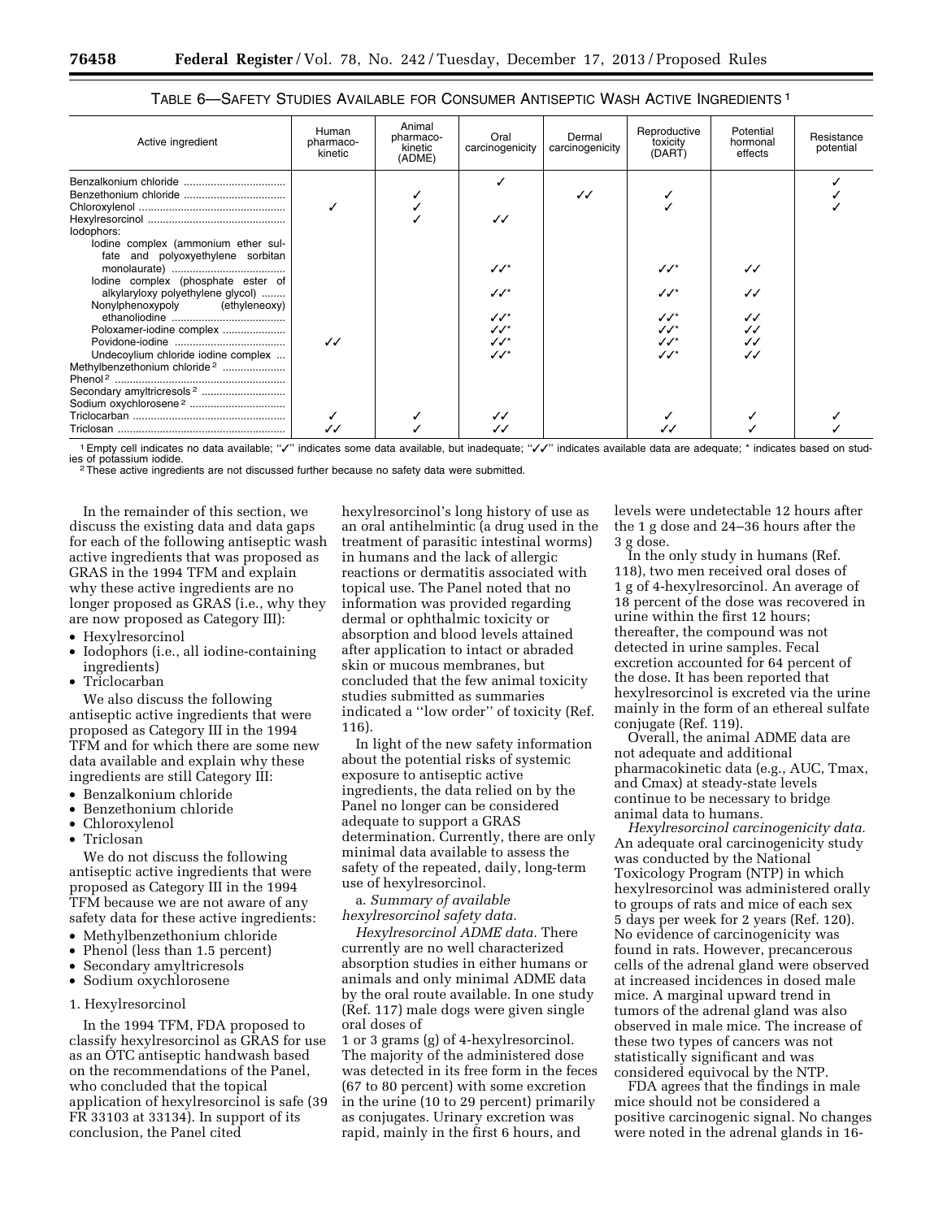TABLE 6—SAFETY STUDIES AVAILABLE FOR CONSUMER ANTISEPTIC WASH ACTIVE INGREDIENTS [1]

| Active ingredient | Human pharmaco-kinetic | Animal pharmaco-kinetic (ADME) | Oral carcinogenicity | Dermal carcinogenicity | Reproductive toxicity (DART) | Potential hormonal effects | Resistance potential |
|---|---|---|---|---|---|---|---|
| Benzalkonium chloride | | | ✓ | | | | ✓ |
| Benzethonium chloride | | ✓ | | ✓✓ | ✓ | | ✓ |
| Chloroxylenol | ✓ | ✓ | | | ✓ | | ✓ |
| Hexylresorcinol | | ✓ | ✓✓ | | | | |
| Iodophors: | | | | | | | |
| Iodine complex (ammonium ether sulfate and polyoxyethylene sorbitan monolaurate) | | | ✓✓* | | ✓✓* | ✓✓ | |
| Iodine complex (phosphate ester of alkylaryloxy polyethylene glycol) | | | ✓✓* | | ✓✓* | ✓✓ | |
| Nonylphenoxypoly (ethyleneoxy) ethanoliodine | | | ✓✓* | | ✓✓* | ✓✓ | |
| Poloxamer-iodine complex | | | ✓✓* | | ✓✓* | ✓✓ | |
| Povidone-iodine | ✓✓ | | ✓✓* | | ✓✓* | ✓✓ | |
| Undecoylium chloride iodine complex | | | ✓✓* | | ✓✓* | ✓✓ | |
| Methylbenzethonium chloride [2] | | | | | | | |
| Phenol [2] | | | | | | | |
| Secondary amyltricresols [2] | | | | | | | |
| Sodium oxychlorosene [2] | | | | | | | |
| Triclocarban | ✓ | ✓ | ✓✓ | | ✓ | ✓ | ✓ |
| Triclosan | ✓✓ | ✓ | ✓✓ | | ✓✓ | ✓ | ✓ |

[1] Empty cell indicates no data available; "✓" indicates some data available, but inadequate; "✓✓" indicates available data are adequate; * indicates based on studies of potassium iodide.

[2] These active ingredients are not discussed further because no safety data were submitted.

In the remainder of this section, we discuss the existing data and data gaps for each of the following antiseptic wash active ingredients that was proposed as GRAS in the 1994 TFM and explain why these active ingredients are no longer proposed as GRAS (i.e., why they are now proposed as Category III):

- Hexylresorcinol
- Iodophors (i.e., all iodine-containing ingredients)
- Triclocarban

We also discuss the following antiseptic active ingredients that were proposed as Category III in the 1994 TFM and for which there are some new data available and explain why these ingredients are still Category III:

- Benzalkonium chloride
- Benzethonium chloride
- Chloroxylenol
- Triclosan

We do not discuss the following antiseptic active ingredients that were proposed as Category III in the 1994 TFM because we are not aware of any safety data for these active ingredients:

- Methylbenzethonium chloride
- Phenol (less than 1.5 percent)
- Secondary amyltricresols
- Sodium oxychlorosene

### 1. Hexylresorcinol

In the 1994 TFM, FDA proposed to classify hexylresorcinol as GRAS for use as an OTC antiseptic handwash based on the recommendations of the Panel, who concluded that the topical application of hexylresorcinol is safe (39 FR 33103 at 33134). In support of its conclusion, the Panel cited hexylresorcinol's long history of use as an oral antihelmintic (a drug used in the treatment of parasitic intestinal worms) in humans and the lack of allergic reactions or dermatitis associated with topical use. The Panel noted that no information was provided regarding dermal or ophthalmic toxicity or absorption and blood levels attained after application to intact or abraded skin or mucous membranes, but concluded that the few animal toxicity studies submitted as summaries indicated a "low order" of toxicity (Ref. 116).

In light of the new safety information about the potential risks of systemic exposure to antiseptic active ingredients, the data relied on by the Panel no longer can be considered adequate to support a GRAS determination. Currently, there are only minimal data available to assess the safety of the repeated, daily, long-term use of hexylresorcinol.

a. *Summary of available hexylresorcinol safety data.*

*Hexylresorcinol ADME data.* There currently are no well characterized absorption studies in either humans or animals and only minimal ADME data by the oral route available. In one study (Ref. 117) male dogs were given single oral doses of 1 or 3 grams (g) of 4-hexylresorcinol. The majority of the administered dose was detected in its free form in the feces (67 to 80 percent) with some excretion in the urine (10 to 29 percent) primarily as conjugates. Urinary excretion was rapid, mainly in the first 6 hours, and levels were undetectable 12 hours after the 1 g dose and 24–36 hours after the 3 g dose.

In the only study in humans (Ref. 118), two men received oral doses of 1 g of 4-hexylresorcinol. An average of 18 percent of the dose was recovered in urine within the first 12 hours; thereafter, the compound was not detected in urine samples. Fecal excretion accounted for 64 percent of the dose. It has been reported that hexylresorcinol is excreted via the urine mainly in the form of an ethereal sulfate conjugate (Ref. 119).

Overall, the animal ADME data are not adequate and additional pharmacokinetic data (e.g., AUC, Tmax, and Cmax) at steady-state levels continue to be necessary to bridge animal data to humans.

*Hexylresorcinol carcinogenicity data.* An adequate oral carcinogenicity study was conducted by the National Toxicology Program (NTP) in which hexylresorcinol was administered orally to groups of rats and mice of each sex 5 days per week for 2 years (Ref. 120). No evidence of carcinogenicity was found in rats. However, precancerous cells of the adrenal gland were observed at increased incidences in dosed male mice. A marginal upward trend in tumors of the adrenal gland was also observed in male mice. The increase of these two types of cancers was not statistically significant and was considered equivocal by the NTP.

FDA agrees that the findings in male mice should not be considered a positive carcinogenic signal. No changes were noted in the adrenal glands in 16-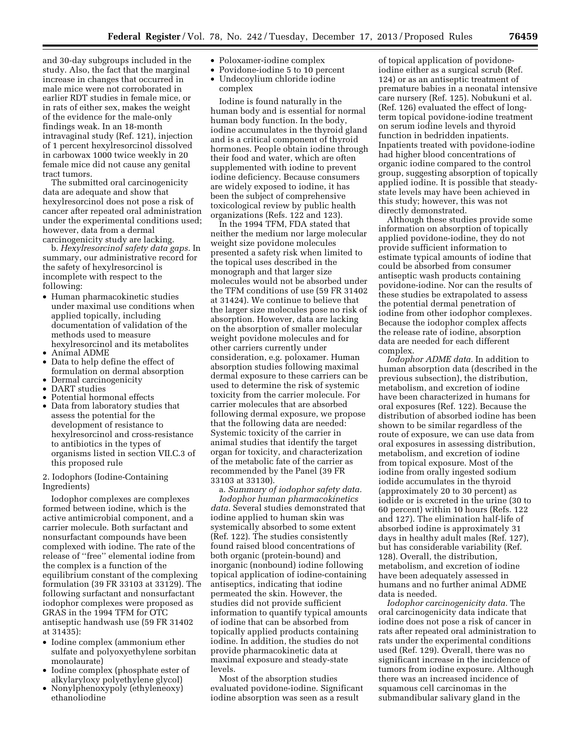and 30-day subgroups included in the study. Also, the fact that the marginal increase in changes that occurred in male mice were not corroborated in earlier RDT studies in female mice, or in rats of either sex, makes the weight of the evidence for the male-only findings weak. In an 18-month intravaginal study (Ref. 121), injection of 1 percent hexylresorcinol dissolved in carbowax 1000 twice weekly in 20 female mice did not cause any genital tract tumors.

The submitted oral carcinogenicity data are adequate and show that hexylresorcinol does not pose a risk of cancer after repeated oral administration under the experimental conditions used; however, data from a dermal carcinogenicity study are lacking.

b. *Hexylresorcinol safety data gaps.* In summary, our administrative record for the safety of hexylresorcinol is incomplete with respect to the following:

- Human pharmacokinetic studies under maximal use conditions when applied topically, including documentation of validation of the methods used to measure hexylresorcinol and its metabolites
- Animal ADME
- Data to help define the effect of formulation on dermal absorption
- Dermal carcinogenicity
- DART studies
- Potential hormonal effects
- Data from laboratory studies that assess the potential for the development of resistance to hexylresorcinol and cross-resistance to antibiotics in the types of organisms listed in section VII.C.3 of this proposed rule

2. Iodophors (Iodine-Containing Ingredients)

Iodophor complexes are complexes formed between iodine, which is the active antimicrobial component, and a carrier molecule. Both surfactant and nonsurfactant compounds have been complexed with iodine. The rate of the release of "free" elemental iodine from the complex is a function of the equilibrium constant of the complexing formulation (39 FR 33103 at 33129). The following surfactant and nonsurfactant iodophor complexes were proposed as GRAS in the 1994 TFM for OTC antiseptic handwash use (59 FR 31402 at 31435):

- Iodine complex (ammonium ether sulfate and polyoxyethylene sorbitan monolaurate)
- Iodine complex (phosphate ester of alkylaryloxy polyethylene glycol)
- Nonylphenoxypoly (ethyleneoxy) ethanoliodine
- Poloxamer-iodine complex
- Povidone-iodine 5 to 10 percent
- Undecoylium chloride iodine complex

Iodine is found naturally in the human body and is essential for normal human body function. In the body, iodine accumulates in the thyroid gland and is a critical component of thyroid hormones. People obtain iodine through their food and water, which are often supplemented with iodine to prevent iodine deficiency. Because consumers are widely exposed to iodine, it has been the subject of comprehensive toxicological review by public health organizations (Refs. 122 and 123).

In the 1994 TFM, FDA stated that neither the medium nor large molecular weight size povidone molecules presented a safety risk when limited to the topical uses described in the monograph and that larger size molecules would not be absorbed under the TFM conditions of use (59 FR 31402 at 31424). We continue to believe that the larger size molecules pose no risk of absorption. However, data are lacking on the absorption of smaller molecular weight povidone molecules and for other carriers currently under consideration, e.g. poloxamer. Human absorption studies following maximal dermal exposure to these carriers can be used to determine the risk of systemic toxicity from the carrier molecule. For carrier molecules that are absorbed following dermal exposure, we propose that the following data are needed: Systemic toxicity of the carrier in animal studies that identify the target organ for toxicity, and characterization of the metabolic fate of the carrier as recommended by the Panel (39 FR 33103 at 33130).

a. *Summary of iodophor safety data.*

*Iodophor human pharmacokinetics data.* Several studies demonstrated that iodine applied to human skin was systemically absorbed to some extent (Ref. 122). The studies consistently found raised blood concentrations of both organic (protein-bound) and inorganic (nonbound) iodine following topical application of iodine-containing antiseptics, indicating that iodine permeated the skin. However, the studies did not provide sufficient information to quantify typical amounts of iodine that can be absorbed from topically applied products containing iodine. In addition, the studies do not provide pharmacokinetic data at maximal exposure and steady-state levels.

Most of the absorption studies evaluated povidone-iodine. Significant iodine absorption was seen as a result of topical application of povidone-iodine either as a surgical scrub (Ref. 124) or as an antiseptic treatment of premature babies in a neonatal intensive care nursery (Ref. 125). Nobukuni et al. (Ref. 126) evaluated the effect of long-term topical povidone-iodine treatment on serum iodine levels and thyroid function in bedridden inpatients. Inpatients treated with povidone-iodine had higher blood concentrations of organic iodine compared to the control group, suggesting absorption of topically applied iodine. It is possible that steady-state levels may have been achieved in this study; however, this was not directly demonstrated.

Although these studies provide some information on absorption of topically applied povidone-iodine, they do not provide sufficient information to estimate typical amounts of iodine that could be absorbed from consumer antiseptic wash products containing povidone-iodine. Nor can the results of these studies be extrapolated to assess the potential dermal penetration of iodine from other iodophor complexes. Because the iodophor complex affects the release rate of iodine, absorption data are needed for each different complex.

*Iodophor ADME data.* In addition to human absorption data (described in the previous subsection), the distribution, metabolism, and excretion of iodine have been characterized in humans for oral exposures (Ref. 122). Because the distribution of absorbed iodine has been shown to be similar regardless of the route of exposure, we can use data from oral exposures in assessing distribution, metabolism, and excretion of iodine from topical exposure. Most of the iodine from orally ingested sodium iodide accumulates in the thyroid (approximately 20 to 30 percent) as iodide or is excreted in the urine (30 to 60 percent) within 10 hours (Refs. 122 and 127). The elimination half-life of absorbed iodine is approximately 31 days in healthy adult males (Ref. 127), but has considerable variability (Ref. 128). Overall, the distribution, metabolism, and excretion of iodine have been adequately assessed in humans and no further animal ADME data is needed.

*Iodophor carcinogenicity data.* The oral carcinogenicity data indicate that iodine does not pose a risk of cancer in rats after repeated oral administration to rats under the experimental conditions used (Ref. 129). Overall, there was no significant increase in the incidence of tumors from iodine exposure. Although there was an increased incidence of squamous cell carcinomas in the submandibular salivary gland in the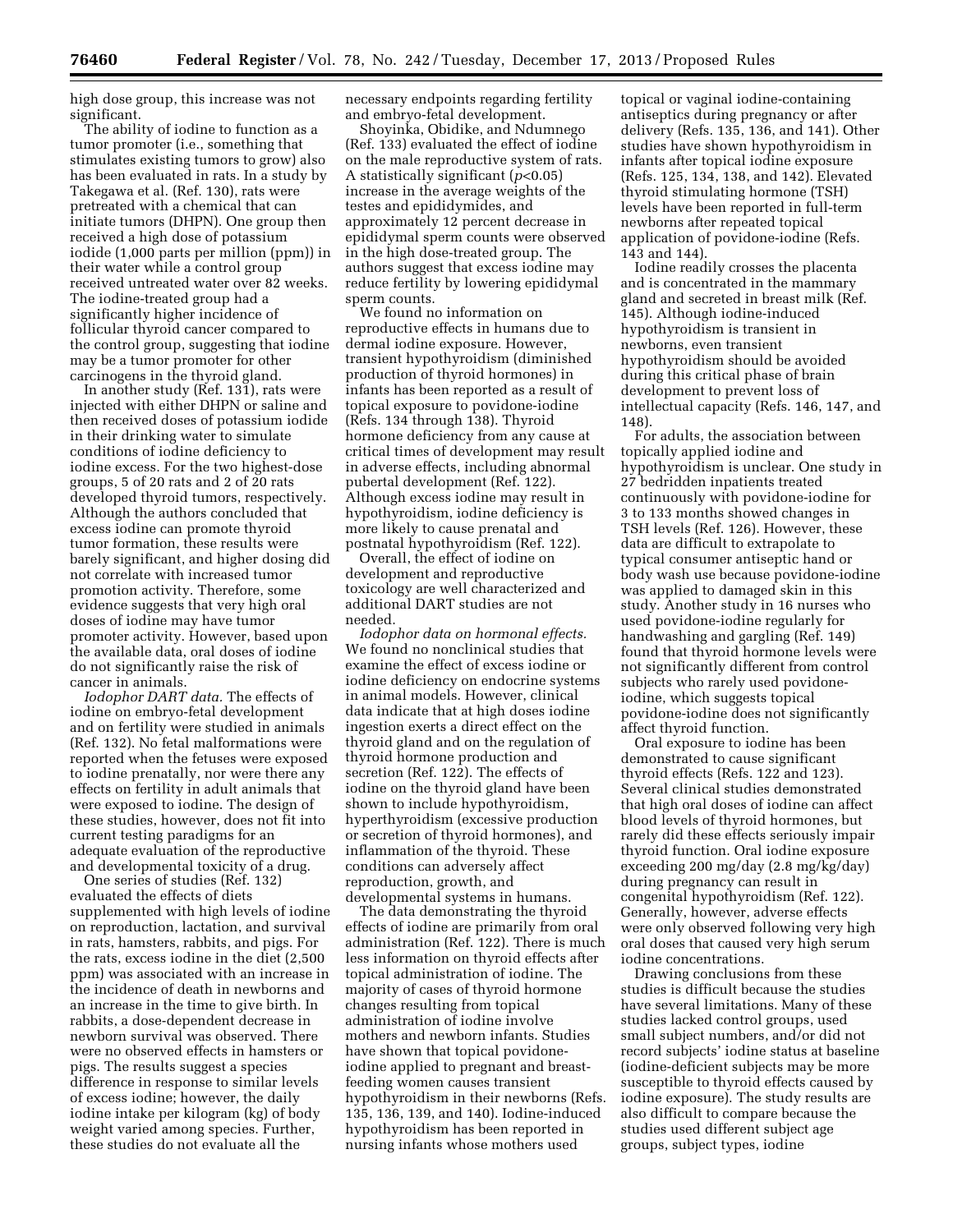high dose group, this increase was not significant.

The ability of iodine to function as a tumor promoter (i.e., something that stimulates existing tumors to grow) also has been evaluated in rats. In a study by Takegawa et al. (Ref. 130), rats were pretreated with a chemical that can initiate tumors (DHPN). One group then received a high dose of potassium iodide (1,000 parts per million (ppm)) in their water while a control group received untreated water over 82 weeks. The iodine-treated group had a significantly higher incidence of follicular thyroid cancer compared to the control group, suggesting that iodine may be a tumor promoter for other carcinogens in the thyroid gland.

In another study (Ref. 131), rats were injected with either DHPN or saline and then received doses of potassium iodide in their drinking water to simulate conditions of iodine deficiency to iodine excess. For the two highest-dose groups, 5 of 20 rats and 2 of 20 rats developed thyroid tumors, respectively. Although the authors concluded that excess iodine can promote thyroid tumor formation, these results were barely significant, and higher dosing did not correlate with increased tumor promotion activity. Therefore, some evidence suggests that very high oral doses of iodine may have tumor promoter activity. However, based upon the available data, oral doses of iodine do not significantly raise the risk of cancer in animals.

*Iodophor DART data.* The effects of iodine on embryo-fetal development and on fertility were studied in animals (Ref. 132). No fetal malformations were reported when the fetuses were exposed to iodine prenatally, nor were there any effects on fertility in adult animals that were exposed to iodine. The design of these studies, however, does not fit into current testing paradigms for an adequate evaluation of the reproductive and developmental toxicity of a drug.

One series of studies (Ref. 132) evaluated the effects of diets supplemented with high levels of iodine on reproduction, lactation, and survival in rats, hamsters, rabbits, and pigs. For the rats, excess iodine in the diet (2,500 ppm) was associated with an increase in the incidence of death in newborns and an increase in the time to give birth. In rabbits, a dose-dependent decrease in newborn survival was observed. There were no observed effects in hamsters or pigs. The results suggest a species difference in response to similar levels of excess iodine; however, the daily iodine intake per kilogram (kg) of body weight varied among species. Further, these studies do not evaluate all the necessary endpoints regarding fertility and embryo-fetal development.

Shoyinka, Obidike, and Ndumnego (Ref. 133) evaluated the effect of iodine on the male reproductive system of rats. A statistically significant ($p<0.05$) increase in the average weights of the testes and epididymides, and approximately 12 percent decrease in epididymal sperm counts were observed in the high dose-treated group. The authors suggest that excess iodine may reduce fertility by lowering epididymal sperm counts.

We found no information on reproductive effects in humans due to dermal iodine exposure. However, transient hypothyroidism (diminished production of thyroid hormones) in infants has been reported as a result of topical exposure to povidone-iodine (Refs. 134 through 138). Thyroid hormone deficiency from any cause at critical times of development may result in adverse effects, including abnormal pubertal development (Ref. 122). Although excess iodine may result in hypothyroidism, iodine deficiency is more likely to cause prenatal and postnatal hypothyroidism (Ref. 122).

Overall, the effect of iodine on development and reproductive toxicology are well characterized and additional DART studies are not needed.

*Iodophor data on hormonal effects.* We found no nonclinical studies that examine the effect of excess iodine or iodine deficiency on endocrine systems in animal models. However, clinical data indicate that at high doses iodine ingestion exerts a direct effect on the thyroid gland and on the regulation of thyroid hormone production and secretion (Ref. 122). The effects of iodine on the thyroid gland have been shown to include hypothyroidism, hyperthyroidism (excessive production or secretion of thyroid hormones), and inflammation of the thyroid. These conditions can adversely affect reproduction, growth, and developmental systems in humans.

The data demonstrating the thyroid effects of iodine are primarily from oral administration (Ref. 122). There is much less information on thyroid effects after topical administration of iodine. The majority of cases of thyroid hormone changes resulting from topical administration of iodine involve mothers and newborn infants. Studies have shown that topical povidone-iodine applied to pregnant and breast-feeding women causes transient hypothyroidism in their newborns (Refs. 135, 136, 139, and 140). Iodine-induced hypothyroidism has been reported in nursing infants whose mothers used topical or vaginal iodine-containing antiseptics during pregnancy or after delivery (Refs. 135, 136, and 141). Other studies have shown hypothyroidism in infants after topical iodine exposure (Refs. 125, 134, 138, and 142). Elevated thyroid stimulating hormone (TSH) levels have been reported in full-term newborns after repeated topical application of povidone-iodine (Refs. 143 and 144).

Iodine readily crosses the placenta and is concentrated in the mammary gland and secreted in breast milk (Ref. 145). Although iodine-induced hypothyroidism is transient in newborns, even transient hypothyroidism should be avoided during this critical phase of brain development to prevent loss of intellectual capacity (Refs. 146, 147, and 148).

For adults, the association between topically applied iodine and hypothyroidism is unclear. One study in 27 bedridden inpatients treated continuously with povidone-iodine for 3 to 133 months showed changes in TSH levels (Ref. 126). However, these data are difficult to extrapolate to typical consumer antiseptic hand or body wash use because povidone-iodine was applied to damaged skin in this study. Another study in 16 nurses who used povidone-iodine regularly for handwashing and gargling (Ref. 149) found that thyroid hormone levels were not significantly different from control subjects who rarely used povidone-iodine, which suggests topical povidone-iodine does not significantly affect thyroid function.

Oral exposure to iodine has been demonstrated to cause significant thyroid effects (Refs. 122 and 123). Several clinical studies demonstrated that high oral doses of iodine can affect blood levels of thyroid hormones, but rarely did these effects seriously impair thyroid function. Oral iodine exposure exceeding 200 mg/day (2.8 mg/kg/day) during pregnancy can result in congenital hypothyroidism (Ref. 122). Generally, however, adverse effects were only observed following very high oral doses that caused very high serum iodine concentrations.

Drawing conclusions from these studies is difficult because the studies have several limitations. Many of these studies lacked control groups, used small subject numbers, and/or did not record subjects' iodine status at baseline (iodine-deficient subjects may be more susceptible to thyroid effects caused by iodine exposure). The study results are also difficult to compare because the studies used different subject age groups, subject types, iodine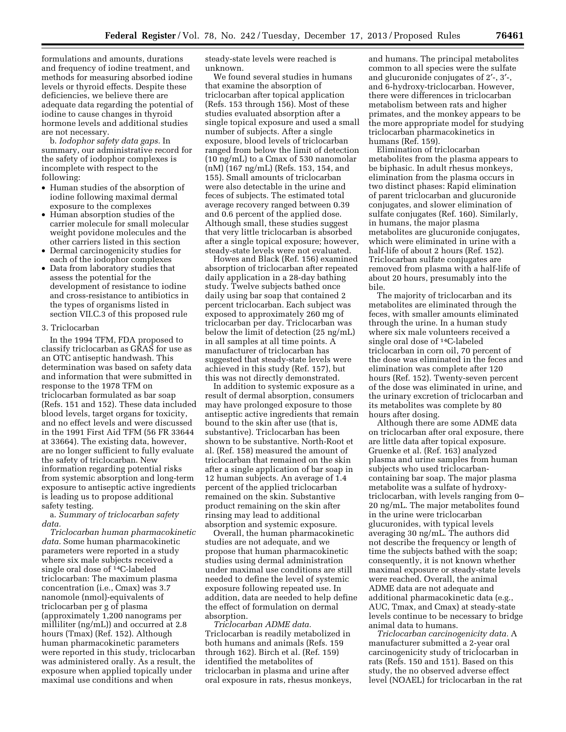formulations and amounts, durations and frequency of iodine treatment, and methods for measuring absorbed iodine levels or thyroid effects. Despite these deficiencies, we believe there are adequate data regarding the potential of iodine to cause changes in thyroid hormone levels and additional studies are not necessary.

b. *Iodophor safety data gaps.* In summary, our administrative record for the safety of iodophor complexes is incomplete with respect to the following:

- Human studies of the absorption of iodine following maximal dermal exposure to the complexes
- Human absorption studies of the carrier molecule for small molecular weight povidone molecules and the other carriers listed in this section
- Dermal carcinogenicity studies for each of the iodophor complexes
- Data from laboratory studies that assess the potential for the development of resistance to iodine and cross-resistance to antibiotics in the types of organisms listed in section VII.C.3 of this proposed rule

### 3. Triclocarban

In the 1994 TFM, FDA proposed to classify triclocarban as GRAS for use as an OTC antiseptic handwash. This determination was based on safety data and information that were submitted in response to the 1978 TFM on triclocarban formulated as bar soap (Refs. 151 and 152). These data included blood levels, target organs for toxicity, and no effect levels and were discussed in the 1991 First Aid TFM (56 FR 33644 at 33664). The existing data, however, are no longer sufficient to fully evaluate the safety of triclocarban. New information regarding potential risks from systemic absorption and long-term exposure to antiseptic active ingredients is leading us to propose additional safety testing.

a. *Summary of triclocarban safety data.*

*Triclocarban human pharmacokinetic data.* Some human pharmacokinetic parameters were reported in a study where six male subjects received a single oral dose of $^{14}C$-labeled triclocarban: The maximum plasma concentration (i.e., Cmax) was 3.7 nanomole (nmol)-equivalents of triclocarban per g of plasma (approximately 1,200 nanograms per milliliter (ng/mL)) and occurred at 2.8 hours (Tmax) (Ref. 152). Although human pharmacokinetic parameters were reported in this study, triclocarban was administered orally. As a result, the exposure when applied topically under maximal use conditions and when steady-state levels were reached is unknown.

We found several studies in humans that examine the absorption of triclocarban after topical application (Refs. 153 through 156). Most of these studies evaluated absorption after a single topical exposure and used a small number of subjects. After a single exposure, blood levels of triclocarban ranged from below the limit of detection (10 ng/mL) to a Cmax of 530 nanomolar (nM) (167 ng/mL) (Refs. 153, 154, and 155). Small amounts of triclocarban were also detectable in the urine and feces of subjects. The estimated total average recovery ranged between 0.39 and 0.6 percent of the applied dose. Although small, these studies suggest that very little triclocarban is absorbed after a single topical exposure; however, steady-state levels were not evaluated.

Howes and Black (Ref. 156) examined absorption of triclocarban after repeated daily application in a 28-day bathing study. Twelve subjects bathed once daily using bar soap that contained 2 percent triclocarban. Each subject was exposed to approximately 260 mg of triclocarban per day. Triclocarban was below the limit of detection (25 ng/mL) in all samples at all time points. A manufacturer of triclocarban has suggested that steady-state levels were achieved in this study (Ref. 157), but this was not directly demonstrated.

In addition to systemic exposure as a result of dermal absorption, consumers may have prolonged exposure to those antiseptic active ingredients that remain bound to the skin after use (that is, substantive). Triclocarban has been shown to be substantive. North-Root et al. (Ref. 158) measured the amount of triclocarban that remained on the skin after a single application of bar soap in 12 human subjects. An average of 1.4 percent of the applied triclocarban remained on the skin. Substantive product remaining on the skin after rinsing may lead to additional absorption and systemic exposure.

Overall, the human pharmacokinetic studies are not adequate, and we propose that human pharmacokinetic studies using dermal administration under maximal use conditions are still needed to define the level of systemic exposure following repeated use. In addition, data are needed to help define the effect of formulation on dermal absorption.

*Triclocarban ADME data.* Triclocarban is readily metabolized in both humans and animals (Refs. 159 through 162). Birch et al. (Ref. 159) identified the metabolites of triclocarban in plasma and urine after oral exposure in rats, rhesus monkeys, and humans. The principal metabolites common to all species were the sulfate and glucuronide conjugates of 2′-, 3′-, and 6-hydroxy-triclocarban. However, there were differences in triclocarban metabolism between rats and higher primates, and the monkey appears to be the more appropriate model for studying triclocarban pharmacokinetics in humans (Ref. 159).

Elimination of triclocarban metabolites from the plasma appears to be biphasic. In adult rhesus monkeys, elimination from the plasma occurs in two distinct phases: Rapid elimination of parent triclocarban and glucuronide conjugates, and slower elimination of sulfate conjugates (Ref. 160). Similarly, in humans, the major plasma metabolites are glucuronide conjugates, which were eliminated in urine with a half-life of about 2 hours (Ref. 152). Triclocarban sulfate conjugates are removed from plasma with a half-life of about 20 hours, presumably into the bile.

The majority of triclocarban and its metabolites are eliminated through the feces, with smaller amounts eliminated through the urine. In a human study where six male volunteers received a single oral dose of $^{14}C$-labeled triclocarban in corn oil, 70 percent of the dose was eliminated in the feces and elimination was complete after 120 hours (Ref. 152). Twenty-seven percent of the dose was eliminated in urine, and the urinary excretion of triclocarban and its metabolites was complete by 80 hours after dosing.

Although there are some ADME data on triclocarban after oral exposure, there are little data after topical exposure. Gruenke et al. (Ref. 163) analyzed plasma and urine samples from human subjects who used triclocarban-containing bar soap. The major plasma metabolite was a sulfate of hydroxy-triclocarban, with levels ranging from 0–20 ng/mL. The major metabolites found in the urine were triclocarban glucuronides, with typical levels averaging 30 ng/mL. The authors did not describe the frequency or length of time the subjects bathed with the soap; consequently, it is not known whether maximal exposure or steady-state levels were reached. Overall, the animal ADME data are not adequate and additional pharmacokinetic data (e.g., AUC, Tmax, and Cmax) at steady-state levels continue to be necessary to bridge animal data to humans.

*Triclocarban carcinogenicity data.* A manufacturer submitted a 2-year oral carcinogenicity study of triclocarban in rats (Refs. 150 and 151). Based on this study, the no observed adverse effect level (NOAEL) for triclocarban in the rat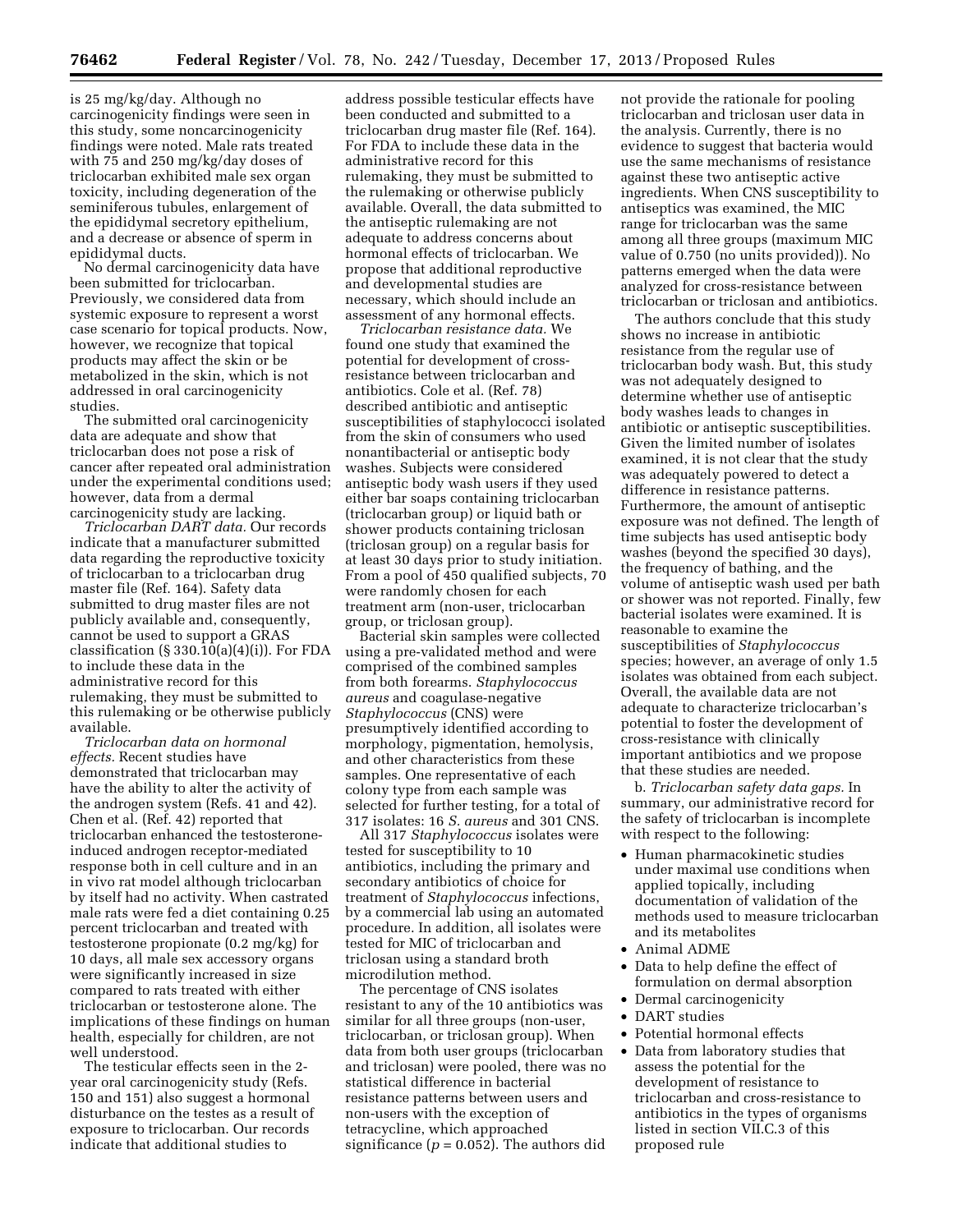is 25 mg/kg/day. Although no carcinogenicity findings were seen in this study, some noncarcinogenicity findings were noted. Male rats treated with 75 and 250 mg/kg/day doses of triclocarban exhibited male sex organ toxicity, including degeneration of the seminiferous tubules, enlargement of the epididymal secretory epithelium, and a decrease or absence of sperm in epididymal ducts.

No dermal carcinogenicity data have been submitted for triclocarban. Previously, we considered data from systemic exposure to represent a worst case scenario for topical products. Now, however, we recognize that topical products may affect the skin or be metabolized in the skin, which is not addressed in oral carcinogenicity studies.

The submitted oral carcinogenicity data are adequate and show that triclocarban does not pose a risk of cancer after repeated oral administration under the experimental conditions used; however, data from a dermal carcinogenicity study are lacking.

*Triclocarban DART data.* Our records indicate that a manufacturer submitted data regarding the reproductive toxicity of triclocarban to a triclocarban drug master file (Ref. 164). Safety data submitted to drug master files are not publicly available and, consequently, cannot be used to support a GRAS classification (§ 330.10(a)(4)(i)). For FDA to include these data in the administrative record for this rulemaking, they must be submitted to this rulemaking or be otherwise publicly available.

*Triclocarban data on hormonal effects.* Recent studies have demonstrated that triclocarban may have the ability to alter the activity of the androgen system (Refs. 41 and 42). Chen et al. (Ref. 42) reported that triclocarban enhanced the testosterone-induced androgen receptor-mediated response both in cell culture and in an in vivo rat model although triclocarban by itself had no activity. When castrated male rats were fed a diet containing 0.25 percent triclocarban and treated with testosterone propionate (0.2 mg/kg) for 10 days, all male sex accessory organs were significantly increased in size compared to rats treated with either triclocarban or testosterone alone. The implications of these findings on human health, especially for children, are not well understood.

The testicular effects seen in the 2-year oral carcinogenicity study (Refs. 150 and 151) also suggest a hormonal disturbance on the testes as a result of exposure to triclocarban. Our records indicate that additional studies to address possible testicular effects have been conducted and submitted to a triclocarban drug master file (Ref. 164). For FDA to include these data in the administrative record for this rulemaking, they must be submitted to the rulemaking or otherwise publicly available. Overall, the data submitted to the antiseptic rulemaking are not adequate to address concerns about hormonal effects of triclocarban. We propose that additional reproductive and developmental studies are necessary, which should include an assessment of any hormonal effects.

*Triclocarban resistance data.* We found one study that examined the potential for development of cross-resistance between triclocarban and antibiotics. Cole et al. (Ref. 78) described antibiotic and antiseptic susceptibilities of staphylococci isolated from the skin of consumers who used nonantibacterial or antiseptic body washes. Subjects were considered antiseptic body wash users if they used either bar soaps containing triclocarban (triclocarban group) or liquid bath or shower products containing triclosan (triclosan group) on a regular basis for at least 30 days prior to study initiation. From a pool of 450 qualified subjects, 70 were randomly chosen for each treatment arm (non-user, triclocarban group, or triclosan group).

Bacterial skin samples were collected using a pre-validated method and were comprised of the combined samples from both forearms. *Staphylococcus aureus* and coagulase-negative *Staphylococcus* (CNS) were presumptively identified according to morphology, pigmentation, hemolysis, and other characteristics from these samples. One representative of each colony type from each sample was selected for further testing, for a total of 317 isolates: 16 *S. aureus* and 301 CNS.

All 317 *Staphylococcus* isolates were tested for susceptibility to 10 antibiotics, including the primary and secondary antibiotics of choice for treatment of *Staphylococcus* infections, by a commercial lab using an automated procedure. In addition, all isolates were tested for MIC of triclocarban and triclosan using a standard broth microdilution method.

The percentage of CNS isolates resistant to any of the 10 antibiotics was similar for all three groups (non-user, triclocarban, or triclosan group). When data from both user groups (triclocarban and triclosan) were pooled, there was no statistical difference in bacterial resistance patterns between users and non-users with the exception of tetracycline, which approached significance ($p = 0.052$). The authors did not provide the rationale for pooling triclocarban and triclosan user data in the analysis. Currently, there is no evidence to suggest that bacteria would use the same mechanisms of resistance against these two antiseptic active ingredients. When CNS susceptibility to antiseptics was examined, the MIC range for triclocarban was the same among all three groups (maximum MIC value of 0.750 (no units provided)). No patterns emerged when the data were analyzed for cross-resistance between triclocarban or triclosan and antibiotics.

The authors conclude that this study shows no increase in antibiotic resistance from the regular use of triclocarban body wash. But, this study was not adequately designed to determine whether use of antiseptic body washes leads to changes in antibiotic or antiseptic susceptibilities. Given the limited number of isolates examined, it is not clear that the study was adequately powered to detect a difference in resistance patterns. Furthermore, the amount of antiseptic exposure was not defined. The length of time subjects has used antiseptic body washes (beyond the specified 30 days), the frequency of bathing, and the volume of antiseptic wash used per bath or shower was not reported. Finally, few bacterial isolates were examined. It is reasonable to examine the susceptibilities of *Staphylococcus* species; however, an average of only 1.5 isolates was obtained from each subject. Overall, the available data are not adequate to characterize triclocarban's potential to foster the development of cross-resistance with clinically important antibiotics and we propose that these studies are needed.

b. *Triclocarban safety data gaps.* In summary, our administrative record for the safety of triclocarban is incomplete with respect to the following:

- Human pharmacokinetic studies under maximal use conditions when applied topically, including documentation of validation of the methods used to measure triclocarban and its metabolites
- Animal ADME
- Data to help define the effect of formulation on dermal absorption
- Dermal carcinogenicity
- DART studies
- Potential hormonal effects
- Data from laboratory studies that assess the potential for the development of resistance to triclocarban and cross-resistance to antibiotics in the types of organisms listed in section VII.C.3 of this proposed rule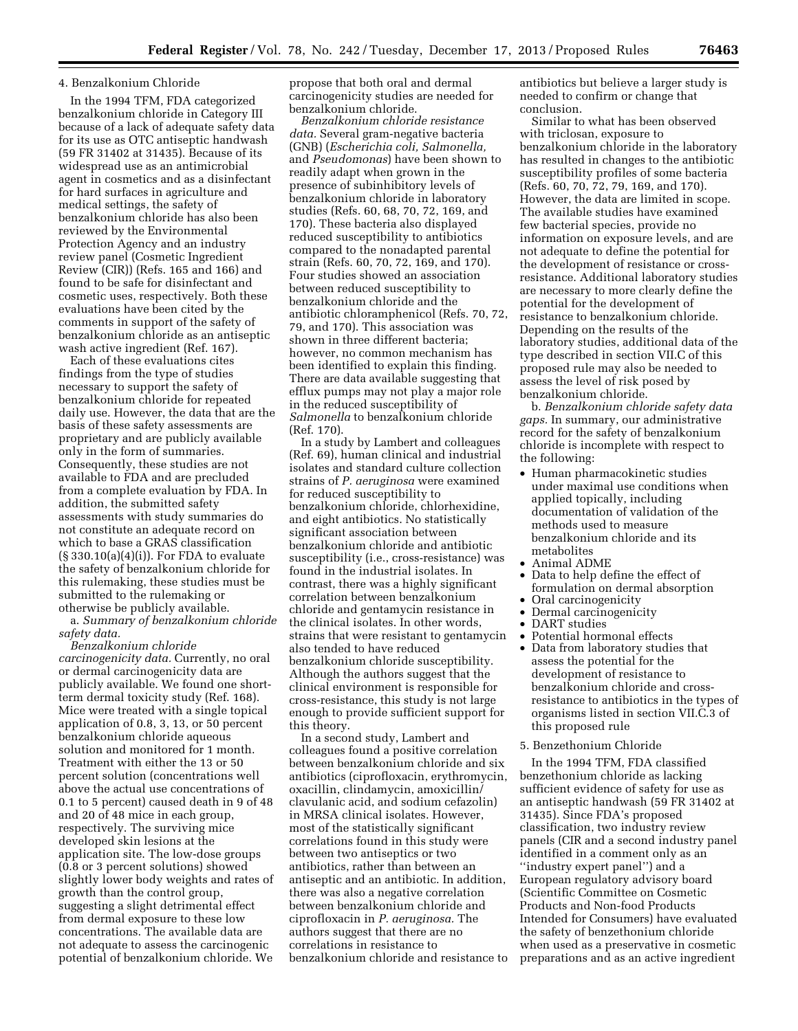4. Benzalkonium Chloride

In the 1994 TFM, FDA categorized benzalkonium chloride in Category III because of a lack of adequate safety data for its use as OTC antiseptic handwash (59 FR 31402 at 31435). Because of its widespread use as an antimicrobial agent in cosmetics and as a disinfectant for hard surfaces in agriculture and medical settings, the safety of benzalkonium chloride has also been reviewed by the Environmental Protection Agency and an industry review panel (Cosmetic Ingredient Review (CIR)) (Refs. 165 and 166) and found to be safe for disinfectant and cosmetic uses, respectively. Both these evaluations have been cited by the comments in support of the safety of benzalkonium chloride as an antiseptic wash active ingredient (Ref. 167).

Each of these evaluations cites findings from the type of studies necessary to support the safety of benzalkonium chloride for repeated daily use. However, the data that are the basis of these safety assessments are proprietary and are publicly available only in the form of summaries. Consequently, these studies are not available to FDA and are precluded from a complete evaluation by FDA. In addition, the submitted safety assessments with study summaries do not constitute an adequate record on which to base a GRAS classification (§ 330.10(a)(4)(i)). For FDA to evaluate the safety of benzalkonium chloride for this rulemaking, these studies must be submitted to the rulemaking or otherwise be publicly available.

a. *Summary of benzalkonium chloride safety data.*

*Benzalkonium chloride carcinogenicity data.* Currently, no oral or dermal carcinogenicity data are publicly available. We found one short-term dermal toxicity study (Ref. 168). Mice were treated with a single topical application of 0.8, 3, 13, or 50 percent benzalkonium chloride aqueous solution and monitored for 1 month. Treatment with either the 13 or 50 percent solution (concentrations well above the actual use concentrations of 0.1 to 5 percent) caused death in 9 of 48 and 20 of 48 mice in each group, respectively. The surviving mice developed skin lesions at the application site. The low-dose groups (0.8 or 3 percent solutions) showed slightly lower body weights and rates of growth than the control group, suggesting a slight detrimental effect from dermal exposure to these low concentrations. The available data are not adequate to assess the carcinogenic potential of benzalkonium chloride. We propose that both oral and dermal carcinogenicity studies are needed for benzalkonium chloride.

*Benzalkonium chloride resistance data.* Several gram-negative bacteria (GNB) (*Escherichia coli, Salmonella,* and *Pseudomonas*) have been shown to readily adapt when grown in the presence of subinhibitory levels of benzalkonium chloride in laboratory studies (Refs. 60, 68, 70, 72, 169, and 170). These bacteria also displayed reduced susceptibility to antibiotics compared to the nonadapted parental strain (Refs. 60, 70, 72, 169, and 170). Four studies showed an association between reduced susceptibility to benzalkonium chloride and the antibiotic chloramphenicol (Refs. 70, 72, 79, and 170). This association was shown in three different bacteria; however, no common mechanism has been identified to explain this finding. There are data available suggesting that efflux pumps may not play a major role in the reduced susceptibility of *Salmonella* to benzalkonium chloride (Ref. 170).

In a study by Lambert and colleagues (Ref. 69), human clinical and industrial isolates and standard culture collection strains of *P. aeruginosa* were examined for reduced susceptibility to benzalkonium chloride, chlorhexidine, and eight antibiotics. No statistically significant association between benzalkonium chloride and antibiotic susceptibility (i.e., cross-resistance) was found in the industrial isolates. In contrast, there was a highly significant correlation between benzalkonium chloride and gentamycin resistance in the clinical isolates. In other words, strains that were resistant to gentamycin also tended to have reduced benzalkonium chloride susceptibility. Although the authors suggest that the clinical environment is responsible for cross-resistance, this study is not large enough to provide sufficient support for this theory.

In a second study, Lambert and colleagues found a positive correlation between benzalkonium chloride and six antibiotics (ciprofloxacin, erythromycin, oxacillin, clindamycin, amoxicillin/clavulanic acid, and sodium cefazolin) in MRSA clinical isolates. However, most of the statistically significant correlations found in this study were between two antiseptics or two antibiotics, rather than between an antiseptic and an antibiotic. In addition, there was also a negative correlation between benzalkonium chloride and ciprofloxacin in *P. aeruginosa.* The authors suggest that there are no correlations in resistance to benzalkonium chloride and resistance to antibiotics but believe a larger study is needed to confirm or change that conclusion.

Similar to what has been observed with triclosan, exposure to benzalkonium chloride in the laboratory has resulted in changes to the antibiotic susceptibility profiles of some bacteria (Refs. 60, 70, 72, 79, 169, and 170). However, the data are limited in scope. The available studies have examined few bacterial species, provide no information on exposure levels, and are not adequate to define the potential for the development of resistance or cross-resistance. Additional laboratory studies are necessary to more clearly define the potential for the development of resistance to benzalkonium chloride. Depending on the results of the laboratory studies, additional data of the type described in section VII.C of this proposed rule may also be needed to assess the level of risk posed by benzalkonium chloride.

b. *Benzalkonium chloride safety data gaps.* In summary, our administrative record for the safety of benzalkonium chloride is incomplete with respect to the following:

- Human pharmacokinetic studies under maximal use conditions when applied topically, including documentation of validation of the methods used to measure benzalkonium chloride and its metabolites
- Animal ADME
- Data to help define the effect of formulation on dermal absorption
- Oral carcinogenicity
- Dermal carcinogenicity
- DART studies
- Potential hormonal effects
- Data from laboratory studies that assess the potential for the development of resistance to benzalkonium chloride and cross-resistance to antibiotics in the types of organisms listed in section VII.C.3 of this proposed rule

5. Benzethonium Chloride

In the 1994 TFM, FDA classified benzethonium chloride as lacking sufficient evidence of safety for use as an antiseptic handwash (59 FR 31402 at 31435). Since FDA's proposed classification, two industry review panels (CIR and a second industry panel identified in a comment only as an ''industry expert panel'') and a European regulatory advisory board (Scientific Committee on Cosmetic Products and Non-food Products Intended for Consumers) have evaluated the safety of benzethonium chloride when used as a preservative in cosmetic preparations and as an active ingredient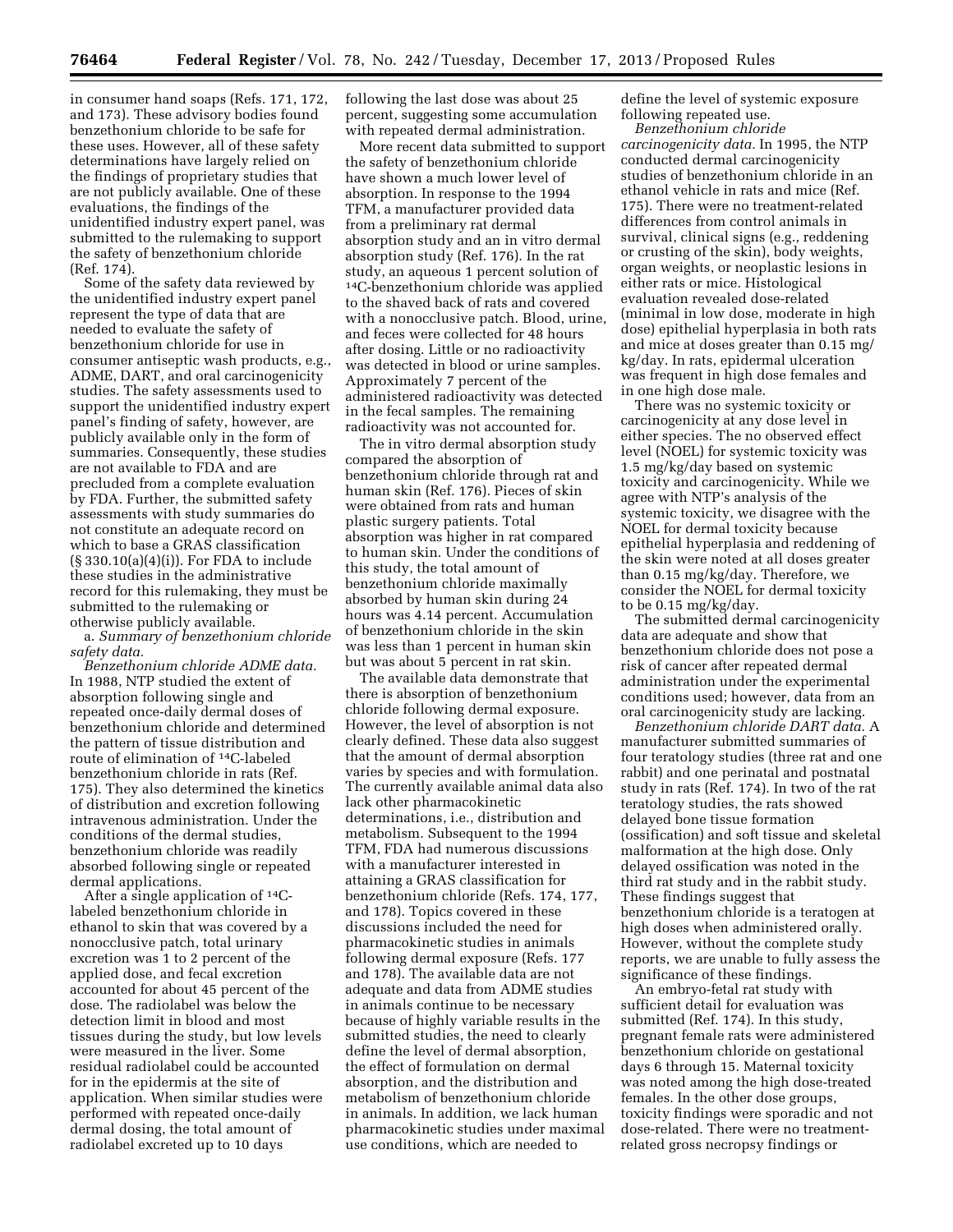in consumer hand soaps (Refs. 171, 172, and 173). These advisory bodies found benzethonium chloride to be safe for these uses. However, all of these safety determinations have largely relied on the findings of proprietary studies that are not publicly available. One of these evaluations, the findings of the unidentified industry expert panel, was submitted to the rulemaking to support the safety of benzethonium chloride (Ref. 174).

Some of the safety data reviewed by the unidentified industry expert panel represent the type of data that are needed to evaluate the safety of benzethonium chloride for use in consumer antiseptic wash products, e.g., ADME, DART, and oral carcinogenicity studies. The safety assessments used to support the unidentified industry expert panel's finding of safety, however, are publicly available only in the form of summaries. Consequently, these studies are not available to FDA and are precluded from a complete evaluation by FDA. Further, the submitted safety assessments with study summaries do not constitute an adequate record on which to base a GRAS classification (§ 330.10(a)(4)(i)). For FDA to include these studies in the administrative record for this rulemaking, they must be submitted to the rulemaking or otherwise publicly available.

a. *Summary of benzethonium chloride safety data.*

*Benzethonium chloride ADME data.* In 1988, NTP studied the extent of absorption following single and repeated once-daily dermal doses of benzethonium chloride and determined the pattern of tissue distribution and route of elimination of $^{14}C$-labeled benzethonium chloride in rats (Ref. 175). They also determined the kinetics of distribution and excretion following intravenous administration. Under the conditions of the dermal studies, benzethonium chloride was readily absorbed following single or repeated dermal applications.

After a single application of $^{14}C$-labeled benzethonium chloride in ethanol to skin that was covered by a nonocclusive patch, total urinary excretion was 1 to 2 percent of the applied dose, and fecal excretion accounted for about 45 percent of the dose. The radiolabel was below the detection limit in blood and most tissues during the study, but low levels were measured in the liver. Some residual radiolabel could be accounted for in the epidermis at the site of application. When similar studies were performed with repeated once-daily dermal dosing, the total amount of radiolabel excreted up to 10 days following the last dose was about 25 percent, suggesting some accumulation with repeated dermal administration.

More recent data submitted to support the safety of benzethonium chloride have shown a much lower level of absorption. In response to the 1994 TFM, a manufacturer provided data from a preliminary rat dermal absorption study and an in vitro dermal absorption study (Ref. 176). In the rat study, an aqueous 1 percent solution of $^{14}C$-benzethonium chloride was applied to the shaved back of rats and covered with a nonocclusive patch. Blood, urine, and feces were collected for 48 hours after dosing. Little or no radioactivity was detected in blood or urine samples. Approximately 7 percent of the administered radioactivity was detected in the fecal samples. The remaining radioactivity was not accounted for.

The in vitro dermal absorption study compared the absorption of benzethonium chloride through rat and human skin (Ref. 176). Pieces of skin were obtained from rats and human plastic surgery patients. Total absorption was higher in rat compared to human skin. Under the conditions of this study, the total amount of benzethonium chloride maximally absorbed by human skin during 24 hours was 4.14 percent. Accumulation of benzethonium chloride in the skin was less than 1 percent in human skin but was about 5 percent in rat skin.

The available data demonstrate that there is absorption of benzethonium chloride following dermal exposure. However, the level of absorption is not clearly defined. These data also suggest that the amount of dermal absorption varies by species and with formulation. The currently available animal data also lack other pharmacokinetic determinations, i.e., distribution and metabolism. Subsequent to the 1994 TFM, FDA had numerous discussions with a manufacturer interested in attaining a GRAS classification for benzethonium chloride (Refs. 174, 177, and 178). Topics covered in these discussions included the need for pharmacokinetic studies in animals following dermal exposure (Refs. 177 and 178). The available data are not adequate and data from ADME studies in animals continue to be necessary because of highly variable results in the submitted studies, the need to clearly define the level of dermal absorption, the effect of formulation on dermal absorption, and the distribution and metabolism of benzethonium chloride in animals. In addition, we lack human pharmacokinetic studies under maximal use conditions, which are needed to define the level of systemic exposure following repeated use.

*Benzethonium chloride carcinogenicity data.* In 1995, the NTP conducted dermal carcinogenicity studies of benzethonium chloride in an ethanol vehicle in rats and mice (Ref. 175). There were no treatment-related differences from control animals in survival, clinical signs (e.g., reddening or crusting of the skin), body weights, organ weights, or neoplastic lesions in either rats or mice. Histological evaluation revealed dose-related (minimal in low dose, moderate in high dose) epithelial hyperplasia in both rats and mice at doses greater than 0.15 mg/kg/day. In rats, epidermal ulceration was frequent in high dose females and in one high dose male.

There was no systemic toxicity or carcinogenicity at any dose level in either species. The no observed effect level (NOEL) for systemic toxicity was 1.5 mg/kg/day based on systemic toxicity and carcinogenicity. While we agree with NTP's analysis of the systemic toxicity, we disagree with the NOEL for dermal toxicity because epithelial hyperplasia and reddening of the skin were noted at all doses greater than 0.15 mg/kg/day. Therefore, we consider the NOEL for dermal toxicity to be 0.15 mg/kg/day.

The submitted dermal carcinogenicity data are adequate and show that benzethonium chloride does not pose a risk of cancer after repeated dermal administration under the experimental conditions used; however, data from an oral carcinogenicity study are lacking.

*Benzethonium chloride DART data.* A manufacturer submitted summaries of four teratology studies (three rat and one rabbit) and one perinatal and postnatal study in rats (Ref. 174). In two of the rat teratology studies, the rats showed delayed bone tissue formation (ossification) and soft tissue and skeletal malformation at the high dose. Only delayed ossification was noted in the third rat study and in the rabbit study. These findings suggest that benzethonium chloride is a teratogen at high doses when administered orally. However, without the complete study reports, we are unable to fully assess the significance of these findings.

An embryo-fetal rat study with sufficient detail for evaluation was submitted (Ref. 174). In this study, pregnant female rats were administered benzethonium chloride on gestational days 6 through 15. Maternal toxicity was noted among the high dose-treated females. In the other dose groups, toxicity findings were sporadic and not dose-related. There were no treatment-related gross necropsy findings or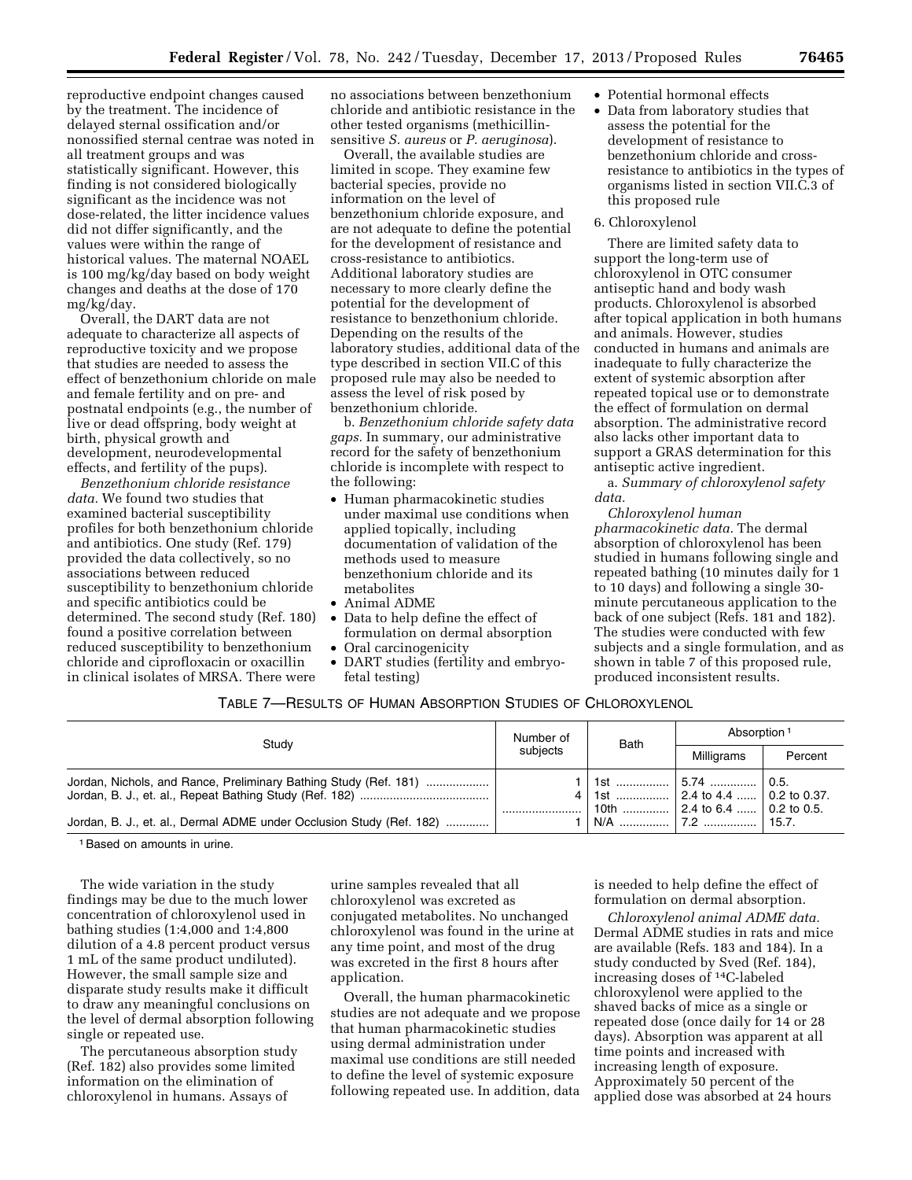reproductive endpoint changes caused by the treatment. The incidence of delayed sternal ossification and/or nonossified sternal centrae was noted in all treatment groups and was statistically significant. However, this finding is not considered biologically significant as the incidence was not dose-related, the litter incidence values did not differ significantly, and the values were within the range of historical values. The maternal NOAEL is 100 mg/kg/day based on body weight changes and deaths at the dose of 170 mg/kg/day.

Overall, the DART data are not adequate to characterize all aspects of reproductive toxicity and we propose that studies are needed to assess the effect of benzethonium chloride on male and female fertility and on pre- and postnatal endpoints (e.g., the number of live or dead offspring, body weight at birth, physical growth and development, neurodevelopmental effects, and fertility of the pups).

*Benzethonium chloride resistance data.* We found two studies that examined bacterial susceptibility profiles for both benzethonium chloride and antibiotics. One study (Ref. 179) provided the data collectively, so no associations between reduced susceptibility to benzethonium chloride and specific antibiotics could be determined. The second study (Ref. 180) found a positive correlation between reduced susceptibility to benzethonium chloride and ciprofloxacin or oxacillin in clinical isolates of MRSA. There were no associations between benzethonium chloride and antibiotic resistance in the other tested organisms (methicillin-sensitive *S. aureus* or *P. aeruginosa*).

Overall, the available studies are limited in scope. They examine few bacterial species, provide no information on the level of benzethonium chloride exposure, and are not adequate to define the potential for the development of resistance and cross-resistance to antibiotics. Additional laboratory studies are necessary to more clearly define the potential for the development of resistance to benzethonium chloride. Depending on the results of the laboratory studies, additional data of the type described in section VII.C of this proposed rule may also be needed to assess the level of risk posed by benzethonium chloride.

b. *Benzethonium chloride safety data gaps.* In summary, our administrative record for the safety of benzethonium chloride is incomplete with respect to the following:

- Human pharmacokinetic studies under maximal use conditions when applied topically, including documentation of validation of the methods used to measure benzethonium chloride and its metabolites
- Animal ADME
- Data to help define the effect of formulation on dermal absorption
- Oral carcinogenicity
- DART studies (fertility and embryo-fetal testing)
- Potential hormonal effects
- Data from laboratory studies that assess the potential for the development of resistance to benzethonium chloride and cross-resistance to antibiotics in the types of organisms listed in section VII.C.3 of this proposed rule

6. Chloroxylenol

There are limited safety data to support the long-term use of chloroxylenol in OTC consumer antiseptic hand and body wash products. Chloroxylenol is absorbed after topical application in both humans and animals. However, studies conducted in humans and animals are inadequate to fully characterize the extent of systemic absorption after repeated topical use or to demonstrate the effect of formulation on dermal absorption. The administrative record also lacks other important data to support a GRAS determination for this antiseptic active ingredient.

a. *Summary of chloroxylenol safety data.*

*Chloroxylenol human pharmacokinetic data.* The dermal absorption of chloroxylenol has been studied in humans following single and repeated bathing (10 minutes daily for 1 to 10 days) and following a single 30-minute percutaneous application to the back of one subject (Refs. 181 and 182). The studies were conducted with few subjects and a single formulation, and as shown in table 7 of this proposed rule, produced inconsistent results.

TABLE 7—RESULTS OF HUMAN ABSORPTION STUDIES OF CHLOROXYLENOL

| Study | Number of subjects | Bath | Absorption [1] | |
|---|---|---|---|---|
| | | | Milligrams | Percent |
| Jordan, Nichols, and Rance, Preliminary Bathing Study (Ref. 181) | 1 | 1st | 5.74 | 0.5. |
| Jordan, B. J., et. al., Repeat Bathing Study (Ref. 182) | 4 | 1st | 2.4 to 4.4 | 0.2 to 0.37. |
| | | 10th | 2.4 to 6.4 | 0.2 to 0.5. |
| Jordan, B. J., et. al., Dermal ADME under Occlusion Study (Ref. 182) | 1 | N/A | 7.2 | 15.7. |

[1] Based on amounts in urine.

The wide variation in the study findings may be due to the much lower concentration of chloroxylenol used in bathing studies (1:4,000 and 1:4,800 dilution of a 4.8 percent product versus 1 mL of the same product undiluted). However, the small sample size and disparate study results make it difficult to draw any meaningful conclusions on the level of dermal absorption following single or repeated use.

The percutaneous absorption study (Ref. 182) also provides some limited information on the elimination of chloroxylenol in humans. Assays of urine samples revealed that all chloroxylenol was excreted as conjugated metabolites. No unchanged chloroxylenol was found in the urine at any time point, and most of the drug was excreted in the first 8 hours after application.

Overall, the human pharmacokinetic studies are not adequate and we propose that human pharmacokinetic studies using dermal administration under maximal use conditions are still needed to define the level of systemic exposure following repeated use. In addition, data is needed to help define the effect of formulation on dermal absorption.

*Chloroxylenol animal ADME data.* Dermal ADME studies in rats and mice are available (Refs. 183 and 184). In a study conducted by Sved (Ref. 184), increasing doses of $^{14}C$-labeled chloroxylenol were applied to the shaved backs of mice as a single or repeated dose (once daily for 14 or 28 days). Absorption was apparent at all time points and increased with increasing length of exposure. Approximately 50 percent of the applied dose was absorbed at 24 hours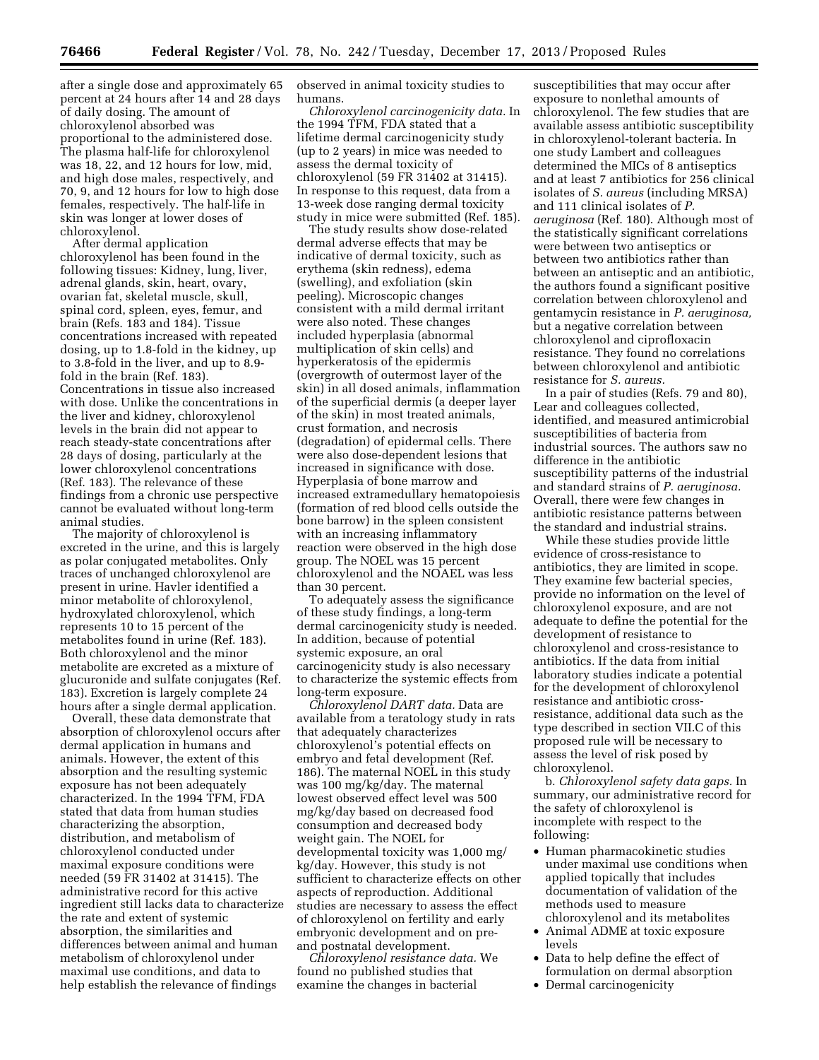after a single dose and approximately 65 percent at 24 hours after 14 and 28 days of daily dosing. The amount of chloroxylenol absorbed was proportional to the administered dose. The plasma half-life for chloroxylenol was 18, 22, and 12 hours for low, mid, and high dose males, respectively, and 70, 9, and 12 hours for low to high dose females, respectively. The half-life in skin was longer at lower doses of chloroxylenol.

After dermal application chloroxylenol has been found in the following tissues: Kidney, lung, liver, adrenal glands, skin, heart, ovary, ovarian fat, skeletal muscle, skull, spinal cord, spleen, eyes, femur, and brain (Refs. 183 and 184). Tissue concentrations increased with repeated dosing, up to 1.8-fold in the kidney, up to 3.8-fold in the liver, and up to 8.9-fold in the brain (Ref. 183). Concentrations in tissue also increased with dose. Unlike the concentrations in the liver and kidney, chloroxylenol levels in the brain did not appear to reach steady-state concentrations after 28 days of dosing, particularly at the lower chloroxylenol concentrations (Ref. 183). The relevance of these findings from a chronic use perspective cannot be evaluated without long-term animal studies.

The majority of chloroxylenol is excreted in the urine, and this is largely as polar conjugated metabolites. Only traces of unchanged chloroxylenol are present in urine. Havler identified a minor metabolite of chloroxylenol, hydroxylated chloroxylenol, which represents 10 to 15 percent of the metabolites found in urine (Ref. 183). Both chloroxylenol and the minor metabolite are excreted as a mixture of glucuronide and sulfate conjugates (Ref. 183). Excretion is largely complete 24 hours after a single dermal application.

Overall, these data demonstrate that absorption of chloroxylenol occurs after dermal application in humans and animals. However, the extent of this absorption and the resulting systemic exposure has not been adequately characterized. In the 1994 TFM, FDA stated that data from human studies characterizing the absorption, distribution, and metabolism of chloroxylenol conducted under maximal exposure conditions were needed (59 FR 31402 at 31415). The administrative record for this active ingredient still lacks data to characterize the rate and extent of systemic absorption, the similarities and differences between animal and human metabolism of chloroxylenol under maximal use conditions, and data to help establish the relevance of findings observed in animal toxicity studies to humans.

*Chloroxylenol carcinogenicity data.* In the 1994 TFM, FDA stated that a lifetime dermal carcinogenicity study (up to 2 years) in mice was needed to assess the dermal toxicity of chloroxylenol (59 FR 31402 at 31415). In response to this request, data from a 13-week dose ranging dermal toxicity study in mice were submitted (Ref. 185).

The study results show dose-related dermal adverse effects that may be indicative of dermal toxicity, such as erythema (skin redness), edema (swelling), and exfoliation (skin peeling). Microscopic changes consistent with a mild dermal irritant were also noted. These changes included hyperplasia (abnormal multiplication of skin cells) and hyperkeratosis of the epidermis (overgrowth of outermost layer of the skin) in all dosed animals, inflammation of the superficial dermis (a deeper layer of the skin) in most treated animals, crust formation, and necrosis (degradation) of epidermal cells. There were also dose-dependent lesions that increased in significance with dose. Hyperplasia of bone marrow and increased extramedullary hematopoiesis (formation of red blood cells outside the bone barrow) in the spleen consistent with an increasing inflammatory reaction were observed in the high dose group. The NOEL was 15 percent chloroxylenol and the NOAEL was less than 30 percent.

To adequately assess the significance of these study findings, a long-term dermal carcinogenicity study is needed. In addition, because of potential systemic exposure, an oral carcinogenicity study is also necessary to characterize the systemic effects from long-term exposure.

*Chloroxylenol DART data.* Data are available from a teratology study in rats that adequately characterizes chloroxylenol's potential effects on embryo and fetal development (Ref. 186). The maternal NOEL in this study was 100 mg/kg/day. The maternal lowest observed effect level was 500 mg/kg/day based on decreased food consumption and decreased body weight gain. The NOEL for developmental toxicity was 1,000 mg/kg/day. However, this study is not sufficient to characterize effects on other aspects of reproduction. Additional studies are necessary to assess the effect of chloroxylenol on fertility and early embryonic development and on pre- and postnatal development.

*Chloroxylenol resistance data.* We found no published studies that examine the changes in bacterial susceptibilities that may occur after exposure to nonlethal amounts of chloroxylenol. The few studies that are available assess antibiotic susceptibility in chloroxylenol-tolerant bacteria. In one study Lambert and colleagues determined the MICs of 8 antiseptics and at least 7 antibiotics for 256 clinical isolates of *S. aureus* (including MRSA) and 111 clinical isolates of *P. aeruginosa* (Ref. 180). Although most of the statistically significant correlations were between two antiseptics or between two antibiotics rather than between an antiseptic and an antibiotic, the authors found a significant positive correlation between chloroxylenol and gentamycin resistance in *P. aeruginosa,* but a negative correlation between chloroxylenol and ciprofloxacin resistance. They found no correlations between chloroxylenol and antibiotic resistance for *S. aureus.*

In a pair of studies (Refs. 79 and 80), Lear and colleagues collected, identified, and measured antimicrobial susceptibilities of bacteria from industrial sources. The authors saw no difference in the antibiotic susceptibility patterns of the industrial and standard strains of *P. aeruginosa.* Overall, there were few changes in antibiotic resistance patterns between the standard and industrial strains.

While these studies provide little evidence of cross-resistance to antibiotics, they are limited in scope. They examine few bacterial species, provide no information on the level of chloroxylenol exposure, and are not adequate to define the potential for the development of resistance to chloroxylenol and cross-resistance to antibiotics. If the data from initial laboratory studies indicate a potential for the development of chloroxylenol resistance and antibiotic cross-resistance, additional data such as the type described in section VII.C of this proposed rule will be necessary to assess the level of risk posed by chloroxylenol.

b. *Chloroxylenol safety data gaps.* In summary, our administrative record for the safety of chloroxylenol is incomplete with respect to the following:

- Human pharmacokinetic studies under maximal use conditions when applied topically that includes documentation of validation of the methods used to measure chloroxylenol and its metabolites
- Animal ADME at toxic exposure levels
- Data to help define the effect of formulation on dermal absorption
- Dermal carcinogenicity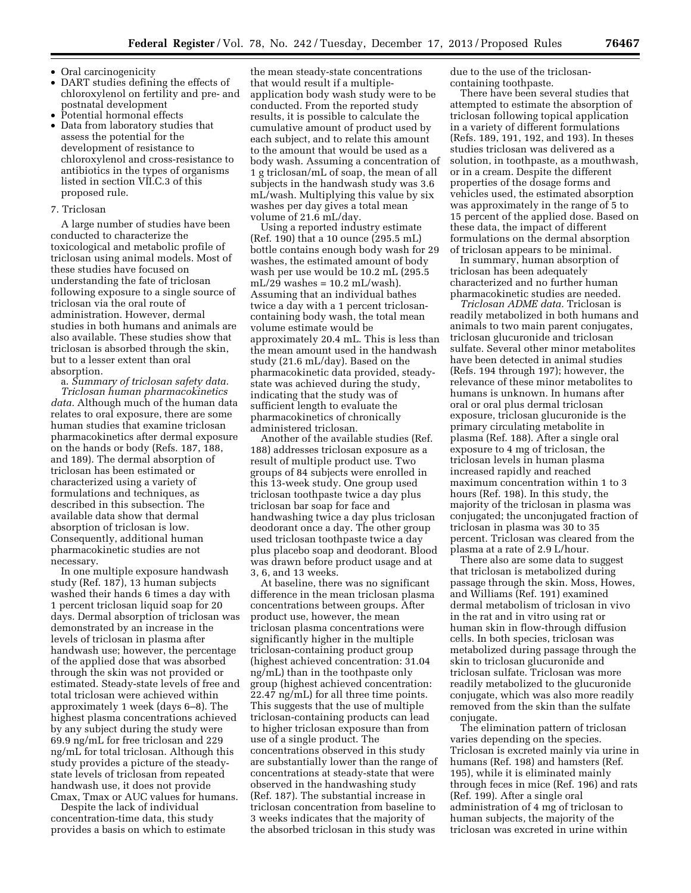- Oral carcinogenicity
- DART studies defining the effects of chloroxylenol on fertility and pre- and postnatal development
- Potential hormonal effects
- Data from laboratory studies that assess the potential for the development of resistance to chloroxylenol and cross-resistance to antibiotics in the types of organisms listed in section VII.C.3 of this proposed rule.

7. Triclosan

A large number of studies have been conducted to characterize the toxicological and metabolic profile of triclosan using animal models. Most of these studies have focused on understanding the fate of triclosan following exposure to a single source of triclosan via the oral route of administration. However, dermal studies in both humans and animals are also available. These studies show that triclosan is absorbed through the skin, but to a lesser extent than oral absorption.

a. *Summary of triclosan safety data. Triclosan human pharmacokinetics data.* Although much of the human data relates to oral exposure, there are some human studies that examine triclosan pharmacokinetics after dermal exposure on the hands or body (Refs. 187, 188, and 189). The dermal absorption of triclosan has been estimated or characterized using a variety of formulations and techniques, as described in this subsection. The available data show that dermal absorption of triclosan is low. Consequently, additional human pharmacokinetic studies are not necessary.

In one multiple exposure handwash study (Ref. 187), 13 human subjects washed their hands 6 times a day with 1 percent triclosan liquid soap for 20 days. Dermal absorption of triclosan was demonstrated by an increase in the levels of triclosan in plasma after handwash use; however, the percentage of the applied dose that was absorbed through the skin was not provided or estimated. Steady-state levels of free and total triclosan were achieved within approximately 1 week (days 6–8). The highest plasma concentrations achieved by any subject during the study were 69.9 ng/mL for free triclosan and 229 ng/mL for total triclosan. Although this study provides a picture of the steady-state levels of triclosan from repeated handwash use, it does not provide Cmax, Tmax or AUC values for humans.

Despite the lack of individual concentration-time data, this study provides a basis on which to estimate the mean steady-state concentrations that would result if a multiple-application body wash study were to be conducted. From the reported study results, it is possible to calculate the cumulative amount of product used by each subject, and to relate this amount to the amount that would be used as a body wash. Assuming a concentration of 1 g triclosan/mL of soap, the mean of all subjects in the handwash study was 3.6 mL/wash. Multiplying this value by six washes per day gives a total mean volume of 21.6 mL/day.

Using a reported industry estimate (Ref. 190) that a 10 ounce (295.5 mL) bottle contains enough body wash for 29 washes, the estimated amount of body wash per use would be 10.2 mL (295.5 mL/29 washes = 10.2 mL/wash). Assuming that an individual bathes twice a day with a 1 percent triclosan-containing body wash, the total mean volume estimate would be approximately 20.4 mL. This is less than the mean amount used in the handwash study (21.6 mL/day). Based on the pharmacokinetic data provided, steady-state was achieved during the study, indicating that the study was of sufficient length to evaluate the pharmacokinetics of chronically administered triclosan.

Another of the available studies (Ref. 188) addresses triclosan exposure as a result of multiple product use. Two groups of 84 subjects were enrolled in this 13-week study. One group used triclosan toothpaste twice a day plus triclosan bar soap for face and handwashing twice a day plus triclosan deodorant once a day. The other group used triclosan toothpaste twice a day plus placebo soap and deodorant. Blood was drawn before product usage and at 3, 6, and 13 weeks.

At baseline, there was no significant difference in the mean triclosan plasma concentrations between groups. After product use, however, the mean triclosan plasma concentrations were significantly higher in the multiple triclosan-containing product group (highest achieved concentration: 31.04 ng/mL) than in the toothpaste only group (highest achieved concentration: 22.47 ng/mL) for all three time points. This suggests that the use of multiple triclosan-containing products can lead to higher triclosan exposure than from use of a single product. The concentrations observed in this study are substantially lower than the range of concentrations at steady-state that were observed in the handwashing study (Ref. 187). The substantial increase in triclosan concentration from baseline to 3 weeks indicates that the majority of the absorbed triclosan in this study was due to the use of the triclosan-containing toothpaste.

There have been several studies that attempted to estimate the absorption of triclosan following topical application in a variety of different formulations (Refs. 189, 191, 192, and 193). In theses studies triclosan was delivered as a solution, in toothpaste, as a mouthwash, or in a cream. Despite the different properties of the dosage forms and vehicles used, the estimated absorption was approximately in the range of 5 to 15 percent of the applied dose. Based on these data, the impact of different formulations on the dermal absorption of triclosan appears to be minimal.

In summary, human absorption of triclosan has been adequately characterized and no further human pharmacokinetic studies are needed.

*Triclosan ADME data.* Triclosan is readily metabolized in both humans and animals to two main parent conjugates, triclosan glucuronide and triclosan sulfate. Several other minor metabolites have been detected in animal studies (Refs. 194 through 197); however, the relevance of these minor metabolites to humans is unknown. In humans after oral or oral plus dermal triclosan exposure, triclosan glucuronide is the primary circulating metabolite in plasma (Ref. 188). After a single oral exposure to 4 mg of triclosan, the triclosan levels in human plasma increased rapidly and reached maximum concentration within 1 to 3 hours (Ref. 198). In this study, the majority of the triclosan in plasma was conjugated; the unconjugated fraction of triclosan in plasma was 30 to 35 percent. Triclosan was cleared from the plasma at a rate of 2.9 L/hour.

There also are some data to suggest that triclosan is metabolized during passage through the skin. Moss, Howes, and Williams (Ref. 191) examined dermal metabolism of triclosan in vivo in the rat and in vitro using rat or human skin in flow-through diffusion cells. In both species, triclosan was metabolized during passage through the skin to triclosan glucuronide and triclosan sulfate. Triclosan was more readily metabolized to the glucuronide conjugate, which was also more readily removed from the skin than the sulfate conjugate.

The elimination pattern of triclosan varies depending on the species. Triclosan is excreted mainly via urine in humans (Ref. 198) and hamsters (Ref. 195), while it is eliminated mainly through feces in mice (Ref. 196) and rats (Ref. 199). After a single oral administration of 4 mg of triclosan to human subjects, the majority of the triclosan was excreted in urine within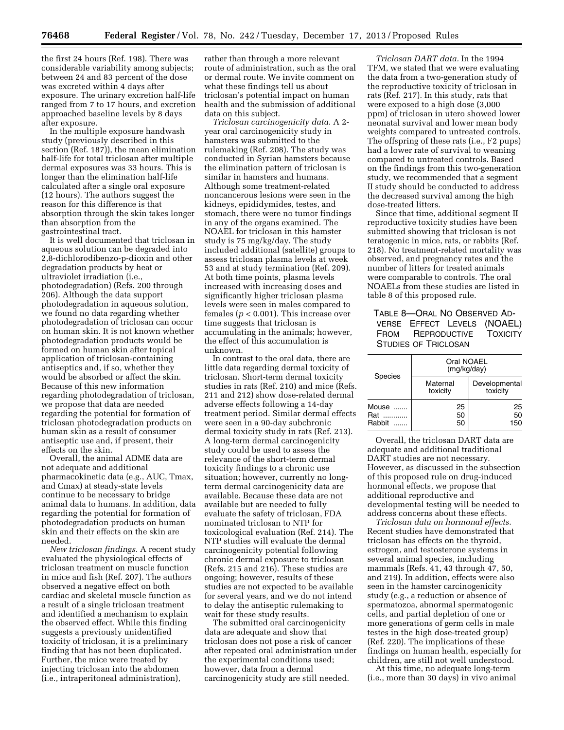the first 24 hours (Ref. 198). There was considerable variability among subjects; between 24 and 83 percent of the dose was excreted within 4 days after exposure. The urinary excretion half-life ranged from 7 to 17 hours, and excretion approached baseline levels by 8 days after exposure.

In the multiple exposure handwash study (previously described in this section (Ref. 187)), the mean elimination half-life for total triclosan after multiple dermal exposures was 33 hours. This is longer than the elimination half-life calculated after a single oral exposure (12 hours). The authors suggest the reason for this difference is that absorption through the skin takes longer than absorption from the gastrointestinal tract.

It is well documented that triclosan in aqueous solution can be degraded into 2,8-dichlorodibenzo-p-dioxin and other degradation products by heat or ultraviolet irradiation (i.e., photodegradation) (Refs. 200 through 206). Although the data support photodegradation in aqueous solution, we found no data regarding whether photodegradation of triclosan can occur on human skin. It is not known whether photodegradation products would be formed on human skin after topical application of triclosan-containing antiseptics and, if so, whether they would be absorbed or affect the skin. Because of this new information regarding photodegradation of triclosan, we propose that data are needed regarding the potential for formation of triclosan photodegradation products on human skin as a result of consumer antiseptic use and, if present, their effects on the skin.

Overall, the animal ADME data are not adequate and additional pharmacokinetic data (e.g., AUC, Tmax, and Cmax) at steady-state levels continue to be necessary to bridge animal data to humans. In addition, data regarding the potential for formation of photodegradation products on human skin and their effects on the skin are needed.

*New triclosan findings.* A recent study evaluated the physiological effects of triclosan treatment on muscle function in mice and fish (Ref. 207). The authors observed a negative effect on both cardiac and skeletal muscle function as a result of a single triclosan treatment and identified a mechanism to explain the observed effect. While this finding suggests a previously unidentified toxicity of triclosan, it is a preliminary finding that has not been duplicated. Further, the mice were treated by injecting triclosan into the abdomen (i.e., intraperitoneal administration), rather than through a more relevant route of administration, such as the oral or dermal route. We invite comment on what these findings tell us about triclosan's potential impact on human health and the submission of additional data on this subject.

*Triclosan carcinogenicity data.* A 2-year oral carcinogenicity study in hamsters was submitted to the rulemaking (Ref. 208). The study was conducted in Syrian hamsters because the elimination pattern of triclosan is similar in hamsters and humans. Although some treatment-related noncancerous lesions were seen in the kidneys, epididymides, testes, and stomach, there were no tumor findings in any of the organs examined. The NOAEL for triclosan in this hamster study is 75 mg/kg/day. The study included additional (satellite) groups to assess triclosan plasma levels at week 53 and at study termination (Ref. 209). At both time points, plasma levels increased with increasing doses and significantly higher triclosan plasma levels were seen in males compared to females ($p < 0.001$). This increase over time suggests that triclosan is accumulating in the animals; however, the effect of this accumulation is unknown.

In contrast to the oral data, there are little data regarding dermal toxicity of triclosan. Short-term dermal toxicity studies in rats (Ref. 210) and mice (Refs. 211 and 212) show dose-related dermal adverse effects following a 14-day treatment period. Similar dermal effects were seen in a 90-day subchronic dermal toxicity study in rats (Ref. 213). A long-term dermal carcinogenicity study could be used to assess the relevance of the short-term dermal toxicity findings to a chronic use situation; however, currently no long-term dermal carcinogenicity data are available. Because these data are not available but are needed to fully evaluate the safety of triclosan, FDA nominated triclosan to NTP for toxicological evaluation (Ref. 214). The NTP studies will evaluate the dermal carcinogenicity potential following chronic dermal exposure to triclosan (Refs. 215 and 216). These studies are ongoing; however, results of these studies are not expected to be available for several years, and we do not intend to delay the antiseptic rulemaking to wait for these study results.

The submitted oral carcinogenicity data are adequate and show that triclosan does not pose a risk of cancer after repeated oral administration under the experimental conditions used; however, data from a dermal carcinogenicity study are still needed.

*Triclosan DART data.* In the 1994 TFM, we stated that we were evaluating the data from a two-generation study of the reproductive toxicity of triclosan in rats (Ref. 217). In this study, rats that were exposed to a high dose (3,000 ppm) of triclosan in utero showed lower neonatal survival and lower mean body weights compared to untreated controls. The offspring of these rats (i.e., F2 pups) had a lower rate of survival to weaning compared to untreated controls. Based on the findings from this two-generation study, we recommended that a segment II study should be conducted to address the decreased survival among the high dose-treated litters.

Since that time, additional segment II reproductive toxicity studies have been submitted showing that triclosan is not teratogenic in mice, rats, or rabbits (Ref. 218). No treatment-related mortality was observed, and pregnancy rates and the number of litters for treated animals were comparable to controls. The oral NOAELs from these studies are listed in table 8 of this proposed rule.

TABLE 8—ORAL NO OBSERVED ADVERSE EFFECT LEVELS (NOAEL) FROM REPRODUCTIVE TOXICITY STUDIES OF TRICLOSAN

| Species | Oral NOAEL (mg/kg/day) | |
|---|---|---|
| | Maternal toxicity | Developmental toxicity |
| Mouse | 25 | 25 |
| Rat | 50 | 50 |
| Rabbit | 50 | 150 |

Overall, the triclosan DART data are adequate and additional traditional DART studies are not necessary. However, as discussed in the subsection of this proposed rule on drug-induced hormonal effects, we propose that additional reproductive and developmental testing will be needed to address concerns about these effects.

*Triclosan data on hormonal effects.* Recent studies have demonstrated that triclosan has effects on the thyroid, estrogen, and testosterone systems in several animal species, including mammals (Refs. 41, 43 through 47, 50, and 219). In addition, effects were also seen in the hamster carcinogenicity study (e.g., a reduction or absence of spermatozoa, abnormal spermatogenic cells, and partial depletion of one or more generations of germ cells in male testes in the high dose-treated group) (Ref. 220). The implications of these findings on human health, especially for children, are still not well understood.

At this time, no adequate long-term (i.e., more than 30 days) in vivo animal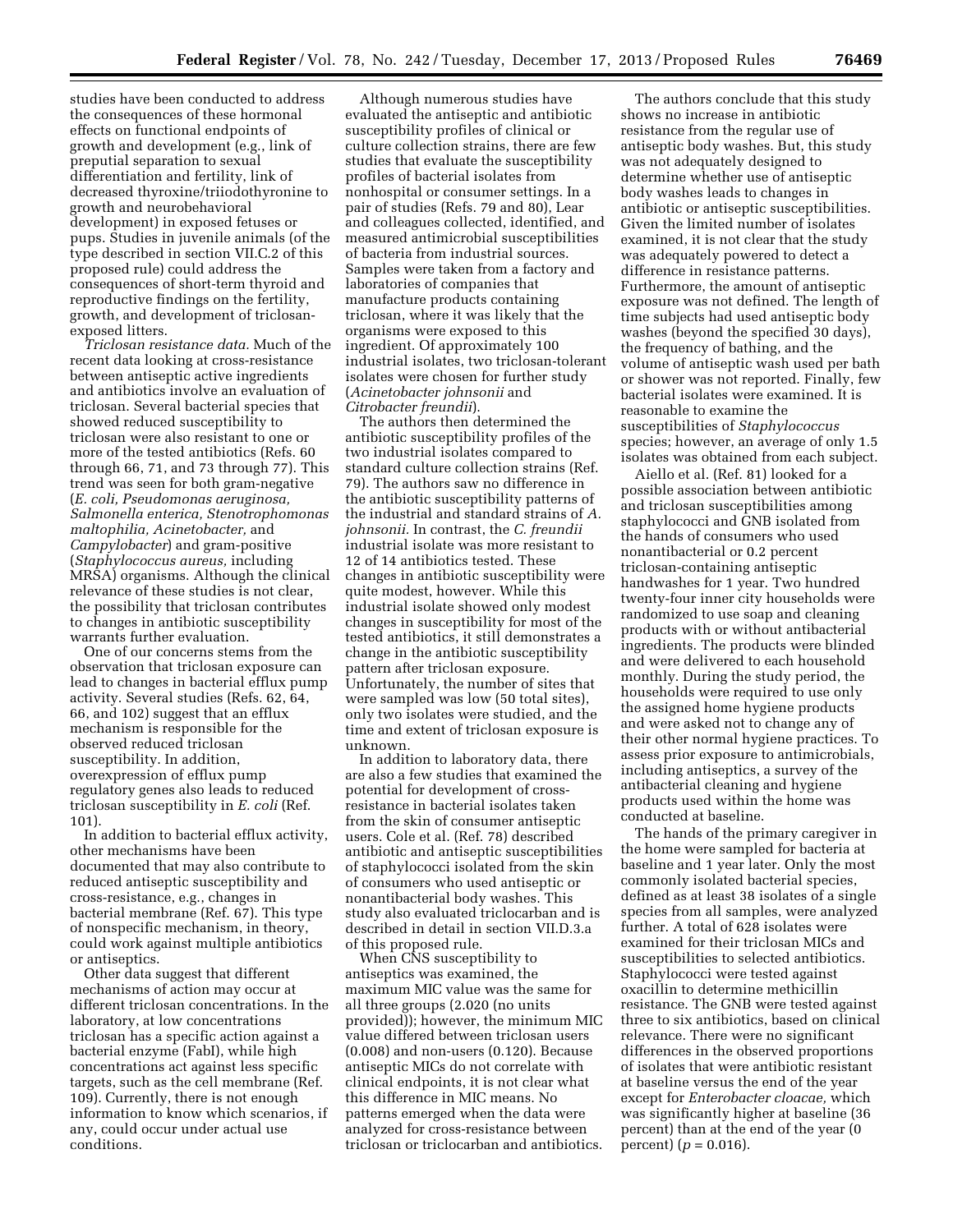studies have been conducted to address the consequences of these hormonal effects on functional endpoints of growth and development (e.g., link of preputial separation to sexual differentiation and fertility, link of decreased thyroxine/triiodothyronine to growth and neurobehavioral development) in exposed fetuses or pups. Studies in juvenile animals (of the type described in section VII.C.2 of this proposed rule) could address the consequences of short-term thyroid and reproductive findings on the fertility, growth, and development of triclosan-exposed litters.

*Triclosan resistance data.* Much of the recent data looking at cross-resistance between antiseptic active ingredients and antibiotics involve an evaluation of triclosan. Several bacterial species that showed reduced susceptibility to triclosan were also resistant to one or more of the tested antibiotics (Refs. 60 through 66, 71, and 73 through 77). This trend was seen for both gram-negative (*E. coli, Pseudomonas aeruginosa, Salmonella enterica, Stenotrophomonas maltophilia, Acinetobacter,* and *Campylobacter*) and gram-positive (*Staphylococcus aureus,* including MRSA) organisms. Although the clinical relevance of these studies is not clear, the possibility that triclosan contributes to changes in antibiotic susceptibility warrants further evaluation.

One of our concerns stems from the observation that triclosan exposure can lead to changes in bacterial efflux pump activity. Several studies (Refs. 62, 64, 66, and 102) suggest that an efflux mechanism is responsible for the observed reduced triclosan susceptibility. In addition, overexpression of efflux pump regulatory genes also leads to reduced triclosan susceptibility in *E. coli* (Ref. 101).

In addition to bacterial efflux activity, other mechanisms have been documented that may also contribute to reduced antiseptic susceptibility and cross-resistance, e.g., changes in bacterial membrane (Ref. 67). This type of nonspecific mechanism, in theory, could work against multiple antibiotics or antiseptics.

Other data suggest that different mechanisms of action may occur at different triclosan concentrations. In the laboratory, at low concentrations triclosan has a specific action against a bacterial enzyme (FabI), while high concentrations act against less specific targets, such as the cell membrane (Ref. 109). Currently, there is not enough information to know which scenarios, if any, could occur under actual use conditions.

Although numerous studies have evaluated the antiseptic and antibiotic susceptibility profiles of clinical or culture collection strains, there are few studies that evaluate the susceptibility profiles of bacterial isolates from nonhospital or consumer settings. In a pair of studies (Refs. 79 and 80), Lear and colleagues collected, identified, and measured antimicrobial susceptibilities of bacteria from industrial sources. Samples were taken from a factory and laboratories of companies that manufacture products containing triclosan, where it was likely that the organisms were exposed to this ingredient. Of approximately 100 industrial isolates, two triclosan-tolerant isolates were chosen for further study (*Acinetobacter johnsonii* and *Citrobacter freundii*).

The authors then determined the antibiotic susceptibility profiles of the two industrial isolates compared to standard culture collection strains (Ref. 79). The authors saw no difference in the antibiotic susceptibility patterns of the industrial and standard strains of *A. johnsonii.* In contrast, the *C. freundii* industrial isolate was more resistant to 12 of 14 antibiotics tested. These changes in antibiotic susceptibility were quite modest, however. While this industrial isolate showed only modest changes in susceptibility for most of the tested antibiotics, it still demonstrates a change in the antibiotic susceptibility pattern after triclosan exposure. Unfortunately, the number of sites that were sampled was low (50 total sites), only two isolates were studied, and the time and extent of triclosan exposure is unknown.

In addition to laboratory data, there are also a few studies that examined the potential for development of cross-resistance in bacterial isolates taken from the skin of consumer antiseptic users. Cole et al. (Ref. 78) described antibiotic and antiseptic susceptibilities of staphylococci isolated from the skin of consumers who used antiseptic or nonantibacterial body washes. This study also evaluated triclocarban and is described in detail in section VII.D.3.a of this proposed rule.

When CNS susceptibility to antiseptics was examined, the maximum MIC value was the same for all three groups (2.020 (no units provided)); however, the minimum MIC value differed between triclosan users (0.008) and non-users (0.120). Because antiseptic MICs do not correlate with clinical endpoints, it is not clear what this difference in MIC means. No patterns emerged when the data were analyzed for cross-resistance between triclosan or triclocarban and antibiotics.

The authors conclude that this study shows no increase in antibiotic resistance from the regular use of antiseptic body washes. But, this study was not adequately designed to determine whether use of antiseptic body washes leads to changes in antibiotic or antiseptic susceptibilities. Given the limited number of isolates examined, it is not clear that the study was adequately powered to detect a difference in resistance patterns. Furthermore, the amount of antiseptic exposure was not defined. The length of time subjects had used antiseptic body washes (beyond the specified 30 days), the frequency of bathing, and the volume of antiseptic wash used per bath or shower was not reported. Finally, few bacterial isolates were examined. It is reasonable to examine the susceptibilities of *Staphylococcus* species; however, an average of only 1.5 isolates was obtained from each subject.

Aiello et al. (Ref. 81) looked for a possible association between antibiotic and triclosan susceptibilities among staphylococci and GNB isolated from the hands of consumers who used nonantibacterial or 0.2 percent triclosan-containing antiseptic handwashes for 1 year. Two hundred twenty-four inner city households were randomized to use soap and cleaning products with or without antibacterial ingredients. The products were blinded and were delivered to each household monthly. During the study period, the households were required to use only the assigned home hygiene products and were asked not to change any of their other normal hygiene practices. To assess prior exposure to antimicrobials, including antiseptics, a survey of the antibacterial cleaning and hygiene products used within the home was conducted at baseline.

The hands of the primary caregiver in the home were sampled for bacteria at baseline and 1 year later. Only the most commonly isolated bacterial species, defined as at least 38 isolates of a single species from all samples, were analyzed further. A total of 628 isolates were examined for their triclosan MICs and susceptibilities to selected antibiotics. Staphylococci were tested against oxacillin to determine methicillin resistance. The GNB were tested against three to six antibiotics, based on clinical relevance. There were no significant differences in the observed proportions of isolates that were antibiotic resistant at baseline versus the end of the year except for *Enterobacter cloacae,* which was significantly higher at baseline (36 percent) than at the end of the year (0 percent) ($p = 0.016$).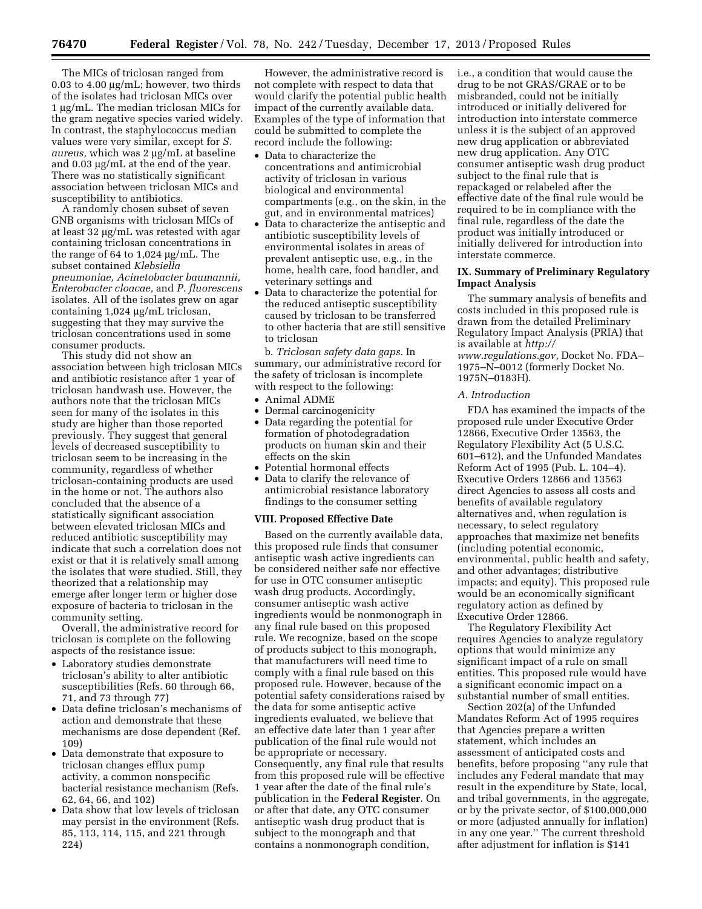The MICs of triclosan ranged from 0.03 to 4.00 µg/mL; however, two thirds of the isolates had triclosan MICs over 1 µg/mL. The median triclosan MICs for the gram negative species varied widely. In contrast, the staphylococcus median values were very similar, except for *S. aureus,* which was 2 µg/mL at baseline and 0.03 µg/mL at the end of the year. There was no statistically significant association between triclosan MICs and susceptibility to antibiotics.

A randomly chosen subset of seven GNB organisms with triclosan MICs of at least 32 µg/mL was retested with agar containing triclosan concentrations in the range of 64 to 1,024 µg/mL. The subset contained *Klebsiella pneumoniae, Acinetobacter baumannii, Enterobacter cloacae,* and *P. fluorescens* isolates. All of the isolates grew on agar containing 1,024 µg/mL triclosan, suggesting that they may survive the triclosan concentrations used in some consumer products.

This study did not show an association between high triclosan MICs and antibiotic resistance after 1 year of triclosan handwash use. However, the authors note that the triclosan MICs seen for many of the isolates in this study are higher than those reported previously. They suggest that general levels of decreased susceptibility to triclosan seem to be increasing in the community, regardless of whether triclosan-containing products are used in the home or not. The authors also concluded that the absence of a statistically significant association between elevated triclosan MICs and reduced antibiotic susceptibility may indicate that such a correlation does not exist or that it is relatively small among the isolates that were studied. Still, they theorized that a relationship may emerge after longer term or higher dose exposure of bacteria to triclosan in the community setting.

Overall, the administrative record for triclosan is complete on the following aspects of the resistance issue:

- Laboratory studies demonstrate triclosan's ability to alter antibiotic susceptibilities (Refs. 60 through 66, 71, and 73 through 77)
- Data define triclosan's mechanisms of action and demonstrate that these mechanisms are dose dependent (Ref. 109)
- Data demonstrate that exposure to triclosan changes efflux pump activity, a common nonspecific bacterial resistance mechanism (Refs. 62, 64, 66, and 102)
- Data show that low levels of triclosan may persist in the environment (Refs. 85, 113, 114, 115, and 221 through 224)

However, the administrative record is not complete with respect to data that would clarify the potential public health impact of the currently available data. Examples of the type of information that could be submitted to complete the record include the following:

- Data to characterize the concentrations and antimicrobial activity of triclosan in various biological and environmental compartments (e.g., on the skin, in the gut, and in environmental matrices)
- Data to characterize the antiseptic and antibiotic susceptibility levels of environmental isolates in areas of prevalent antiseptic use, e.g., in the home, health care, food handler, and veterinary settings and
- Data to characterize the potential for the reduced antiseptic susceptibility caused by triclosan to be transferred to other bacteria that are still sensitive to triclosan

b. *Triclosan safety data gaps.* In summary, our administrative record for the safety of triclosan is incomplete with respect to the following:

- Animal ADME
- Dermal carcinogenicity
- Data regarding the potential for formation of photodegradation products on human skin and their effects on the skin
- Potential hormonal effects
- Data to clarify the relevance of antimicrobial resistance laboratory findings to the consumer setting

## VIII. Proposed Effective Date

Based on the currently available data, this proposed rule finds that consumer antiseptic wash active ingredients can be considered neither safe nor effective for use in OTC consumer antiseptic wash drug products. Accordingly, consumer antiseptic wash active ingredients would be nonmonograph in any final rule based on this proposed rule. We recognize, based on the scope of products subject to this monograph, that manufacturers will need time to comply with a final rule based on this proposed rule. However, because of the potential safety considerations raised by the data for some antiseptic active ingredients evaluated, we believe that an effective date later than 1 year after publication of the final rule would not be appropriate or necessary. Consequently, any final rule that results from this proposed rule will be effective 1 year after the date of the final rule's publication in the **Federal Register**. On or after that date, any OTC consumer antiseptic wash drug product that is subject to the monograph and that contains a nonmonograph condition, i.e., a condition that would cause the drug to be not GRAS/GRAE or to be misbranded, could not be initially introduced or initially delivered for introduction into interstate commerce unless it is the subject of an approved new drug application or abbreviated new drug application. Any OTC consumer antiseptic wash drug product subject to the final rule that is repackaged or relabeled after the effective date of the final rule would be required to be in compliance with the final rule, regardless of the date the product was initially introduced or initially delivered for introduction into interstate commerce.

## IX. Summary of Preliminary Regulatory Impact Analysis

The summary analysis of benefits and costs included in this proposed rule is drawn from the detailed Preliminary Regulatory Impact Analysis (PRIA) that is available at *http://www.regulations.gov,* Docket No. FDA–1975–N–0012 (formerly Docket No. 1975N–0183H).

### *A. Introduction*

FDA has examined the impacts of the proposed rule under Executive Order 12866, Executive Order 13563, the Regulatory Flexibility Act (5 U.S.C. 601–612), and the Unfunded Mandates Reform Act of 1995 (Pub. L. 104–4). Executive Orders 12866 and 13563 direct Agencies to assess all costs and benefits of available regulatory alternatives and, when regulation is necessary, to select regulatory approaches that maximize net benefits (including potential economic, environmental, public health and safety, and other advantages; distributive impacts; and equity). This proposed rule would be an economically significant regulatory action as defined by Executive Order 12866.

The Regulatory Flexibility Act requires Agencies to analyze regulatory options that would minimize any significant impact of a rule on small entities. This proposed rule would have a significant economic impact on a substantial number of small entities.

Section 202(a) of the Unfunded Mandates Reform Act of 1995 requires that Agencies prepare a written statement, which includes an assessment of anticipated costs and benefits, before proposing "any rule that includes any Federal mandate that may result in the expenditure by State, local, and tribal governments, in the aggregate, or by the private sector, of $100,000,000 or more (adjusted annually for inflation) in any one year." The current threshold after adjustment for inflation is $141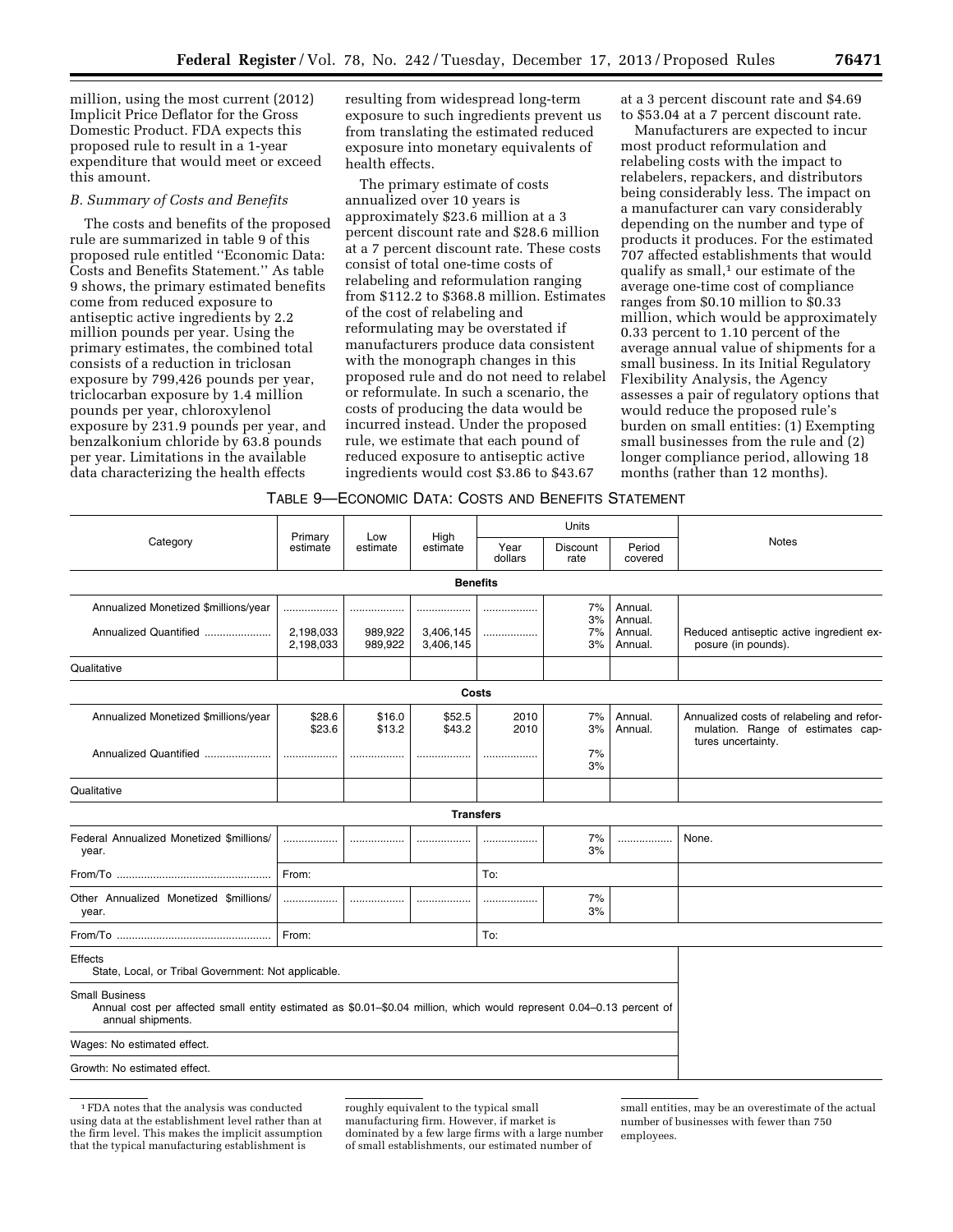million, using the most current (2012) Implicit Price Deflator for the Gross Domestic Product. FDA expects this proposed rule to result in a 1-year expenditure that would meet or exceed this amount.

*B. Summary of Costs and Benefits*

The costs and benefits of the proposed rule are summarized in table 9 of this proposed rule entitled "Economic Data: Costs and Benefits Statement." As table 9 shows, the primary estimated benefits come from reduced exposure to antiseptic active ingredients by 2.2 million pounds per year. Using the primary estimates, the combined total consists of a reduction in triclosan exposure by 799,426 pounds per year, triclocarban exposure by 1.4 million pounds per year, chloroxylenol exposure by 231.9 pounds per year, and benzalkonium chloride by 63.8 pounds per year. Limitations in the available data characterizing the health effects resulting from widespread long-term exposure to such ingredients prevent us from translating the estimated reduced exposure into monetary equivalents of health effects.

The primary estimate of costs annualized over 10 years is approximately $23.6 million at a 3 percent discount rate and $28.6 million at a 7 percent discount rate. These costs consist of total one-time costs of relabeling and reformulation ranging from $112.2 to $368.8 million. Estimates of the cost of relabeling and reformulating may be overstated if manufacturers produce data consistent with the monograph changes in this proposed rule and do not need to relabel or reformulate. In such a scenario, the costs of producing the data would be incurred instead. Under the proposed rule, we estimate that each pound of reduced exposure to antiseptic active ingredients would cost $3.86 to $43.67 at a 3 percent discount rate and $4.69 to $53.04 at a 7 percent discount rate.

Manufacturers are expected to incur most product reformulation and relabeling costs with the impact to relabelers, repackers, and distributors being considerably less. The impact on a manufacturer can vary considerably depending on the number and type of products it produces. For the estimated 707 affected establishments that would qualify as small,[1] our estimate of the average one-time cost of compliance ranges from $0.10 million to $0.33 million, which would be approximately 0.33 percent to 1.10 percent of the average annual value of shipments for a small business. In its Initial Regulatory Flexibility Analysis, the Agency assesses a pair of regulatory options that would reduce the proposed rule's burden on small entities: (1) Exempting small businesses from the rule and (2) longer compliance period, allowing 18 months (rather than 12 months).

TABLE 9—ECONOMIC DATA: COSTS AND BENEFITS STATEMENT

| Category | Primary estimate | Low estimate | High estimate | Units | | | Notes |
|---|---|---|---|---|---|---|---|
| | | | | Year dollars | Discount rate | Period covered | |
| **Benefits** | | | | | | | |
| Annualized Monetized $millions/year | | | | | 7% | Annual. | |
| | | | | | 3% | Annual. | |
| Annualized Quantified | 2,198,033 | 989,922 | 3,406,145 | | 7% | Annual. | Reduced antiseptic active ingredient exposure (in pounds). |
| | 2,198,033 | 989,922 | 3,406,145 | | 3% | Annual. | |
| Qualitative | | | | | | | |
| **Costs** | | | | | | | |
| Annualized Monetized $millions/year | $28.6 | $16.0 | $52.5 | 2010 | 7% | Annual. | Annualized costs of relabeling and reformulation. Range of estimates captures uncertainty. |
| | $23.6 | $13.2 | $43.2 | 2010 | 3% | Annual. | |
| Annualized Quantified | | | | | 7% | | |
| | | | | | 3% | | |
| Qualitative | | | | | | | |
| **Transfers** | | | | | | | |
| Federal Annualized Monetized $millions/year. | | | | | 7% | | None. |
| | | | | | 3% | | |
| From/To | From: | | | To: | | | |
| Other Annualized Monetized $millions/year. | | | | | 7% | | |
| | | | | | 3% | | |
| From/To | From: | | | To: | | | |
| Effects<br>State, Local, or Tribal Government: Not applicable. | | | | | | | |
| Small Business<br>Annual cost per affected small entity estimated as $0.01–$0.04 million, which would represent 0.04–0.13 percent of annual shipments. | | | | | | | |
| Wages: No estimated effect. | | | | | | | |
| Growth: No estimated effect. | | | | | | | |

[1] FDA notes that the analysis was conducted using data at the establishment level rather than at the firm level. This makes the implicit assumption that the typical manufacturing establishment is roughly equivalent to the typical small manufacturing firm. However, if market is dominated by a few large firms with a large number of small establishments, our estimated number of small entities, may be an overestimate of the actual number of businesses with fewer than 750 employees.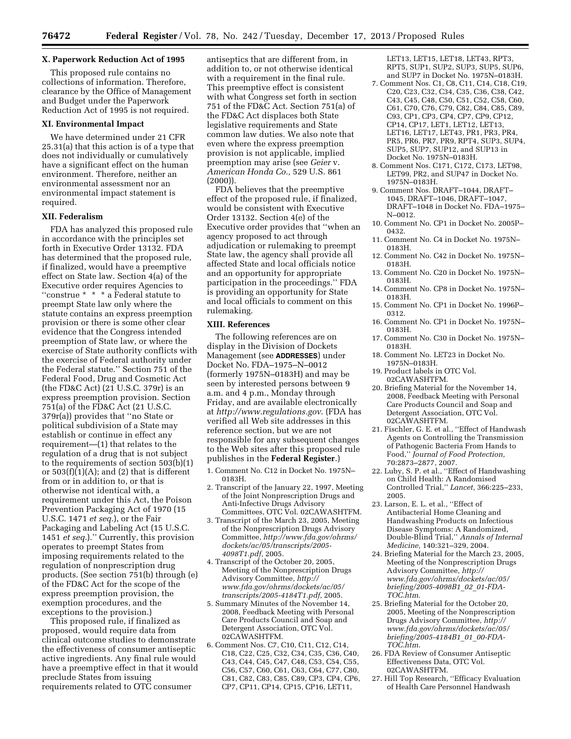## X. Paperwork Reduction Act of 1995

This proposed rule contains no collections of information. Therefore, clearance by the Office of Management and Budget under the Paperwork Reduction Act of 1995 is not required.

## XI. Environmental Impact

We have determined under 21 CFR 25.31(a) that this action is of a type that does not individually or cumulatively have a significant effect on the human environment. Therefore, neither an environmental assessment nor an environmental impact statement is required.

## XII. Federalism

FDA has analyzed this proposed rule in accordance with the principles set forth in Executive Order 13132. FDA has determined that the proposed rule, if finalized, would have a preemptive effect on State law. Section 4(a) of the Executive order requires Agencies to ''construe * * * a Federal statute to preempt State law only where the statute contains an express preemption provision or there is some other clear evidence that the Congress intended preemption of State law, or where the exercise of State authority conflicts with the exercise of Federal authority under the Federal statute.'' Section 751 of the Federal Food, Drug and Cosmetic Act (the FD&C Act) (21 U.S.C. 379r) is an express preemption provision. Section 751(a) of the FD&C Act (21 U.S.C. 379r(a)) provides that ''no State or political subdivision of a State may establish or continue in effect any requirement—(1) that relates to the regulation of a drug that is not subject to the requirements of section 503(b)(1) or 503(f)(1)(A); and (2) that is different from or in addition to, or that is otherwise not identical with, a requirement under this Act, the Poison Prevention Packaging Act of 1970 (15 U.S.C. 1471 *et seq.*), or the Fair Packaging and Labeling Act (15 U.S.C. 1451 *et seq.*).'' Currently, this provision operates to preempt States from imposing requirements related to the regulation of nonprescription drug products. (See section 751(b) through (e) of the FD&C Act for the scope of the express preemption provision, the exemption procedures, and the exceptions to the provision.)

This proposed rule, if finalized as proposed, would require data from clinical outcome studies to demonstrate the effectiveness of consumer antiseptic active ingredients. Any final rule would have a preemptive effect in that it would preclude States from issuing requirements related to OTC consumer antiseptics that are different from, in addition to, or not otherwise identical with a requirement in the final rule. This preemptive effect is consistent with what Congress set forth in section 751 of the FD&C Act. Section 751(a) of the FD&C Act displaces both State legislative requirements and State common law duties. We also note that even where the express preemption provision is not applicable, implied preemption may arise (see *Geier* v. *American Honda Co.,* 529 U.S. 861 (2000)).

FDA believes that the preemptive effect of the proposed rule, if finalized, would be consistent with Executive Order 13132. Section 4(e) of the Executive order provides that ''when an agency proposed to act through adjudication or rulemaking to preempt State law, the agency shall provide all affected State and local officials notice and an opportunity for appropriate participation in the proceedings.'' FDA is providing an opportunity for State and local officials to comment on this rulemaking.

## XIII. References

The following references are on display in the Division of Dockets Management (see **ADDRESSES**) under Docket No. FDA–1975–N–0012 (formerly 1975N–0183H) and may be seen by interested persons between 9 a.m. and 4 p.m., Monday through Friday, and are available electronically at *http://www.regulations.gov*. (FDA has verified all Web site addresses in this reference section, but we are not responsible for any subsequent changes to the Web sites after this proposed rule publishes in the **Federal Register**.)

1. Comment No. C12 in Docket No. 1975N–0183H.
2. Transcript of the January 22, 1997, Meeting of the Joint Nonprescription Drugs and Anti-Infective Drugs Advisory Committees, OTC Vol. 02CAWASHTFM.
3. Transcript of the March 23, 2005, Meeting of the Nonprescription Drugs Advisory Committee, *http://www.fda.gov/ohrms/dockets/ac/05/transcripts/2005-4098T1.pdf,* 2005.
4. Transcript of the October 20, 2005, Meeting of the Nonprescription Drugs Advisory Committee, *http://www.fda.gov/ohrms/dockets/ac/05/transcripts/2005-4184T1.pdf,* 2005.
5. Summary Minutes of the November 14, 2008, Feedback Meeting with Personal Care Products Council and Soap and Detergent Association, OTC Vol. 02CAWASHTFM.
6. Comment Nos. C7, C10, C11, C12, C14, C18, C22, C25, C32, C34, C35, C36, C40, C43, C44, C45, C47, C48, C53, C54, C55, C56, C57, C60, C61, C63, C64, C77, C80, C81, C82, C83, C85, C89, CP3, CP4, CP6, CP7, CP11, CP14, CP15, CP16, LET11, LET13, LET15, LET18, LET43, RPT3, RPT5, SUP1, SUP2, SUP3, SUP5, SUP6, and SUP7 in Docket No. 1975N–0183H.
7. Comment Nos. C1, C8, C11, C14, C18, C19, C20, C23, C32, C34, C35, C36, C38, C42, C43, C45, C48, C50, C51, C52, C58, C60, C61, C70, C76, C79, C82, C84, C85, C89, C93, CP1, CP3, CP4, CP7, CP9, CP12, CP14, CP17, LET1, LET12, LET13, LET16, LET17, LET43, PR1, PR3, PR4, PR5, PR6, PR7, PR9, RPT4, SUP3, SUP4, SUP5, SUP7, SUP12, and SUP13 in Docket No. 1975N–0183H.
8. Comment Nos. C171, C172, C173, LET98, LET99, PR2, and SUP47 in Docket No. 1975N–0183H.
9. Comment Nos. DRAFT–1044, DRAFT–1045, DRAFT–1046, DRAFT–1047, DRAFT–1048 in Docket No. FDA–1975–N–0012.
10. Comment No. CP1 in Docket No. 2005P–0432.
11. Comment No. C4 in Docket No. 1975N–0183H.
12. Comment No. C42 in Docket No. 1975N–0183H.
13. Comment No. C20 in Docket No. 1975N–0183H.
14. Comment No. CP8 in Docket No. 1975N–0183H.
15. Comment No. CP1 in Docket No. 1996P–0312.
16. Comment No. CP1 in Docket No. 1975N–0183H.
17. Comment No. C30 in Docket No. 1975N–0183H.
18. Comment No. LET23 in Docket No. 1975N–0183H.
19. Product labels in OTC Vol. 02CAWASHTFM.
20. Briefing Material for the November 14, 2008, Feedback Meeting with Personal Care Products Council and Soap and Detergent Association, OTC Vol. 02CAWASHTFM.
21. Fischler, G. E. et al., ''Effect of Handwash Agents on Controlling the Transmission of Pathogenic Bacteria From Hands to Food,'' *Journal of Food Protection,* 70:2873–2877, 2007.
22. Luby, S. P. et al., ''Effect of Handwashing on Child Health: A Randomised Controlled Trial,'' *Lancet,* 366:225–233, 2005.
23. Larson, E. L. et al., ''Effect of Antibacterial Home Cleaning and Handwashing Products on Infectious Disease Symptoms: A Randomized, Double-Blind Trial,'' *Annals of Internal Medicine,* 140:321–329, 2004.
24. Briefing Material for the March 23, 2005, Meeting of the Nonprescription Drugs Advisory Committee, *http://www.fda.gov/ohrms/dockets/ac/05/briefing/2005-4098B1_02_01-FDA-TOC.htm*.
25. Briefing Material for the October 20, 2005, Meeting of the Nonprescription Drugs Advisory Committee, *http://www.fda.gov/ohrms/dockets/ac/05/briefing/2005-4184B1_01_00-FDA-TOC.htm*.
26. FDA Review of Consumer Antiseptic Effectiveness Data, OTC Vol. 02CAWASHTFM.
27. Hill Top Research, ''Efficacy Evaluation of Health Care Personnel Handwash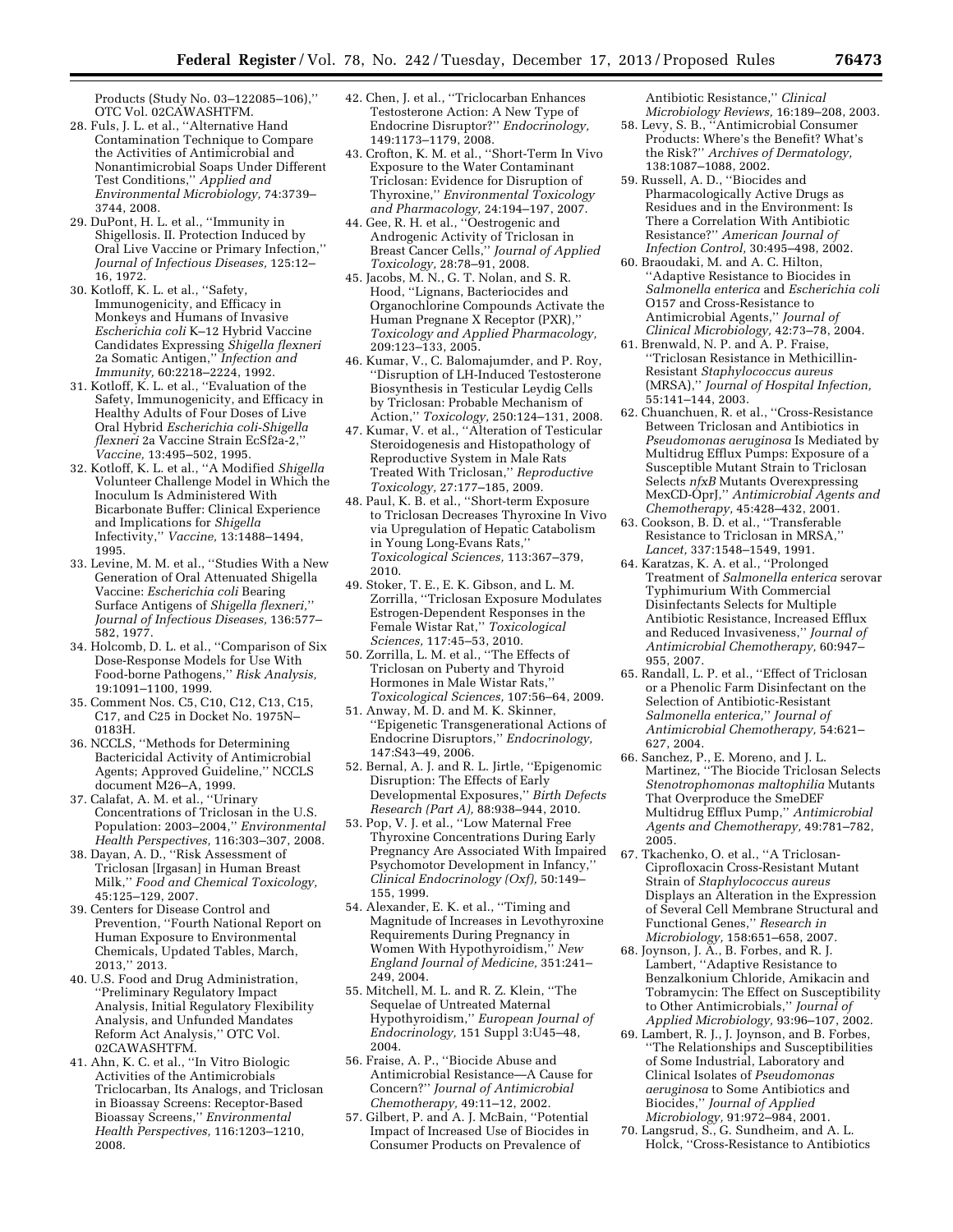Products (Study No. 03–122085–106),'' OTC Vol. 02CAWASHTFM.

28. Fuls, J. L. et al., ''Alternative Hand Contamination Technique to Compare the Activities of Antimicrobial and Nonantimicrobial Soaps Under Different Test Conditions,'' *Applied and Environmental Microbiology,* 74:3739–3744, 2008.
29. DuPont, H. L. et al., ''Immunity in Shigellosis. II. Protection Induced by Oral Live Vaccine or Primary Infection,'' *Journal of Infectious Diseases,* 125:12–16, 1972.
30. Kotloff, K. L. et al., ''Safety, Immunogenicity, and Efficacy in Monkeys and Humans of Invasive *Escherichia coli* K–12 Hybrid Vaccine Candidates Expressing *Shigella flexneri* 2a Somatic Antigen,'' *Infection and Immunity,* 60:2218–2224, 1992.
31. Kotloff, K. L. et al., ''Evaluation of the Safety, Immunogenicity, and Efficacy in Healthy Adults of Four Doses of Live Oral Hybrid *Escherichia coli-Shigella flexneri* 2a Vaccine Strain EcSf2a-2,'' *Vaccine,* 13:495–502, 1995.
32. Kotloff, K. L. et al., ''A Modified *Shigella* Volunteer Challenge Model in Which the Inoculum Is Administered With Bicarbonate Buffer: Clinical Experience and Implications for *Shigella* Infectivity,'' *Vaccine,* 13:1488–1494, 1995.
33. Levine, M. M. et al., ''Studies With a New Generation of Oral Attenuated Shigella Vaccine: *Escherichia coli* Bearing Surface Antigens of *Shigella flexneri,*'' *Journal of Infectious Diseases,* 136:577–582, 1977.
34. Holcomb, D. L. et al., ''Comparison of Six Dose-Response Models for Use With Food-borne Pathogens,'' *Risk Analysis,* 19:1091–1100, 1999.
35. Comment Nos. C5, C10, C12, C13, C15, C17, and C25 in Docket No. 1975N–0183H.
36. NCCLS, ''Methods for Determining Bactericidal Activity of Antimicrobial Agents; Approved Guideline,'' NCCLS document M26–A, 1999.
37. Calafat, A. M. et al., ''Urinary Concentrations of Triclosan in the U.S. Population: 2003–2004,'' *Environmental Health Perspectives,* 116:303–307, 2008.
38. Dayan, A. D., ''Risk Assessment of Triclosan [Irgasan] in Human Breast Milk,'' *Food and Chemical Toxicology,* 45:125–129, 2007.
39. Centers for Disease Control and Prevention, ''Fourth National Report on Human Exposure to Environmental Chemicals, Updated Tables, March, 2013,'' 2013.
40. U.S. Food and Drug Administration, ''Preliminary Regulatory Impact Analysis, Initial Regulatory Flexibility Analysis, and Unfunded Mandates Reform Act Analysis,'' OTC Vol. 02CAWASHTFM.
41. Ahn, K. C. et al., ''In Vitro Biologic Activities of the Antimicrobials Triclocarban, Its Analogs, and Triclosan in Bioassay Screens: Receptor-Based Bioassay Screens,'' *Environmental Health Perspectives,* 116:1203–1210, 2008.
42. Chen, J. et al., ''Triclocarban Enhances Testosterone Action: A New Type of Endocrine Disruptor?'' *Endocrinology,* 149:1173–1179, 2008.
43. Crofton, K. M. et al., ''Short-Term In Vivo Exposure to the Water Contaminant Triclosan: Evidence for Disruption of Thyroxine,'' *Environmental Toxicology and Pharmacology,* 24:194–197, 2007.
44. Gee, R. H. et al., ''Oestrogenic and Androgenic Activity of Triclosan in Breast Cancer Cells,'' *Journal of Applied Toxicology,* 28:78–91, 2008.
45. Jacobs, M. N., G. T. Nolan, and S. R. Hood, ''Lignans, Bacteriocides and Organochlorine Compounds Activate the Human Pregnane X Receptor (PXR),'' *Toxicology and Applied Pharmacology,* 209:123–133, 2005.
46. Kumar, V., C. Balomajumder, and P. Roy, ''Disruption of LH-Induced Testosterone Biosynthesis in Testicular Leydig Cells by Triclosan: Probable Mechanism of Action,'' *Toxicology,* 250:124–131, 2008.
47. Kumar, V. et al., ''Alteration of Testicular Steroidogenesis and Histopathology of Reproductive System in Male Rats Treated With Triclosan,'' *Reproductive Toxicology,* 27:177–185, 2009.
48. Paul, K. B. et al., ''Short-term Exposure to Triclosan Decreases Thyroxine In Vivo via Upregulation of Hepatic Catabolism in Young Long-Evans Rats,'' *Toxicological Sciences,* 113:367–379, 2010.
49. Stoker, T. E., E. K. Gibson, and L. M. Zorrilla, ''Triclosan Exposure Modulates Estrogen-Dependent Responses in the Female Wistar Rat,'' *Toxicological Sciences,* 117:45–53, 2010.
50. Zorrilla, L. M. et al., ''The Effects of Triclosan on Puberty and Thyroid Hormones in Male Wistar Rats,'' *Toxicological Sciences,* 107:56–64, 2009.
51. Anway, M. D. and M. K. Skinner, ''Epigenetic Transgenerational Actions of Endocrine Disruptors,'' *Endocrinology,* 147:S43–49, 2006.
52. Bernal, A. J. and R. L. Jirtle, ''Epigenomic Disruption: The Effects of Early Developmental Exposures,'' *Birth Defects Research (Part A),* 88:938–944, 2010.
53. Pop, V. J. et al., ''Low Maternal Free Thyroxine Concentrations During Early Pregnancy Are Associated With Impaired Psychomotor Development in Infancy,'' *Clinical Endocrinology (Oxf),* 50:149–155, 1999.
54. Alexander, E. K. et al., ''Timing and Magnitude of Increases in Levothyroxine Requirements During Pregnancy in Women With Hypothyroidism,'' *New England Journal of Medicine,* 351:241–249, 2004.
55. Mitchell, M. L. and R. Z. Klein, ''The Sequelae of Untreated Maternal Hypothyroidism,'' *European Journal of Endocrinology,* 151 Suppl 3:U45–48, 2004.
56. Fraise, A. P., ''Biocide Abuse and Antimicrobial Resistance—A Cause for Concern?'' *Journal of Antimicrobial Chemotherapy,* 49:11–12, 2002.
57. Gilbert, P. and A. J. McBain, ''Potential Impact of Increased Use of Biocides in Consumer Products on Prevalence of Antibiotic Resistance,'' *Clinical Microbiology Reviews,* 16:189–208, 2003.
58. Levy, S. B., ''Antimicrobial Consumer Products: Where's the Benefit? What's the Risk?'' *Archives of Dermatology,* 138:1087–1088, 2002.
59. Russell, A. D., ''Biocides and Pharmacologically Active Drugs as Residues and in the Environment: Is There a Correlation With Antibiotic Resistance?'' *American Journal of Infection Control,* 30:495–498, 2002.
60. Braoudaki, M. and A. C. Hilton, ''Adaptive Resistance to Biocides in *Salmonella enterica* and *Escherichia coli* O157 and Cross-Resistance to Antimicrobial Agents,'' *Journal of Clinical Microbiology,* 42:73–78, 2004.
61. Brenwald, N. P. and A. P. Fraise, ''Triclosan Resistance in Methicillin-Resistant *Staphylococcus aureus* (MRSA),'' *Journal of Hospital Infection,* 55:141–144, 2003.
62. Chuanchuen, R. et al., ''Cross-Resistance Between Triclosan and Antibiotics in *Pseudomonas aeruginosa* Is Mediated by Multidrug Efflux Pumps: Exposure of a Susceptible Mutant Strain to Triclosan Selects *nfxB* Mutants Overexpressing MexCD-OprJ,'' *Antimicrobial Agents and Chemotherapy,* 45:428–432, 2001.
63. Cookson, B. D. et al., ''Transferable Resistance to Triclosan in MRSA,'' *Lancet,* 337:1548–1549, 1991.
64. Karatzas, K. A. et al., ''Prolonged Treatment of *Salmonella enterica* serovar Typhimurium With Commercial Disinfectants Selects for Multiple Antibiotic Resistance, Increased Efflux and Reduced Invasiveness,'' *Journal of Antimicrobial Chemotherapy,* 60:947–955, 2007.
65. Randall, L. P. et al., ''Effect of Triclosan or a Phenolic Farm Disinfectant on the Selection of Antibiotic-Resistant *Salmonella enterica,*'' *Journal of Antimicrobial Chemotherapy,* 54:621–627, 2004.
66. Sanchez, P., E. Moreno, and J. L. Martinez, ''The Biocide Triclosan Selects *Stenotrophomonas maltophilia* Mutants That Overproduce the SmeDEF Multidrug Efflux Pump,'' *Antimicrobial Agents and Chemotherapy,* 49:781–782, 2005.
67. Tkachenko, O. et al., ''A Triclosan-Ciprofloxacin Cross-Resistant Mutant Strain of *Staphylococcus aureus* Displays an Alteration in the Expression of Several Cell Membrane Structural and Functional Genes,'' *Research in Microbiology,* 158:651–658, 2007.
68. Joynson, J. A., B. Forbes, and R. J. Lambert, ''Adaptive Resistance to Benzalkonium Chloride, Amikacin and Tobramycin: The Effect on Susceptibility to Other Antimicrobials,'' *Journal of Applied Microbiology,* 93:96–107, 2002.
69. Lambert, R. J., J. Joynson, and B. Forbes, ''The Relationships and Susceptibilities of Some Industrial, Laboratory and Clinical Isolates of *Pseudomonas aeruginosa* to Some Antibiotics and Biocides,'' *Journal of Applied Microbiology,* 91:972–984, 2001.
70. Langsrud, S., G. Sundheim, and A. L. Holck, ''Cross-Resistance to Antibiotics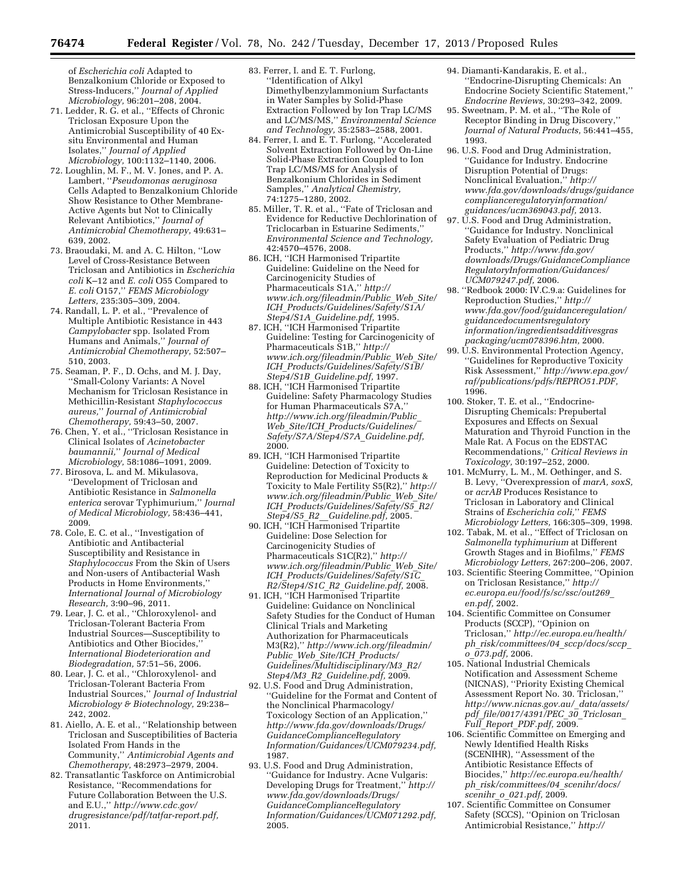of *Escherichia coli* Adapted to Benzalkonium Chloride or Exposed to Stress-Inducers,'' *Journal of Applied Microbiology,* 96:201–208, 2004.

71. Ledder, R. G. et al., ''Effects of Chronic Triclosan Exposure Upon the Antimicrobial Susceptibility of 40 Ex-situ Environmental and Human Isolates,'' *Journal of Applied Microbiology,* 100:1132–1140, 2006.
72. Loughlin, M. F., M. V. Jones, and P. A. Lambert, ''*Pseudomonas aeruginosa* Cells Adapted to Benzalkonium Chloride Show Resistance to Other Membrane-Active Agents but Not to Clinically Relevant Antibiotics,'' *Journal of Antimicrobial Chemotherapy,* 49:631–639, 2002.
73. Braoudaki, M. and A. C. Hilton, ''Low Level of Cross-Resistance Between Triclosan and Antibiotics in *Escherichia coli* K–12 and *E. coli* O55 Compared to *E. coli* O157,'' *FEMS Microbiology Letters,* 235:305–309, 2004.
74. Randall, L. P. et al., ''Prevalence of Multiple Antibiotic Resistance in 443 *Campylobacter* spp. Isolated From Humans and Animals,'' *Journal of Antimicrobial Chemotherapy,* 52:507–510, 2003.
75. Seaman, P. F., D. Ochs, and M. J. Day, ''Small-Colony Variants: A Novel Mechanism for Triclosan Resistance in Methicillin-Resistant *Staphylococcus aureus,*'' *Journal of Antimicrobial Chemotherapy,* 59:43–50, 2007.
76. Chen, Y. et al., ''Triclosan Resistance in Clinical Isolates of *Acinetobacter baumannii,*'' *Journal of Medical Microbiology,* 58:1086–1091, 2009.
77. Birosova, L. and M. Mikulasova, ''Development of Triclosan and Antibiotic Resistance in *Salmonella enterica* serovar Typhimurium,'' *Journal of Medical Microbiology,* 58:436–441, 2009.
78. Cole, E. C. et al., ''Investigation of Antibiotic and Antibacterial Susceptibility and Resistance in *Staphylococcus* From the Skin of Users and Non-users of Antibacterial Wash Products in Home Environments,'' *International Journal of Microbiology Research,* 3:90–96, 2011.
79. Lear, J. C. et al., ''Chloroxylenol- and Triclosan-Tolerant Bacteria From Industrial Sources—Susceptibility to Antibiotics and Other Biocides,'' *International Biodeterioration and Biodegradation,* 57:51–56, 2006.
80. Lear, J. C. et al., ''Chloroxylenol- and Triclosan-Tolerant Bacteria From Industrial Sources,'' *Journal of Industrial Microbiology & Biotechnology,* 29:238–242, 2002.
81. Aiello, A. E. et al., ''Relationship between Triclosan and Susceptibilities of Bacteria Isolated From Hands in the Community,'' *Antimicrobial Agents and Chemotherapy,* 48:2973–2979, 2004.
82. Transatlantic Taskforce on Antimicrobial Resistance, ''Recommendations for Future Collaboration Between the U.S. and E.U.,'' *http://www.cdc.gov/drugresistance/pdf/tatfar-report.pdf,* 2011.
83. Ferrer, I. and E. T. Furlong, ''Identification of Alkyl Dimethylbenzylammonium Surfactants in Water Samples by Solid-Phase Extraction Followed by Ion Trap LC/MS and LC/MS/MS,'' *Environmental Science and Technology,* 35:2583–2588, 2001.
84. Ferrer, I. and E. T. Furlong, ''Accelerated Solvent Extraction Followed by On-Line Solid-Phase Extraction Coupled to Ion Trap LC/MS/MS for Analysis of Benzalkonium Chlorides in Sediment Samples,'' *Analytical Chemistry,* 74:1275–1280, 2002.
85. Miller, T. R. et al., ''Fate of Triclosan and Evidence for Reductive Dechlorination of Triclocarban in Estuarine Sediments,'' *Environmental Science and Technology,* 42:4570–4576, 2008.
86. ICH, ''ICH Harmonised Tripartite Guideline: Guideline on the Need for Carcinogenicity Studies of Pharmaceuticals S1A,'' *http://www.ich.org/fileadmin/Public_Web_Site/ICH_Products/Guidelines/Safety/S1A/Step4/S1A_Guideline.pdf,* 1995.
87. ICH, ''ICH Harmonised Tripartite Guideline: Testing for Carcinogenicity of Pharmaceuticals S1B,'' *http://www.ich.org/fileadmin/Public_Web_Site/ICH_Products/Guidelines/Safety/S1B/Step4/S1B_Guideline.pdf,* 1997.
88. ICH, ''ICH Harmonised Tripartite Guideline: Safety Pharmacology Studies for Human Pharmaceuticals S7A,'' *http://www.ich.org/fileadmin/Public_Web_Site/ICH_Products/Guidelines/Safety/S7A/Step4/S7A_Guideline.pdf,* 2000.
89. ICH, ''ICH Harmonised Tripartite Guideline: Detection of Toxicity to Reproduction for Medicinal Products & Toxicity to Male Fertility S5(R2),'' *http://www.ich.org/fileadmin/Public_Web_Site/ICH_Products/Guidelines/Safety/S5_R2/Step4/S5_R2__Guideline.pdf,* 2005.
90. ICH, ''ICH Harmonised Tripartite Guideline: Dose Selection for Carcinogenicity Studies of Pharmaceuticals S1C(R2),'' *http://www.ich.org/fileadmin/Public_Web_Site/ICH_Products/Guidelines/Safety/S1C_R2/Step4/S1C_R2_Guideline.pdf,* 2008.
91. ICH, ''ICH Harmonised Tripartite Guideline: Guidance on Nonclinical Safety Studies for the Conduct of Human Clinical Trials and Marketing Authorization for Pharmaceuticals M3(R2),'' *http://www.ich.org/fileadmin/Public_Web_Site/ICH_Products/Guidelines/Multidisciplinary/M3_R2/Step4/M3_R2_Guideline.pdf,* 2009.
92. U.S. Food and Drug Administration, ''Guideline for the Format and Content of the Nonclinical Pharmacology/Toxicology Section of an Application,'' *http://www.fda.gov/downloads/Drugs/GuidanceComplianceRegulatoryInformation/Guidances/UCM079234.pdf,* 1987.
93. U.S. Food and Drug Administration, ''Guidance for Industry. Acne Vulgaris: Developing Drugs for Treatment,'' *http://www.fda.gov/downloads/Drugs/GuidanceComplianceRegulatoryInformation/Guidances/UCM071292.pdf,* 2005.
94. Diamanti-Kandarakis, E. et al., ''Endocrine-Disrupting Chemicals: An Endocrine Society Scientific Statement,'' *Endocrine Reviews,* 30:293–342, 2009.
95. Sweetnam, P. M. et al., ''The Role of Receptor Binding in Drug Discovery,'' *Journal of Natural Products,* 56:441–455, 1993.
96. U.S. Food and Drug Administration, ''Guidance for Industry. Endocrine Disruption Potential of Drugs: Nonclinical Evaluation,'' *http://www.fda.gov/downloads/drugs/guidancecomplianceregulatoryinformation/guidances/ucm369043.pdf,* 2013.
97. U.S. Food and Drug Administration, ''Guidance for Industry. Nonclinical Safety Evaluation of Pediatric Drug Products,'' *http://www.fda.gov/downloads/Drugs/GuidanceComplianceRegulatoryInformation/Guidances/UCM079247.pdf,* 2006.
98. ''Redbook 2000: IV.C.9.a: Guidelines for Reproduction Studies,'' *http://www.fda.gov/food/guidanceregulation/guidancedocumentsregulatoryinformation/ingredientsadditivesgraspackaging/ucm078396.htm,* 2000.
99. U.S. Environmental Protection Agency, ''Guidelines for Reproductive Toxicity Risk Assessment,'' *http://www.epa.gov/raf/publications/pdfs/REPRO51.PDF,* 1996.
100. Stoker, T. E. et al., ''Endocrine-Disrupting Chemicals: Prepubertal Exposures and Effects on Sexual Maturation and Thyroid Function in the Male Rat. A Focus on the EDSTAC Recommendations,'' *Critical Reviews in Toxicology,* 30:197–252, 2000.
101. McMurry, L. M., M. Oethinger, and S. B. Levy, ''Overexpression of *marA, soxS,* or *acrAB* Produces Resistance to Triclosan in Laboratory and Clinical Strains of *Escherichia coli,*'' *FEMS Microbiology Letters,* 166:305–309, 1998.
102. Tabak, M. et al., ''Effect of Triclosan on *Salmonella typhimurium* at Different Growth Stages and in Biofilms,'' *FEMS Microbiology Letters,* 267:200–206, 2007.
103. Scientific Steering Committee, ''Opinion on Triclosan Resistance,'' *http://ec.europa.eu/food/fs/sc/ssc/out269_en.pdf,* 2002.
104. Scientific Committee on Consumer Products (SCCP), ''Opinion on Triclosan,'' *http://ec.europa.eu/health/ph_risk/committees/04_sccp/docs/sccp_o_073.pdf,* 2006.
105. National Industrial Chemicals Notification and Assessment Scheme (NICNAS), ''Priority Existing Chemical Assessment Report No. 30. Triclosan,'' *http://www.nicnas.gov.au/_data/assets/pdf_file/0017/4391/PEC_30_Triclosan_Full_Report_PDF.pdf,* 2009.
106. Scientific Committee on Emerging and Newly Identified Health Risks (SCENIHR), ''Assessment of the Antibiotic Resistance Effects of Biocides,'' *http://ec.europa.eu/health/ph_risk/committees/04_scenihr/docs/scenihr_o_021.pdf,* 2009.
107. Scientific Committee on Consumer Safety (SCCS), ''Opinion on Triclosan Antimicrobial Resistance,'' *http://*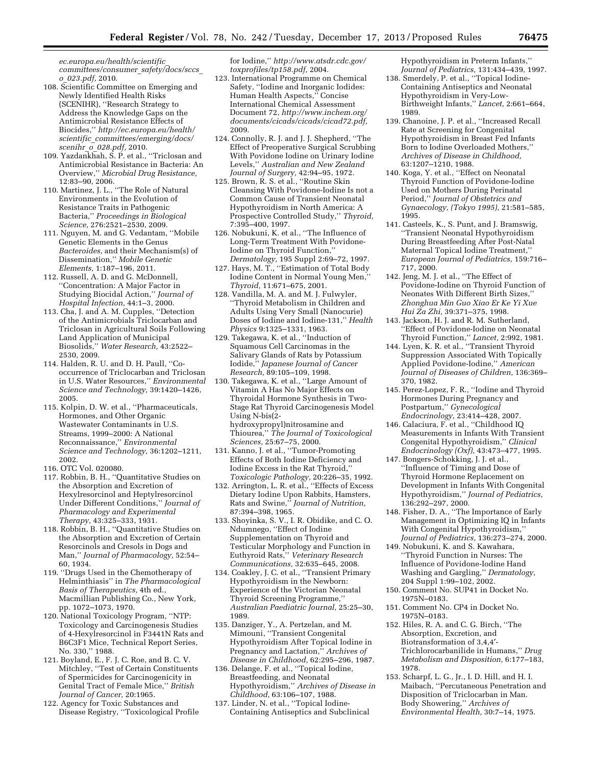*ec.europa.eu/health/scientific_committees/consumer_safety/docs/sccs_o_023.pdf,* 2010.

108. Scientific Committee on Emerging and Newly Identified Health Risks (SCENIHR), ''Research Strategy to Address the Knowledge Gaps on the Antimicrobial Resistance Effects of Biocides,'' *http://ec.europa.eu/health/scientific_committees/emerging/docs/scenihr_o_028.pdf,* 2010.
109. Yazdankhah, S. P. et al., ''Triclosan and Antimicrobial Resistance in Bacteria: An Overview,'' *Microbial Drug Resistance,* 12:83–90, 2006.
110. Martinez, J. L., ''The Role of Natural Environments in the Evolution of Resistance Traits in Pathogenic Bacteria,'' *Proceedings in Biological Science,* 276:2521–2530, 2009.
111. Nguyen, M. and G. Vedantam, ''Mobile Genetic Elements in the Genus *Bacteroides,* and their Mechanism(s) of Dissemination,'' *Mobile Genetic Elements,* 1:187–196, 2011.
112. Russell, A. D. and G. McDonnell, ''Concentration: A Major Factor in Studying Biocidal Action,'' *Journal of Hospital Infection,* 44:1–3, 2000.
113. Cha, J. and A. M. Cupples, ''Detection of the Antimicrobials Triclocarban and Triclosan in Agricultural Soils Following Land Application of Municipal Biosolids,'' *Water Research,* 43:2522–2530, 2009.
114. Halden, R. U. and D. H. Paull, ''Co-occurrence of Triclocarban and Triclosan in U.S. Water Resources,'' *Environmental Science and Technology,* 39:1420–1426, 2005.
115. Kolpin, D. W. et al., ''Pharmaceuticals, Hormones, and Other Organic Wastewater Contaminants in U.S. Streams, 1999–2000: A National Reconnaissance,'' *Environmental Science and Technology,* 36:1202–1211, 2002.
116. OTC Vol. 020080.
117. Robbin, B. H., ''Quantitative Studies on the Absorption and Excretion of Hexylresorcinol and Heptylresorcinol Under Different Conditions,'' *Journal of Pharmacology and Experimental Therapy,* 43:325–333, 1931.
118. Robbin, B. H., ''Quantitative Studies on the Absorption and Excretion of Certain Resorcinols and Cresols in Dogs and Man,'' *Journal of Pharmacology,* 52:54–60, 1934.
119. ''Drugs Used in the Chemotherapy of Helminthiasis'' in *The Pharmacological Basis of Therapeutics,* 4th ed., Macmillian Publishing Co., New York, pp. 1072–1073, 1970.
120. National Toxicology Program, ''NTP: Toxicology and Carcinogenesis Studies of 4-Hexylresorcinol in F3441N Rats and B6C3F1 Mice, Technical Report Series, No. 330,'' 1988.
121. Boyland, E., F. J. C. Roe, and B. C. V. Mitchley, ''Test of Certain Constituents of Spermicides for Carcinogenicity in Genital Tract of Female Mice,'' *British Journal of Cancer,* 20:1965.
122. Agency for Toxic Substances and Disease Registry, ''Toxicological Profile for Iodine,'' *http://www.atsdr.cdc.gov/toxprofiles/tp158.pdf,* 2004.
123. International Programme on Chemical Safety, ''Iodine and Inorganic Iodides: Human Health Aspects,'' Concise International Chemical Assessment Document 72, *http://www.inchem.org/documents/cicads/cicads/cicad72.pdf,* 2009.
124. Connolly, R. J. and J. J. Shepherd, ''The Effect of Preoperative Surgical Scrubbing With Povidone Iodine on Urinary Iodine Levels,'' *Australian and New Zealand Journal of Surgery,* 42:94–95, 1972.
125. Brown, R. S. et al., ''Routine Skin Cleansing With Povidone-Iodine Is not a Common Cause of Transient Neonatal Hypothyroidism in North America: A Prospective Controlled Study,'' *Thyroid,* 7:395–400, 1997.
126. Nobukuni, K. et al., ''The Influence of Long-Term Treatment With Povidone-Iodine on Thyroid Function,'' *Dermatology,* 195 Suppl 2:69–72, 1997.
127. Hays, M. T., ''Estimation of Total Body Iodine Content in Normal Young Men,'' *Thyroid,* 11:671–675, 2001.
128. Vandilla, M. A. and M. J. Fulwyler, ''Thyroid Metabolism in Children and Adults Using Very Small (Nanocurie) Doses of Iodine and Iodine-131,'' *Health Physics* 9:1325–1331, 1963.
129. Takegawa, K. et al., ''Induction of Squamous Cell Carcinomas in the Salivary Glands of Rats by Potassium Iodide,'' *Japanese Journal of Cancer Research,* 89:105–109, 1998.
130. Takegawa, K. et al., ''Large Amount of Vitamin A Has No Major Effects on Thyroidal Hormone Synthesis in Two-Stage Rat Thyroid Carcinogenesis Model Using N-bis(2-hydroxypropyl)nitrosamine and Thiourea,'' *The Journal of Toxicological Sciences,* 25:67–75, 2000.
131. Kanno, J. et al., ''Tumor-Promoting Effects of Both Iodine Deficiency and Iodine Excess in the Rat Thyroid,'' *Toxicologic Pathology,* 20:226–35, 1992.
132. Arrington, L. R. et al., ''Effects of Excess Dietary Iodine Upon Rabbits, Hamsters, Rats and Swine,'' *Journal of Nutrition,* 87:394–398, 1965.
133. Shoyinka, S. V., I. R. Obidike, and C. O. Ndumnego, ''Effect of Iodine Supplementation on Thyroid and Testicular Morphology and Function in Euthyroid Rats,'' *Veterinary Research Communications,* 32:635–645, 2008.
134. Coakley, J. C. et al., ''Transient Primary Hypothyroidism in the Newborn: Experience of the Victorian Neonatal Thyroid Screening Programme,'' *Australian Paediatric Journal,* 25:25–30, 1989.
135. Danziger, Y., A. Pertzelan, and M. Mimouni, ''Transient Congenital Hypothyroidism After Topical Iodine in Pregnancy and Lactation,'' *Archives of Disease in Childhood,* 62:295–296, 1987.
136. Delange, F. et al., ''Topical Iodine, Breastfeeding, and Neonatal Hypothyroidism,'' *Archives of Disease in Childhood,* 63:106–107, 1988.
137. Linder, N. et al., ''Topical Iodine-Containing Antiseptics and Subclinical Hypothyroidism in Preterm Infants,'' *Journal of Pediatrics,* 131:434–439, 1997.
138. Smerdely, P. et al., ''Topical Iodine-Containing Antiseptics and Neonatal Hypothyroidism in Very-Low-Birthweight Infants,'' *Lancet,* 2:661–664, 1989.
139. Chanoine, J. P. et al., ''Increased Recall Rate at Screening for Congenital Hypothyroidism in Breast Fed Infants Born to Iodine Overloaded Mothers,'' *Archives of Disease in Childhood,* 63:1207–1210, 1988.
140. Koga, Y. et al., ''Effect on Neonatal Thyroid Function of Povidone-Iodine Used on Mothers During Perinatal Period,'' *Journal of Obstetrics and Gynaecology, (Tokyo 1995),* 21:581–585, 1995.
141. Casteels, K., S. Punt, and J. Bramswig, ''Transient Neonatal Hypothyroidism During Breastfeeding After Post-Natal Maternal Topical Iodine Treatment,'' *European Journal of Pediatrics,* 159:716–717, 2000.
142. Jeng, M. J. et al., ''The Effect of Povidone-Iodine on Thyroid Function of Neonates With Different Birth Sizes,'' *Zhonghua Min Guo Xiao Er Ke Yi Xue Hui Za Zhi,* 39:371–375, 1998.
143. Jackson, H. J. and R. M. Sutherland, ''Effect of Povidone-Iodine on Neonatal Thyroid Function,'' *Lancet,* 2:992, 1981.
144. Lyen, K. R. et al., ''Transient Thyroid Suppression Associated With Topically Applied Povidone-Iodine,'' *American Journal of Diseases of Children,* 136:369–370, 1982.
145. Perez-Lopez, F. R., ''Iodine and Thyroid Hormones During Pregnancy and Postpartum,'' *Gynecological Endocrinology,* 23:414–428, 2007.
146. Calaciura, F. et al., ''Childhood IQ Measurements in Infants With Transient Congenital Hypothyroidism,'' *Clinical Endocrinology (Oxf),* 43:473–477, 1995.
147. Bongers-Schokking, J. J. et al., ''Influence of Timing and Dose of Thyroid Hormone Replacement on Development in Infants With Congenital Hypothyroidism,'' *Journal of Pediatrics,* 136:292–297, 2000.
148. Fisher, D. A., ''The Importance of Early Management in Optimizing IQ in Infants With Congenital Hypothyroidism,'' *Journal of Pediatrics,* 136:273–274, 2000.
149. Nobukuni, K. and S. Kawahara, ''Thyroid Function in Nurses: The Influence of Povidone-Iodine Hand Washing and Gargling,'' *Dermatology,* 204 Suppl 1:99–102, 2002.
150. Comment No. SUP41 in Docket No. 1975N–0183.
151. Comment No. CP4 in Docket No. 1975N–0183.
152. Hiles, R. A. and C. G. Birch, ''The Absorption, Excretion, and Biotransformation of 3,4,4′-Trichlorocarbanilide in Humans,'' *Drug Metabolism and Disposition,* 6:177–183, 1978.
153. Scharpf, L. G., Jr., I. D. Hill, and H. I. Maibach, ''Percutaneous Penetration and Disposition of Triclocarban in Man. Body Showering,'' *Archives of Environmental Health,* 30:7–14, 1975.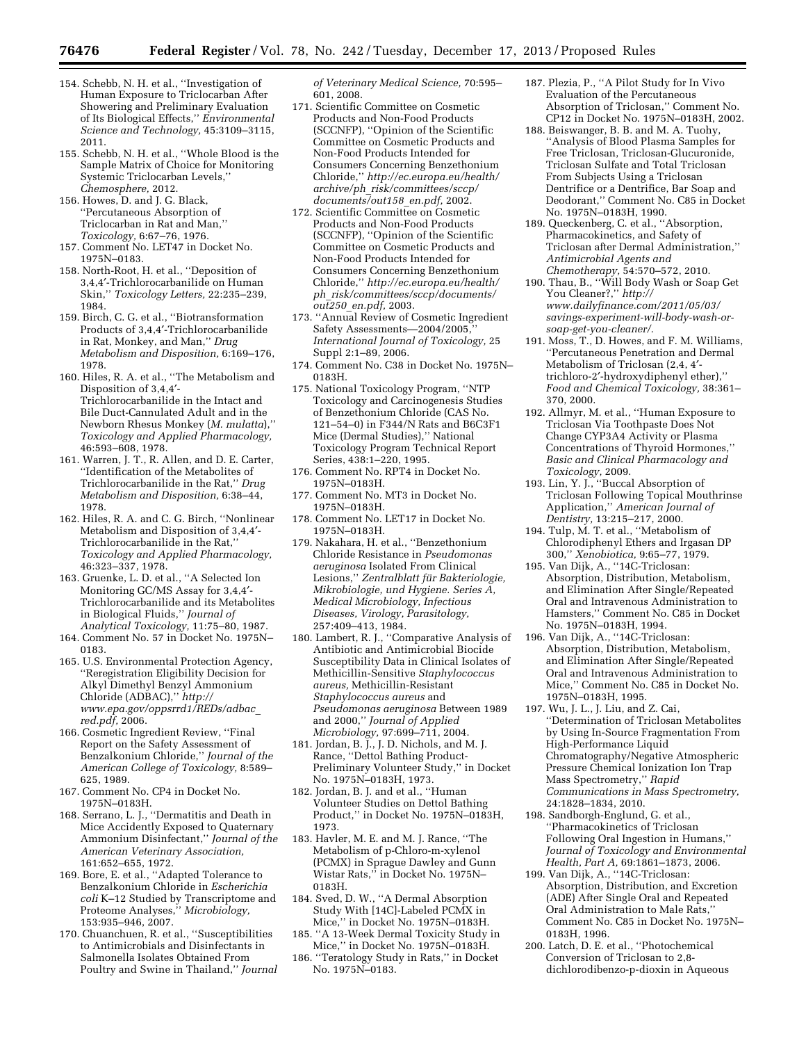154. Schebb, N. H. et al., ''Investigation of Human Exposure to Triclocarban After Showering and Preliminary Evaluation of Its Biological Effects,'' *Environmental Science and Technology,* 45:3109–3115, 2011.

155. Schebb, N. H. et al., ''Whole Blood is the Sample Matrix of Choice for Monitoring Systemic Triclocarban Levels,'' *Chemosphere,* 2012.

156. Howes, D. and J. G. Black, ''Percutaneous Absorption of Triclocarban in Rat and Man,'' *Toxicology,* 6:67–76, 1976.

157. Comment No. LET47 in Docket No. 1975N–0183.

158. North-Root, H. et al., ''Deposition of 3,4,4′-Trichlorocarbanilide on Human Skin,'' *Toxicology Letters,* 22:235–239, 1984.

159. Birch, C. G. et al., ''Biotransformation Products of 3,4,4′-Trichlorocarbanilide in Rat, Monkey, and Man,'' *Drug Metabolism and Disposition,* 6:169–176, 1978.

160. Hiles, R. A. et al., ''The Metabolism and Disposition of 3,4,4′-Trichlorocarbanilide in the Intact and Bile Duct-Cannulated Adult and in the Newborn Rhesus Monkey (*M. mulatta*),'' *Toxicology and Applied Pharmacology,* 46:593–608, 1978.

161. Warren, J. T., R. Allen, and D. E. Carter, ''Identification of the Metabolites of Trichlorocarbanilide in the Rat,'' *Drug Metabolism and Disposition,* 6:38–44, 1978.

162. Hiles, R. A. and C. G. Birch, ''Nonlinear Metabolism and Disposition of 3,4,4′-Trichlorocarbanilide in the Rat,'' *Toxicology and Applied Pharmacology,* 46:323–337, 1978.

163. Gruenke, L. D. et al., ''A Selected Ion Monitoring GC/MS Assay for 3,4,4′-Trichlorocarbanilide and its Metabolites in Biological Fluids,'' *Journal of Analytical Toxicology,* 11:75–80, 1987.

164. Comment No. 57 in Docket No. 1975N–0183.

165. U.S. Environmental Protection Agency, ''Reregistration Eligibility Decision for Alkyl Dimethyl Benzyl Ammonium Chloride (ADBAC),'' *http://www.epa.gov/oppsrrd1/REDs/adbac_red.pdf,* 2006.

166. Cosmetic Ingredient Review, ''Final Report on the Safety Assessment of Benzalkonium Chloride,'' *Journal of the American College of Toxicology,* 8:589–625, 1989.

167. Comment No. CP4 in Docket No. 1975N–0183H.

168. Serrano, L. J., ''Dermatitis and Death in Mice Accidently Exposed to Quaternary Ammonium Disinfectant,'' *Journal of the American Veterinary Association,* 161:652–655, 1972.

169. Bore, E. et al., ''Adapted Tolerance to Benzalkonium Chloride in *Escherichia coli* K–12 Studied by Transcriptome and Proteome Analyses,'' *Microbiology,* 153:935–946, 2007.

170. Chuanchuen, R. et al., ''Susceptibilities to Antimicrobials and Disinfectants in Salmonella Isolates Obtained From Poultry and Swine in Thailand,'' *Journal of Veterinary Medical Science,* 70:595–601, 2008.

171. Scientific Committee on Cosmetic Products and Non-Food Products (SCCNFP), ''Opinion of the Scientific Committee on Cosmetic Products and Non-Food Products Intended for Consumers Concerning Benzethonium Chloride,'' *http://ec.europa.eu/health/archive/ph_risk/committees/sccp/documents/out158_en.pdf,* 2002.

172. Scientific Committee on Cosmetic Products and Non-Food Products (SCCNFP), ''Opinion of the Scientific Committee on Cosmetic Products and Non-Food Products Intended for Consumers Concerning Benzethonium Chloride,'' *http://ec.europa.eu/health/ph_risk/committees/sccp/documents/out250_en.pdf,* 2003.

173. ''Annual Review of Cosmetic Ingredient Safety Assessments—2004/2005,'' *International Journal of Toxicology,* 25 Suppl 2:1–89, 2006.

174. Comment No. C38 in Docket No. 1975N–0183H.

175. National Toxicology Program, ''NTP Toxicology and Carcinogenesis Studies of Benzethonium Chloride (CAS No. 121–54–0) in F344/N Rats and B6C3F1 Mice (Dermal Studies),'' National Toxicology Program Technical Report Series, 438:1–220, 1995.

176. Comment No. RPT4 in Docket No. 1975N–0183H.

177. Comment No. MT3 in Docket No. 1975N–0183H.

178. Comment No. LET17 in Docket No. 1975N–0183H.

179. Nakahara, H. et al., ''Benzethonium Chloride Resistance in *Pseudomonas aeruginosa* Isolated From Clinical Lesions,'' *Zentralblatt für Bakteriologie, Mikrobiologie, und Hygiene. Series A, Medical Microbiology, Infectious Diseases, Virology, Parasitology,* 257:409–413, 1984.

180. Lambert, R. J., ''Comparative Analysis of Antibiotic and Antimicrobial Biocide Susceptibility Data in Clinical Isolates of Methicillin-Sensitive *Staphylococcus aureus,* Methicillin-Resistant *Staphylococcus aureus* and *Pseudomonas aeruginosa* Between 1989 and 2000,'' *Journal of Applied Microbiology,* 97:699–711, 2004.

181. Jordan, B. J., J. D. Nichols, and M. J. Rance, ''Dettol Bathing Product-Preliminary Volunteer Study,'' in Docket No. 1975N–0183H, 1973.

182. Jordan, B. J. and et al., ''Human Volunteer Studies on Dettol Bathing Product,'' in Docket No. 1975N–0183H, 1973.

183. Havler, M. E. and M. J. Rance, ''The Metabolism of p-Chloro-m-xylenol (PCMX) in Sprague Dawley and Gunn Wistar Rats,'' in Docket No. 1975N–0183H.

184. Sved, D. W., ''A Dermal Absorption Study With [14C]-Labeled PCMX in Mice,'' in Docket No. 1975N–0183H.

185. ''A 13-Week Dermal Toxicity Study in Mice,'' in Docket No. 1975N–0183H.

186. ''Teratology Study in Rats,'' in Docket No. 1975N–0183.

187. Plezia, P., ''A Pilot Study for In Vivo Evaluation of the Percutaneous Absorption of Triclosan,'' Comment No. CP12 in Docket No. 1975N–0183H, 2002.

188. Beiswanger, B. B. and M. A. Tuohy, ''Analysis of Blood Plasma Samples for Free Triclosan, Triclosan-Glucuronide, Triclosan Sulfate and Total Triclosan From Subjects Using a Triclosan Dentrifice or a Dentrifice, Bar Soap and Deodorant,'' Comment No. C85 in Docket No. 1975N–0183H, 1990.

189. Queckenberg, C. et al., ''Absorption, Pharmacokinetics, and Safety of Triclosan after Dermal Administration,'' *Antimicrobial Agents and Chemotherapy,* 54:570–572, 2010.

190. Thau, B., ''Will Body Wash or Soap Get You Cleaner?,'' *http://www.dailyfinance.com/2011/05/03/savings-experiment-will-body-wash-or-soap-get-you-cleaner/.*

191. Moss, T., D. Howes, and F. M. Williams, ''Percutaneous Penetration and Dermal Metabolism of Triclosan (2,4, 4′-trichloro-2′-hydroxydiphenyl ether),'' *Food and Chemical Toxicology,* 38:361–370, 2000.

192. Allmyr, M. et al., ''Human Exposure to Triclosan Via Toothpaste Does Not Change CYP3A4 Activity or Plasma Concentrations of Thyroid Hormones,'' *Basic and Clinical Pharmacology and Toxicology,* 2009.

193. Lin, Y. J., ''Buccal Absorption of Triclosan Following Topical Mouthrinse Application,'' *American Journal of Dentistry,* 13:215–217, 2000.

194. Tulp, M. T. et al., ''Metabolism of Chlorodiphenyl Ethers and Irgasan DP 300,'' *Xenobiotica,* 9:65–77, 1979.

195. Van Dijk, A., ''14C-Triclosan: Absorption, Distribution, Metabolism, and Elimination After Single/Repeated Oral and Intravenous Administration to Hamsters,'' Comment No. C85 in Docket No. 1975N–0183H, 1994.

196. Van Dijk, A., ''14C-Triclosan: Absorption, Distribution, Metabolism, and Elimination After Single/Repeated Oral and Intravenous Administration to Mice,'' Comment No. C85 in Docket No. 1975N–0183H, 1995.

197. Wu, J. L., J. Liu, and Z. Cai, ''Determination of Triclosan Metabolites by Using In-Source Fragmentation From High-Performance Liquid Chromatography/Negative Atmospheric Pressure Chemical Ionization Ion Trap Mass Spectrometry,'' *Rapid Communications in Mass Spectrometry,* 24:1828–1834, 2010.

198. Sandborgh-Englund, G. et al., ''Pharmacokinetics of Triclosan Following Oral Ingestion in Humans,'' *Journal of Toxicology and Environmental Health, Part A,* 69:1861–1873, 2006.

199. Van Dijk, A., ''14C-Triclosan: Absorption, Distribution, and Excretion (ADE) After Single Oral and Repeated Oral Administration to Male Rats,'' Comment No. C85 in Docket No. 1975N–0183H, 1996.

200. Latch, D. E. et al., ''Photochemical Conversion of Triclosan to 2,8-dichlorodibenzo-p-dioxin in Aqueous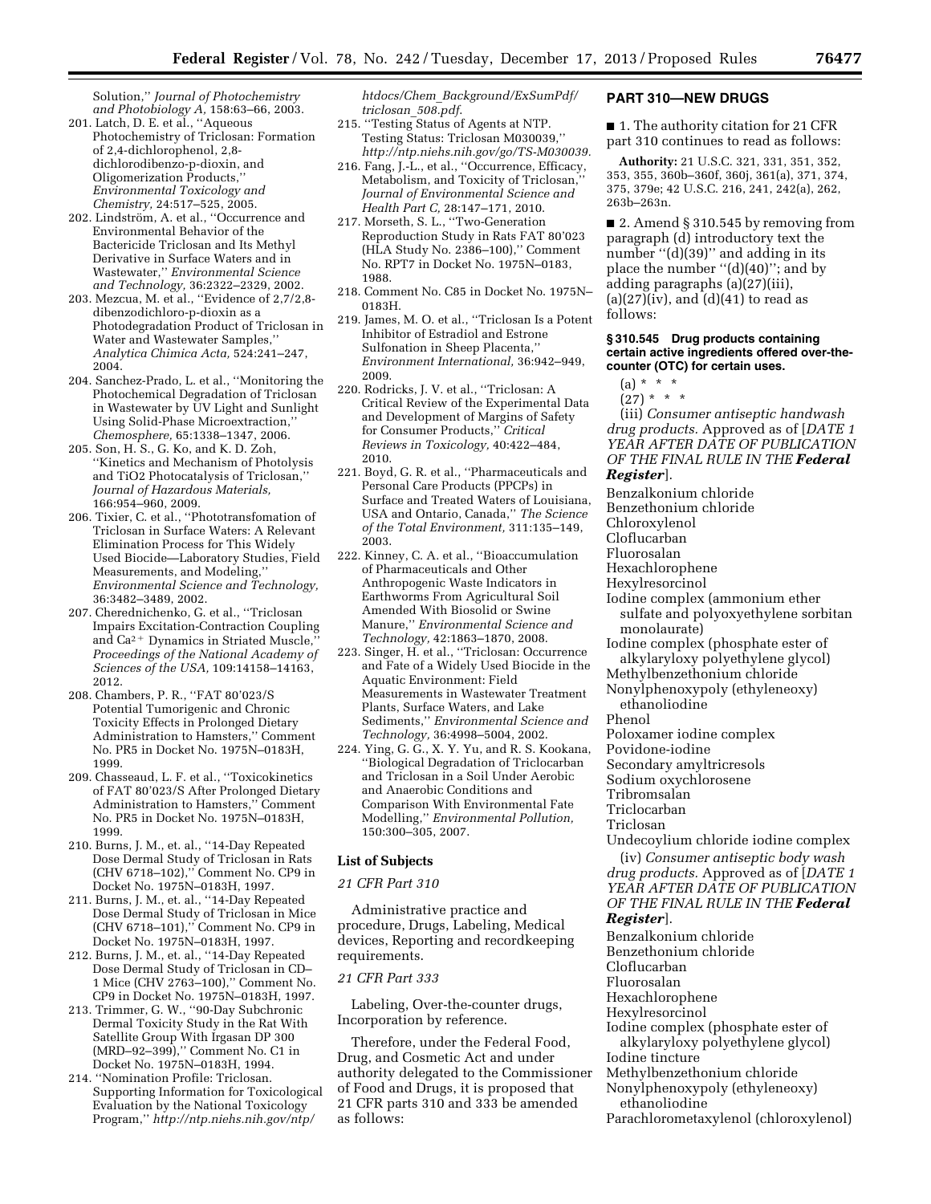Solution," *Journal of Photochemistry and Photobiology A,* 158:63–66, 2003.

201. Latch, D. E. et al., "Aqueous Photochemistry of Triclosan: Formation of 2,4-dichlorophenol, 2,8-dichlorodibenzo-p-dioxin, and Oligomerization Products," *Environmental Toxicology and Chemistry,* 24:517–525, 2005.
202. Lindström, A. et al., "Occurrence and Environmental Behavior of the Bactericide Triclosan and Its Methyl Derivative in Surface Waters and in Wastewater," *Environmental Science and Technology,* 36:2322–2329, 2002.
203. Mezcua, M. et al., "Evidence of 2,7/2,8-dibenzodichloro-p-dioxin as a Photodegradation Product of Triclosan in Water and Wastewater Samples," *Analytica Chimica Acta,* 524:241–247, 2004.
204. Sanchez-Prado, L. et al., "Monitoring the Photochemical Degradation of Triclosan in Wastewater by UV Light and Sunlight Using Solid-Phase Microextraction," *Chemosphere,* 65:1338–1347, 2006.
205. Son, H. S., G. Ko, and K. D. Zoh, "Kinetics and Mechanism of Photolysis and TiO2 Photocatalysis of Triclosan," *Journal of Hazardous Materials,* 166:954–960, 2009.
206. Tixier, C. et al., "Phototransfomation of Triclosan in Surface Waters: A Relevant Elimination Process for This Widely Used Biocide—Laboratory Studies, Field Measurements, and Modeling," *Environmental Science and Technology,* 36:3482–3489, 2002.
207. Cherednichenko, G. et al., "Triclosan Impairs Excitation-Contraction Coupling and $Ca^{2+}$ Dynamics in Striated Muscle," *Proceedings of the National Academy of Sciences of the USA,* 109:14158–14163, 2012.
208. Chambers, P. R., "FAT 80'023/S Potential Tumorigenic and Chronic Toxicity Effects in Prolonged Dietary Administration to Hamsters," Comment No. PR5 in Docket No. 1975N–0183H, 1999.
209. Chasseaud, L. F. et al., "Toxicokinetics of FAT 80'023/S After Prolonged Dietary Administration to Hamsters," Comment No. PR5 in Docket No. 1975N–0183H, 1999.
210. Burns, J. M., et. al., "14-Day Repeated Dose Dermal Study of Triclosan in Rats (CHV 6718–102)," Comment No. CP9 in Docket No. 1975N–0183H, 1997.
211. Burns, J. M., et. al., "14-Day Repeated Dose Dermal Study of Triclosan in Mice (CHV 6718–101)," Comment No. CP9 in Docket No. 1975N–0183H, 1997.
212. Burns, J. M., et. al., "14-Day Repeated Dose Dermal Study of Triclosan in CD–1 Mice (CHV 2763–100)," Comment No. CP9 in Docket No. 1975N–0183H, 1997.
213. Trimmer, G. W., "90-Day Subchronic Dermal Toxicity Study in the Rat With Satellite Group With Irgasan DP 300 (MRD–92–399)," Comment No. C1 in Docket No. 1975N–0183H, 1994.
214. "Nomination Profile: Triclosan. Supporting Information for Toxicological Evaluation by the National Toxicology Program," *http://ntp.niehs.nih.gov/ntp/htdocs/Chem_Background/ExSumPdf/triclosan_508.pdf.*
215. "Testing Status of Agents at NTP. Testing Status: Triclosan M030039," *http://ntp.niehs.nih.gov/go/TS-M030039.*
216. Fang, J.-L., et al., "Occurrence, Efficacy, Metabolism, and Toxicity of Triclosan," *Journal of Environmental Science and Health Part C,* 28:147–171, 2010.
217. Morseth, S. L., "Two-Generation Reproduction Study in Rats FAT 80'023 (HLA Study No. 2386–100)," Comment No. RPT7 in Docket No. 1975N–0183, 1988.
218. Comment No. C85 in Docket No. 1975N–0183H.
219. James, M. O. et al., "Triclosan Is a Potent Inhibitor of Estradiol and Estrone Sulfonation in Sheep Placenta," *Environment International,* 36:942–949, 2009.
220. Rodricks, J. V. et al., "Triclosan: A Critical Review of the Experimental Data and Development of Margins of Safety for Consumer Products," *Critical Reviews in Toxicology,* 40:422–484, 2010.
221. Boyd, G. R. et al., "Pharmaceuticals and Personal Care Products (PPCPs) in Surface and Treated Waters of Louisiana, USA and Ontario, Canada," *The Science of the Total Environment,* 311:135–149, 2003.
222. Kinney, C. A. et al., "Bioaccumulation of Pharmaceuticals and Other Anthropogenic Waste Indicators in Earthworms From Agricultural Soil Amended With Biosolid or Swine Manure," *Environmental Science and Technology,* 42:1863–1870, 2008.
223. Singer, H. et al., "Triclosan: Occurrence and Fate of a Widely Used Biocide in the Aquatic Environment: Field Measurements in Wastewater Treatment Plants, Surface Waters, and Lake Sediments," *Environmental Science and Technology,* 36:4998–5004, 2002.
224. Ying, G. G., X. Y. Yu, and R. S. Kookana, "Biological Degradation of Triclocarban and Triclosan in a Soil Under Aerobic and Anaerobic Conditions and Comparison With Environmental Fate Modelling," *Environmental Pollution,* 150:300–305, 2007.

## List of Subjects

*21 CFR Part 310*

Administrative practice and procedure, Drugs, Labeling, Medical devices, Reporting and recordkeeping requirements.

*21 CFR Part 333*

Labeling, Over-the-counter drugs, Incorporation by reference.

Therefore, under the Federal Food, Drug, and Cosmetic Act and under authority delegated to the Commissioner of Food and Drugs, it is proposed that 21 CFR parts 310 and 333 be amended as follows:

## PART 310—NEW DRUGS

■ 1. The authority citation for 21 CFR part 310 continues to read as follows:

**Authority:** 21 U.S.C. 321, 331, 351, 352, 353, 355, 360b–360f, 360j, 361(a), 371, 374, 375, 379e; 42 U.S.C. 216, 241, 242(a), 262, 263b–263n.

■ 2. Amend § 310.545 by removing from paragraph (d) introductory text the number "(d)(39)" and adding in its place the number "(d)(40)"; and by adding paragraphs (a)(27)(iii), (a)(27)(iv), and (d)(41) to read as follows:

### § 310.545 Drug products containing certain active ingredients offered over-the-counter (OTC) for certain uses.

(a) * * *

(27) * * *

(iii) *Consumer antiseptic handwash drug products.* Approved as of [*DATE 1 YEAR AFTER DATE OF PUBLICATION OF THE FINAL RULE IN THE* ***Federal Register***].

Benzalkonium chloride
Benzethonium chloride
Chloroxylenol
Cloflucarban
Fluorosalan
Hexachlorophene
Hexylresorcinol
Iodine complex (ammonium ether sulfate and polyoxyethylene sorbitan monolaurate)
Iodine complex (phosphate ester of alkylaryloxy polyethylene glycol)
Methylbenzethonium chloride
Nonylphenoxypoly (ethyleneoxy) ethanoliodine
Phenol
Poloxamer iodine complex
Povidone-iodine
Secondary amyltricresols
Sodium oxychlorosene
Tribromsalan
Triclocarban
Triclosan
Undecoylium chloride iodine complex

(iv) *Consumer antiseptic body wash drug products.* Approved as of [*DATE 1 YEAR AFTER DATE OF PUBLICATION OF THE FINAL RULE IN THE* ***Federal Register***].

Benzalkonium chloride
Benzethonium chloride
Cloflucarban
Fluorosalan
Hexachlorophene
Hexylresorcinol
Iodine complex (phosphate ester of alkylaryloxy polyethylene glycol)
Iodine tincture
Methylbenzethonium chloride
Nonylphenoxypoly (ethyleneoxy) ethanoliodine
Parachlorometaxylenol (chloroxylenol)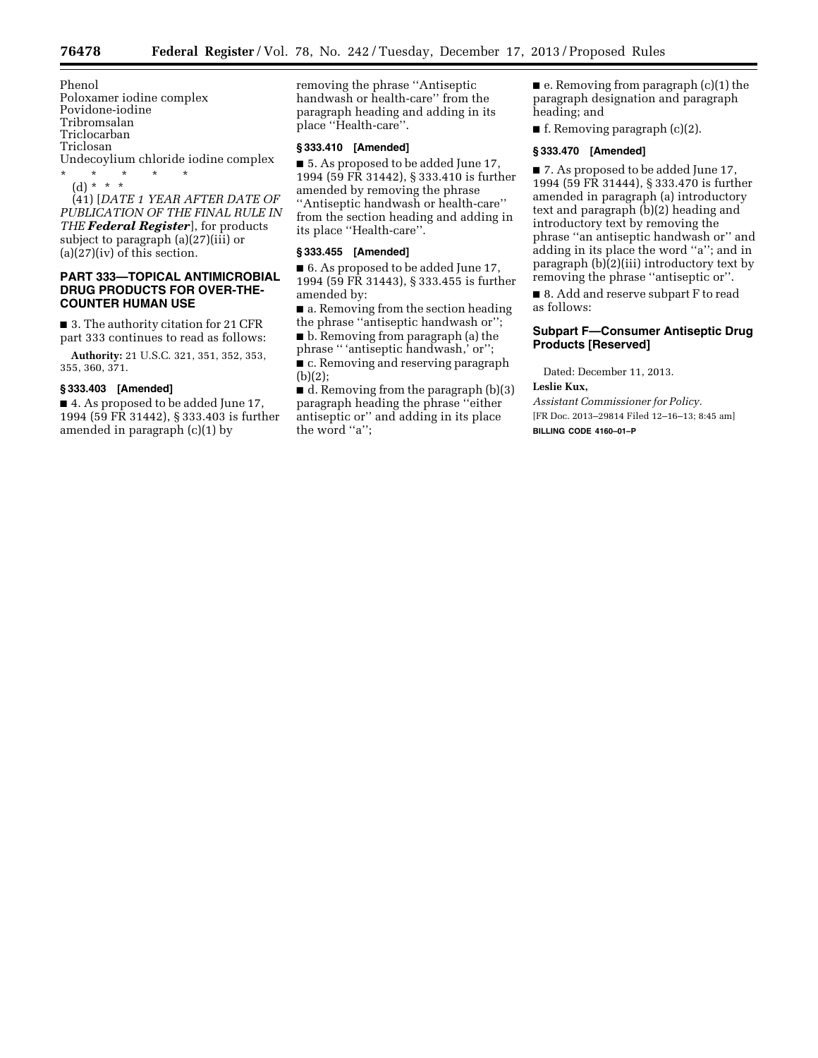Phenol
Poloxamer iodine complex
Povidone-iodine
Tribromsalan
Triclocarban
Triclosan
Undecoylium chloride iodine complex

\* \* \* \* \*

(d) \* \* \*

(41) [*DATE 1 YEAR AFTER DATE OF PUBLICATION OF THE FINAL RULE IN THE* ***Federal Register***], for products subject to paragraph (a)(27)(iii) or (a)(27)(iv) of this section.

## PART 333—TOPICAL ANTIMICROBIAL DRUG PRODUCTS FOR OVER-THE-COUNTER HUMAN USE

■ 3. The authority citation for 21 CFR part 333 continues to read as follows:

**Authority:** 21 U.S.C. 321, 351, 352, 353, 355, 360, 371.

### § 333.403 [Amended]

■ 4. As proposed to be added June 17, 1994 (59 FR 31442), § 333.403 is further amended in paragraph (c)(1) by removing the phrase ''Antiseptic handwash or health-care'' from the paragraph heading and adding in its place ''Health-care''.

### § 333.410 [Amended]

■ 5. As proposed to be added June 17, 1994 (59 FR 31442), § 333.410 is further amended by removing the phrase ''Antiseptic handwash or health-care'' from the section heading and adding in its place ''Health-care''.

### § 333.455 [Amended]

■ 6. As proposed to be added June 17, 1994 (59 FR 31443), § 333.455 is further amended by:

■ a. Removing from the section heading the phrase ''antiseptic handwash or'';

■ b. Removing from paragraph (a) the phrase '' 'antiseptic handwash,' or'';

■ c. Removing and reserving paragraph (b)(2);

■ d. Removing from the paragraph (b)(3) paragraph heading the phrase ''either antiseptic or'' and adding in its place the word ''a'';

■ e. Removing from paragraph (c)(1) the paragraph designation and paragraph heading; and

■ f. Removing paragraph (c)(2).

### § 333.470 [Amended]

■ 7. As proposed to be added June 17, 1994 (59 FR 31444), § 333.470 is further amended in paragraph (a) introductory text and paragraph (b)(2) heading and introductory text by removing the phrase ''an antiseptic handwash or'' and adding in its place the word ''a''; and in paragraph (b)(2)(iii) introductory text by removing the phrase ''antiseptic or''.

■ 8. Add and reserve subpart F to read as follows:

## Subpart F—Consumer Antiseptic Drug Products [Reserved]

Dated: December 11, 2013.

**Leslie Kux,**

*Assistant Commissioner for Policy.*

[FR Doc. 2013–29814 Filed 12–16–13; 8:45 am]

**BILLING CODE 4160–01–P**